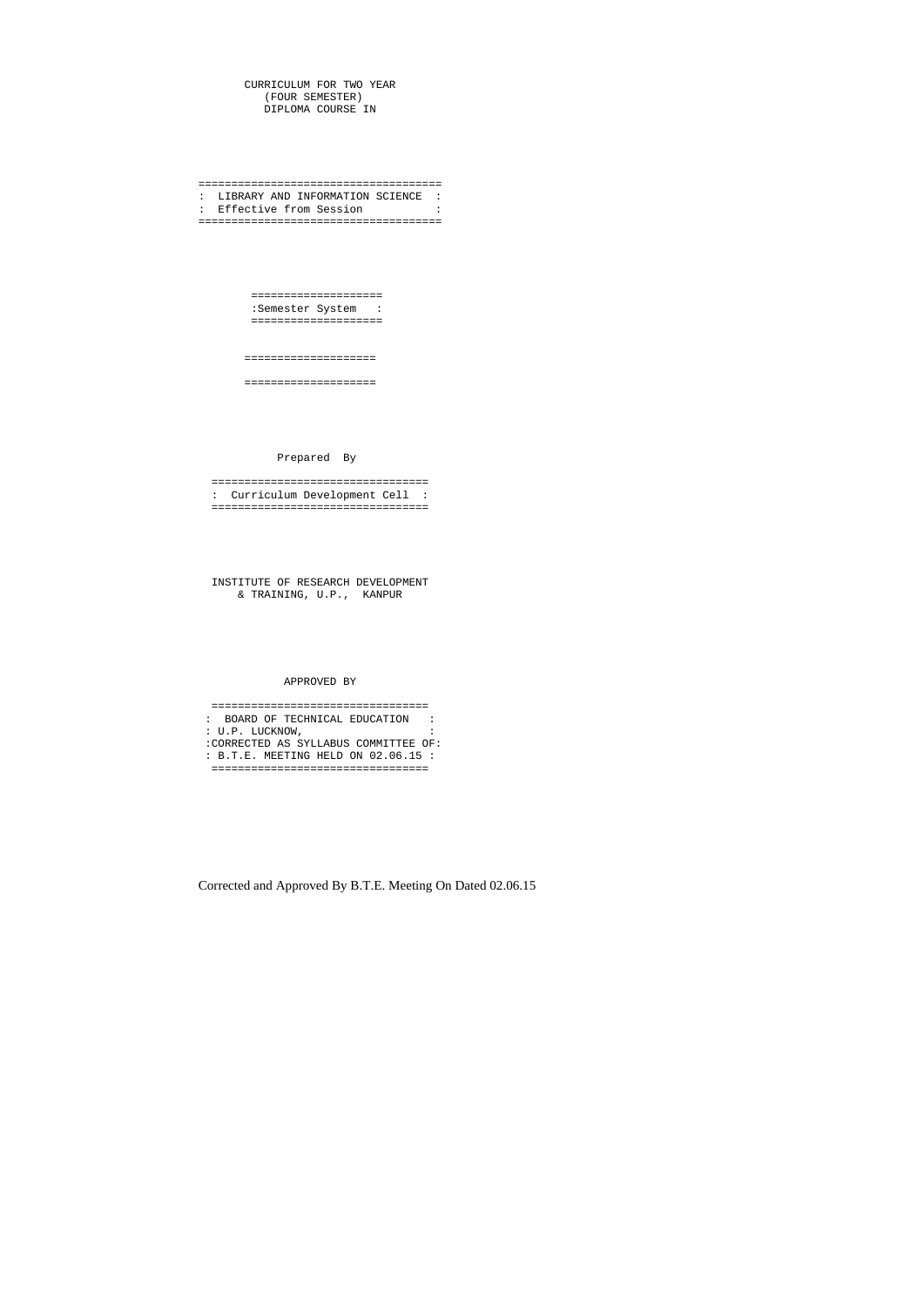CURRICULUM FOR TWO YEAR
(FOUR SEMESTER)
DIPLOMA COURSE IN

# LIBRARY AND INFORMATION SCIENCE

Effective from Session

**Semester System**

Prepared By

**Curriculum Development Cell**

INSTITUTE OF RESEARCH DEVELOPMENT
& TRAINING, U.P., KANPUR

APPROVED BY

BOARD OF TECHNICAL EDUCATION
U.P. LUCKNOW,
CORRECTED AS SYLLABUS COMMITTEE OF:
B.T.E. MEETING HELD ON 02.06.15

Corrected and Approved By B.T.E. Meeting On Dated 02.06.15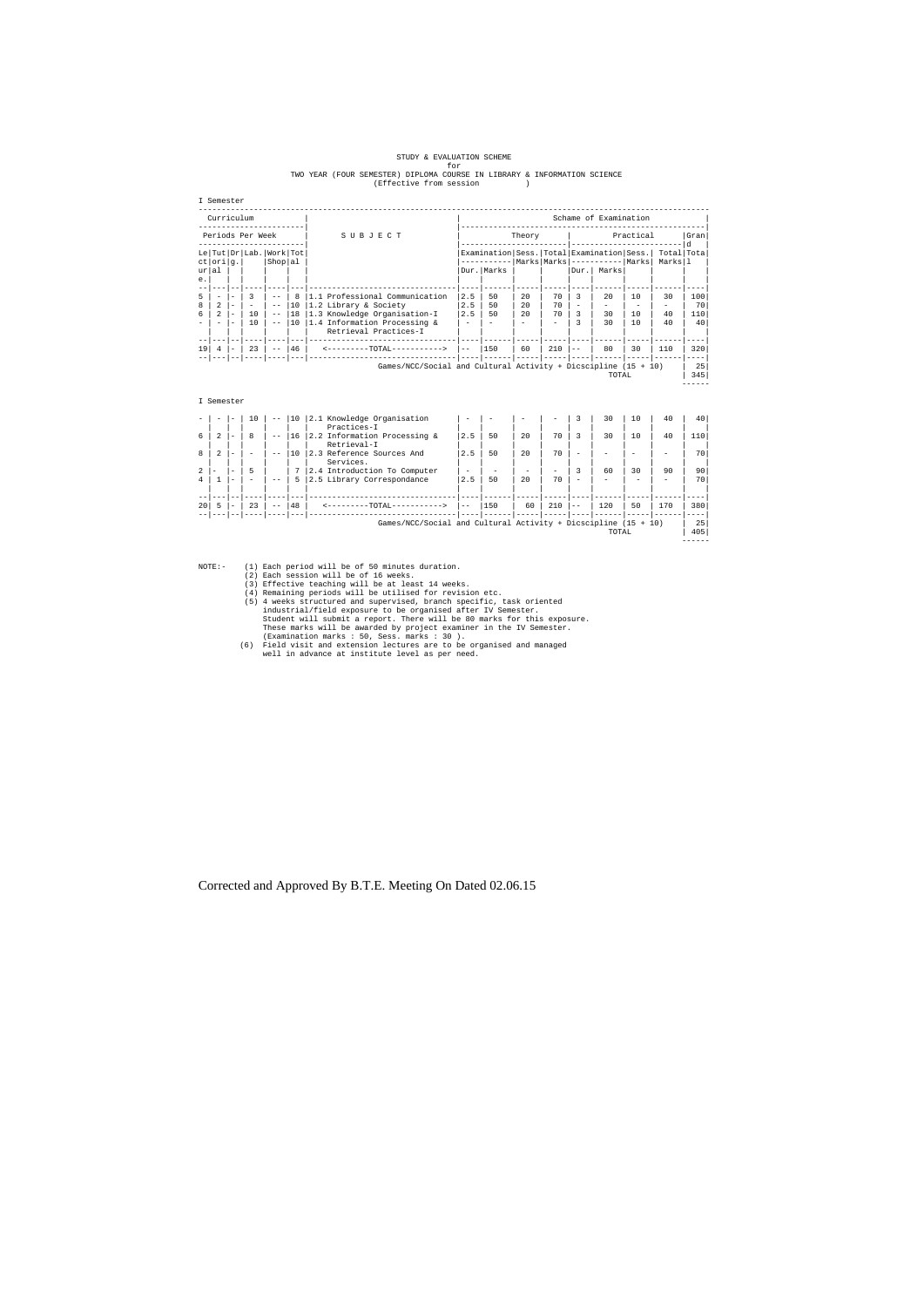STUDY & EVALUATION SCHEME
for
TWO YEAR (FOUR SEMESTER) DIPLOMA COURSE IN LIBRARY & INFORMATION SCIENCE
(Effective from session )

I Semester

| Curriculum | | | | | | SUBJECT | Schame of Examination | | | | | | | | |
|---|---|---|---|---|---|---|---|---|---|---|---|---|---|---|---|
| Periods Per Week | | | | | | | Theory | | | | Practical | | | | Grand |
| Lecture | Tutorial | Drg. | Lab. | Work Shop | Total | | Examination Dur. | Examination Marks | Sess. Marks | Total Marks | Examination Dur. | Examination Marks | Sess. Marks | Total Marks | Total |
| 5 | - | - | 3 | -- | 8 | 1.1 Professional Communication | 2.5 | 50 | 20 | 70 | 3 | 20 | 10 | 30 | 100 |
| 8 | 2 | - | - | -- | 10 | 1.2 Library & Society | 2.5 | 50 | 20 | 70 | - | - | - | - | 70 |
| 6 | 2 | - | 10 | -- | 18 | 1.3 Knowledge Organisation-I | 2.5 | 50 | 20 | 70 | 3 | 30 | 10 | 40 | 110 |
| - | - | - | 10 | -- | 10 | 1.4 Information Processing & Retrieval Practices-I | - | - | - | - | 3 | 30 | 10 | 40 | 40 |
| 19 | 4 | - | 23 | -- | 46 | <---------TOTAL-----------> | -- | 150 | 60 | 210 | -- | 80 | 30 | 110 | 320 |
| | | | | | | Games/NCC/Social and Cultural Activity + Dicscipline (15 + 10) | | | | | | | | | 25 |
| | | | | | | TOTAL | | | | | | | | | 345 |

I Semester

| Lecture | Tutorial | Drg. | Lab. | Work Shop | Total | SUBJECT | Theory Examination Dur. | Theory Examination Marks | Sess. Marks | Total Marks | Practical Examination Dur. | Practical Examination Marks | Sess. Marks | Total Marks | Grand Total |
|---|---|---|---|---|---|---|---|---|---|---|---|---|---|---|---|
| - | - | - | 10 | -- | 10 | 2.1 Knowledge Organisation Practices-I | - | - | - | - | 3 | 30 | 10 | 40 | 40 |
| 6 | 2 | - | 8 | -- | 16 | 2.2 Information Processing & Retrieval-I | 2.5 | 50 | 20 | 70 | 3 | 30 | 10 | 40 | 110 |
| 8 | 2 | - | - | -- | 10 | 2.3 Reference Sources And Services. | 2.5 | 50 | 20 | 70 | - | - | - | - | 70 |
| 2 | - | - | 5 | | 7 | 2.4 Introduction To Computer | - | - | - | - | 3 | 60 | 30 | 90 | 90 |
| 4 | 1 | - | - | -- | 5 | 2.5 Library Correspondance | 2.5 | 50 | 20 | 70 | - | - | - | - | 70 |
| 20 | 5 | - | 23 | -- | 48 | <---------TOTAL-----------> | -- | 150 | 60 | 210 | -- | 120 | 50 | 170 | 380 |
| | | | | | | Games/NCC/Social and Cultural Activity + Dicscipline (15 + 10) | | | | | | | | | 25 |
| | | | | | | TOTAL | | | | | | | | | 405 |

NOTE:-
(1) Each period will be of 50 minutes duration.
(2) Each session will be of 16 weeks.
(3) Effective teaching will be at least 14 weeks.
(4) Remaining periods will be utilised for revision etc.
(5) 4 weeks structured and supervised, branch specific, task oriented industrial/field exposure to be organised after IV Semester. Student will submit a report. There will be 80 marks for this exposure. These marks will be awarded by project examiner in the IV Semester. (Examination marks : 50, Sess. marks : 30 ).
(6) Field visit and extension lectures are to be organised and managed well in advance at institute level as per need.

Corrected and Approved By B.T.E. Meeting On Dated 02.06.15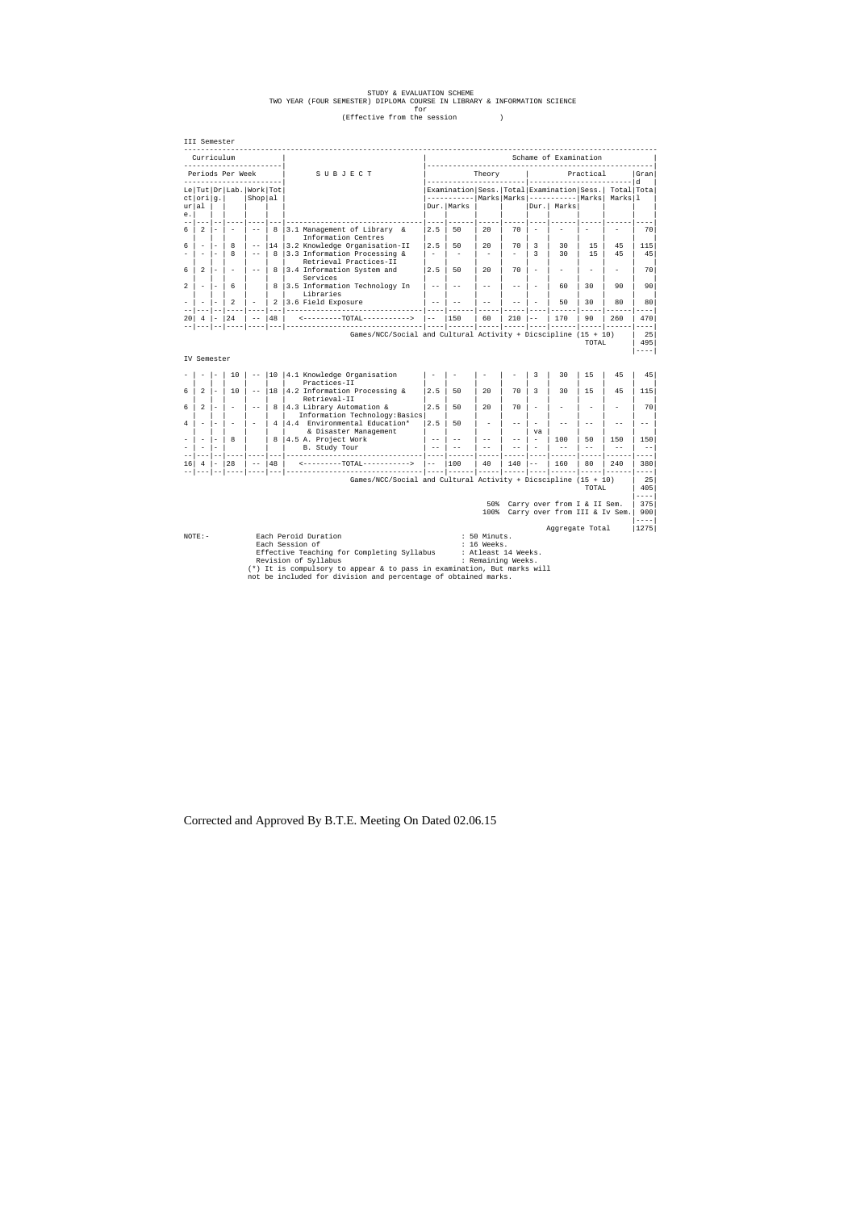STUDY & EVALUATION SCHEME
TWO YEAR (FOUR SEMESTER) DIPLOMA COURSE IN LIBRARY & INFORMATION SCIENCE
for
(Effective from the session )

III Semester

| Curriculum | | | | | | | Schame of Examination | | | | | | | | | |
|---|---|---|---|---|---|---|---|---|---|---|---|---|---|---|---|---|
| Periods Per Week | | | | | | S U B J E C T | Theory | | | | | Practical | | | | Grand Total |
| Lecture | Tutori al | Drg. | Lab. | Work Shop | Total | | Examination Dur. | Examination Marks | Sess. Marks | Total Marks | | Examination Dur. | Examination Marks | Sess. Marks | Total Marks | |
| 6 | 2 | - | - | -- | 8 | 3.1 Management of Library & Information Centres | 2.5 | 50 | 20 | 70 | | - | - | - | - | 70 |
| 6 | - | - | 8 | -- | 14 | 3.2 Knowledge Organisation-II | 2.5 | 50 | 20 | 70 | | 3 | 30 | 15 | 45 | 115 |
| - | - | - | 8 | -- | 8 | 3.3 Information Processing & Retrieval Practices-II | - | - | - | - | | 3 | 30 | 15 | 45 | 45 |
| 6 | 2 | - | - | -- | 8 | 3.4 Information System and Services | 2.5 | 50 | 20 | 70 | | - | - | - | - | 70 |
| 2 | - | - | 6 | | 8 | 3.5 Information Technology In Libraries | -- | -- | -- | -- | | - | 60 | 30 | 90 | 90 |
| - | - | - | 2 | - | 2 | 3.6 Field Exposure | -- | -- | -- | -- | | - | 50 | 30 | 80 | 80 |
| 20 | 4 | - | 24 | -- | 48 | <---------TOTAL-----------> | -- | 150 | 60 | 210 | | -- | 170 | 90 | 260 | 470 |

Games/NCC/Social and Cultural Activity + Dicscipline (15 + 10) 25
TOTAL 495

IV Semester

| Lecture | Tutori al | Drg. | Lab. | Work Shop | Total | S U B J E C T | Examination Dur. | Examination Marks | Sess. Marks | Total Marks | Examination Dur. | Examination Marks | Sess. Marks | Total Marks | Grand Total |
|---|---|---|---|---|---|---|---|---|---|---|---|---|---|---|---|
| - | - | - | 10 | -- | 10 | 4.1 Knowledge Organisation Practices-II | - | - | - | - | 3 | 30 | 15 | 45 | 45 |
| 6 | 2 | - | 10 | -- | 18 | 4.2 Information Processing & Retrieval-II | 2.5 | 50 | 20 | 70 | 3 | 30 | 15 | 45 | 115 |
| 6 | 2 | - | - | -- | 8 | 4.3 Library Automation & Information Technology:Basics | 2.5 | 50 | 20 | 70 | - | - | - | - | 70 |
| 4 | - | - | - | - | 4 | 4.4 Environmental Education* & Disaster Management | 2.5 | 50 | - | -- | - | -- | -- | -- | -- |
| - | - | - | 8 | | 8 | 4.5 A. Project Work | -- | -- | -- | -- | va | 100 | 50 | 150 | 150 |
| - | - | - | | | | B. Study Tour | -- | -- | -- | -- | - | -- | -- | -- | -- |
| 16 | 4 | - | 28 | -- | 48 | <---------TOTAL-----------> | -- | 100 | 40 | 140 | -- | 160 | 80 | 240 | 380 |

Games/NCC/Social and Cultural Activity + Dicscipline (15 + 10) 25
TOTAL 405

50% Carry over from I & II Sem. 375
100% Carry over from III & Iv Sem. 900

Aggregate Total 1275

NOTE:-

| | |
|---|---|
| Each Peroid Duration | : 50 Minuts. |
| Each Session of | : 16 Weeks. |
| Effective Teaching for Completing Syllabus | : Atleast 14 Weeks. |
| Revision of Syllabus | : Remaining Weeks. |

(*) It is compulsory to appear & to pass in examination, But marks will not be included for division and percentage of obtained marks.

Corrected and Approved By B.T.E. Meeting On Dated 02.06.15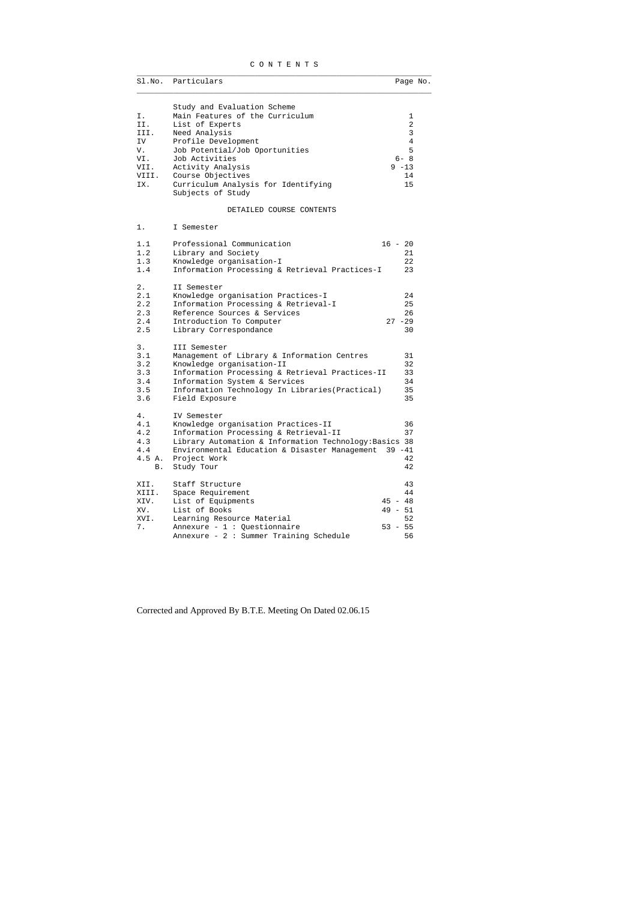# C O N T E N T S

| Sl.No. | Particulars | Page No. |
|---|---|---|
| | Study and Evaluation Scheme | |
| I. | Main Features of the Curriculum | 1 |
| II. | List of Experts | 2 |
| III. | Need Analysis | 3 |
| IV | Profile Development | 4 |
| V. | Job Potential/Job Oportunities | 5 |
| VI. | Job Activities | 6- 8 |
| VII. | Activity Analysis | 9 -13 |
| VIII. | Course Objectives | 14 |
| IX. | Curriculum Analysis for Identifying Subjects of Study | 15 |
| | DETAILED COURSE CONTENTS | |
| 1. | I Semester | |
| 1.1 | Professional Communication | 16 - 20 |
| 1.2 | Library and Society | 21 |
| 1.3 | Knowledge organisation-I | 22 |
| 1.4 | Information Processing & Retrieval Practices-I | 23 |
| 2. | II Semester | |
| 2.1 | Knowledge organisation Practices-I | 24 |
| 2.2 | Information Processing & Retrieval-I | 25 |
| 2.3 | Reference Sources & Services | 26 |
| 2.4 | Introduction To Computer | 27 -29 |
| 2.5 | Library Correspondance | 30 |
| 3. | III Semester | |
| 3.1 | Management of Library & Information Centres | 31 |
| 3.2 | Knowledge organisation-II | 32 |
| 3.3 | Information Processing & Retrieval Practices-II | 33 |
| 3.4 | Information System & Services | 34 |
| 3.5 | Information Technology In Libraries(Practical) | 35 |
| 3.6 | Field Exposure | 35 |
| 4. | IV Semester | |
| 4.1 | Knowledge organisation Practices-II | 36 |
| 4.2 | Information Processing & Retrieval-II | 37 |
| 4.3 | Library Automation & Information Technology:Basics | 38 |
| 4.4 | Environmental Education & Disaster Management | 39 -41 |
| 4.5 A. | Project Work | 42 |
| B. | Study Tour | 42 |
| XII. | Staff Structure | 43 |
| XIII. | Space Requirement | 44 |
| XIV. | List of Equipments | 45 - 48 |
| XV. | List of Books | 49 - 51 |
| XVI. | Learning Resource Material | 52 |
| 7. | Annexure - 1 : Questionnaire | 53 - 55 |
| | Annexure - 2 : Summer Training Schedule | 56 |

Corrected and Approved By B.T.E. Meeting On Dated 02.06.15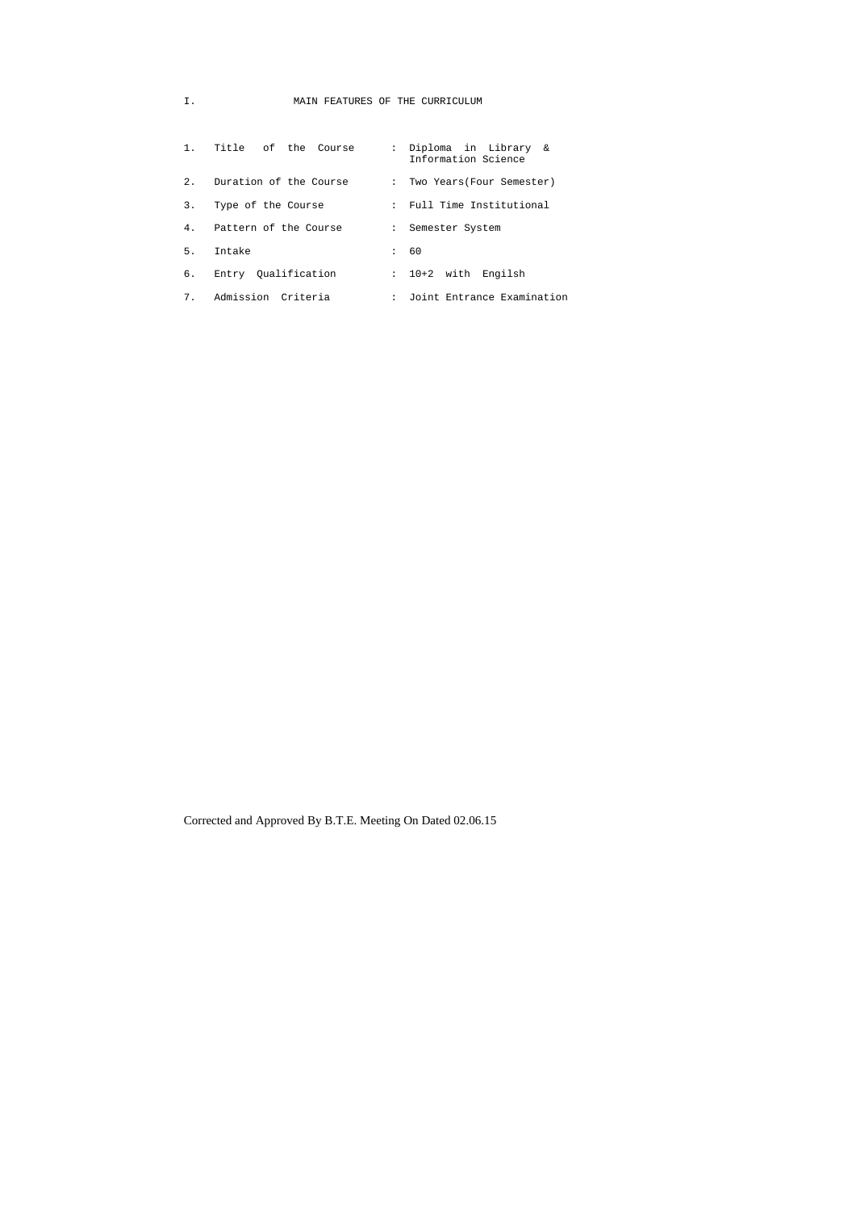# I. MAIN FEATURES OF THE CURRICULUM

| | | | |
|---|---|---|---|
| 1. | Title of the Course | : | Diploma in Library & Information Science |
| 2. | Duration of the Course | : | Two Years(Four Semester) |
| 3. | Type of the Course | : | Full Time Institutional |
| 4. | Pattern of the Course | : | Semester System |
| 5. | Intake | : | 60 |
| 6. | Entry Qualification | : | 10+2 with Engilsh |
| 7. | Admission Criteria | : | Joint Entrance Examination |

Corrected and Approved By B.T.E. Meeting On Dated 02.06.15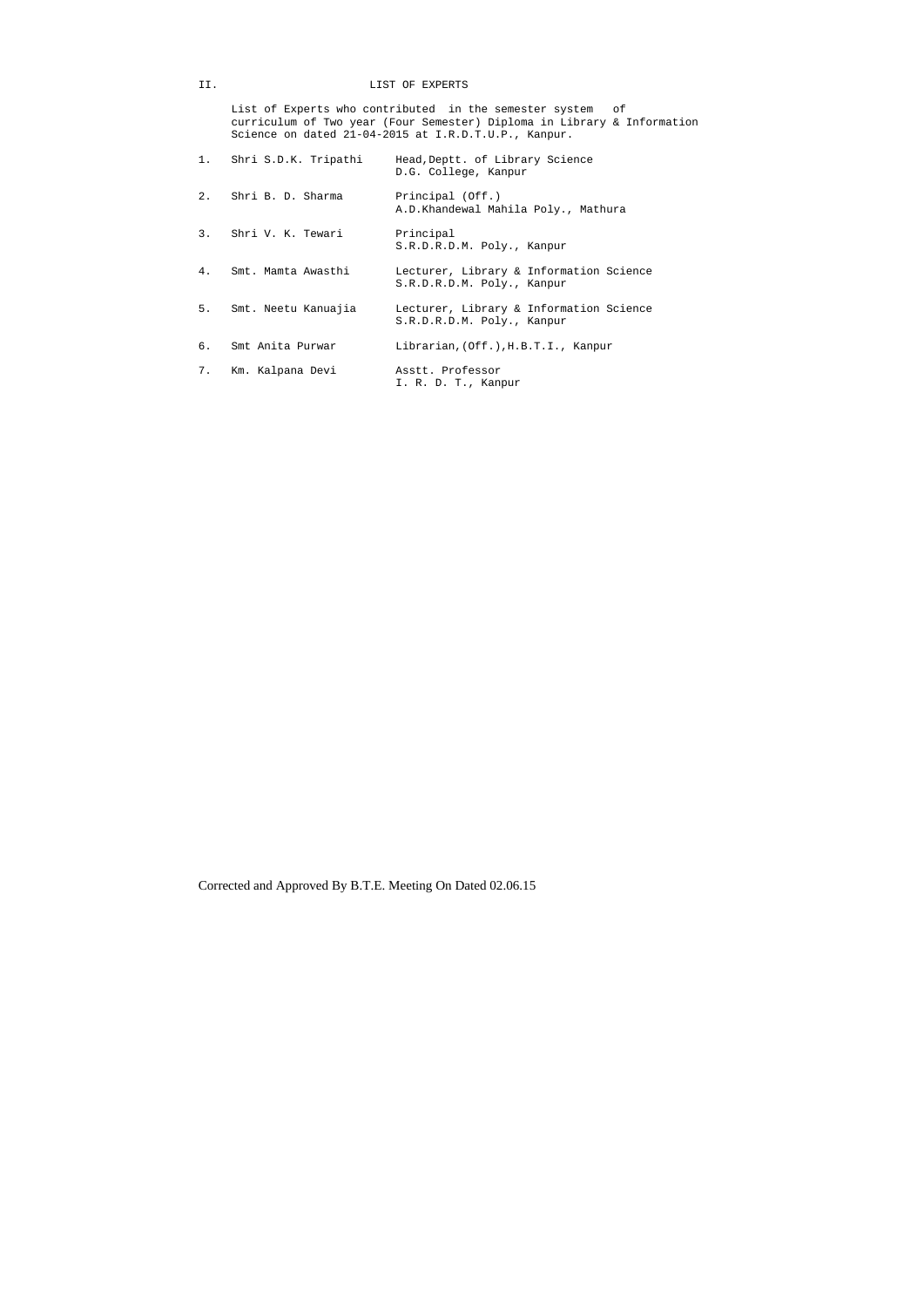## II. LIST OF EXPERTS

List of Experts who contributed in the semester system of curriculum of Two year (Four Semester) Diploma in Library & Information Science on dated 21-04-2015 at I.R.D.T.U.P., Kanpur.

| | | |
|---|---|---|
| 1. | Shri S.D.K. Tripathi | Head,Deptt. of Library Science<br>D.G. College, Kanpur |
| 2. | Shri B. D. Sharma | Principal (Off.)<br>A.D.Khandewal Mahila Poly., Mathura |
| 3. | Shri V. K. Tewari | Principal<br>S.R.D.R.D.M. Poly., Kanpur |
| 4. | Smt. Mamta Awasthi | Lecturer, Library & Information Science<br>S.R.D.R.D.M. Poly., Kanpur |
| 5. | Smt. Neetu Kanuajia | Lecturer, Library & Information Science<br>S.R.D.R.D.M. Poly., Kanpur |
| 6. | Smt Anita Purwar | Librarian,(Off.),H.B.T.I., Kanpur |
| 7. | Km. Kalpana Devi | Asstt. Professor<br>I. R. D. T., Kanpur |

Corrected and Approved By B.T.E. Meeting On Dated 02.06.15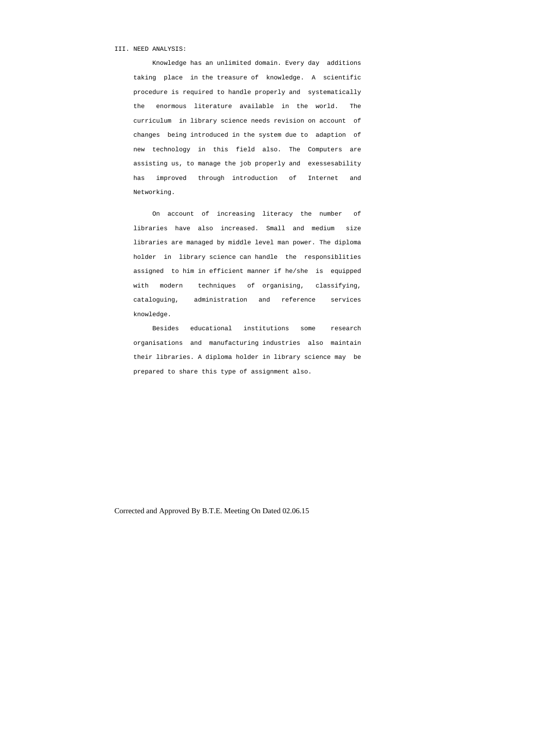## III. NEED ANALYSIS:

Knowledge has an unlimited domain. Every day additions taking place in the treasure of knowledge. A scientific procedure is required to handle properly and systematically the enormous literature available in the world. The curriculum in library science needs revision on account of changes being introduced in the system due to adaption of new technology in this field also. The Computers are assisting us, to manage the job properly and exessesability has improved through introduction of Internet and Networking.

On account of increasing literacy the number of libraries have also increased. Small and medium size libraries are managed by middle level man power. The diploma holder in library science can handle the responsiblities assigned to him in efficient manner if he/she is equipped with modern techniques of organising, classifying, cataloguing, administration and reference services knowledge.

Besides educational institutions some research organisations and manufacturing industries also maintain their libraries. A diploma holder in library science may be prepared to share this type of assignment also.

Corrected and Approved By B.T.E. Meeting On Dated 02.06.15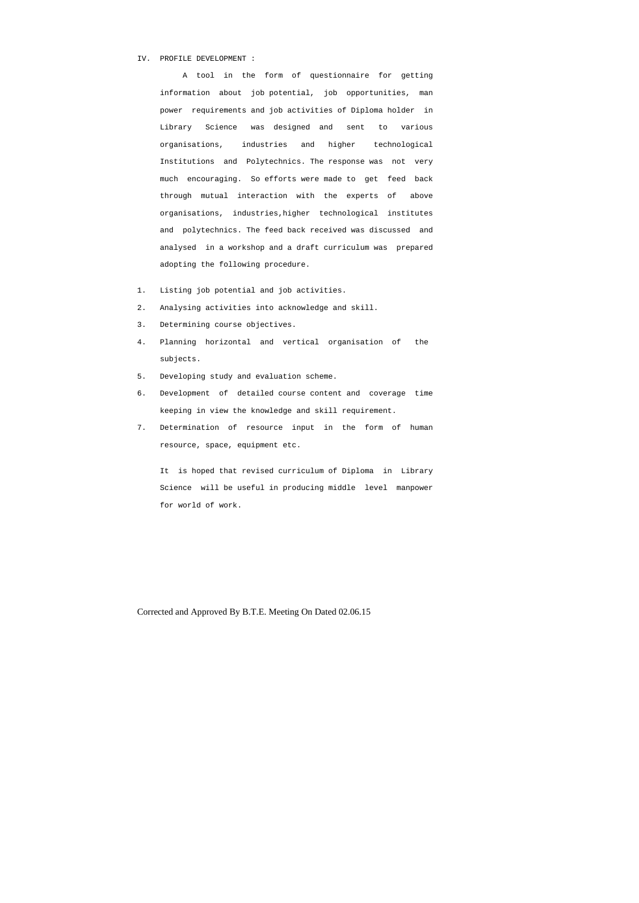## IV. PROFILE DEVELOPMENT :

A tool in the form of questionnaire for getting information about job potential, job opportunities, man power requirements and job activities of Diploma holder in Library Science was designed and sent to various organisations, industries and higher technological Institutions and Polytechnics. The response was not very much encouraging. So efforts were made to get feed back through mutual interaction with the experts of above organisations, industries,higher technological institutes and polytechnics. The feed back received was discussed and analysed in a workshop and a draft curriculum was prepared adopting the following procedure.

1. Listing job potential and job activities.
2. Analysing activities into acknowledge and skill.
3. Determining course objectives.
4. Planning horizontal and vertical organisation of the subjects.
5. Developing study and evaluation scheme.
6. Development of detailed course content and coverage time keeping in view the knowledge and skill requirement.
7. Determination of resource input in the form of human resource, space, equipment etc.

It is hoped that revised curriculum of Diploma in Library Science will be useful in producing middle level manpower for world of work.

Corrected and Approved By B.T.E. Meeting On Dated 02.06.15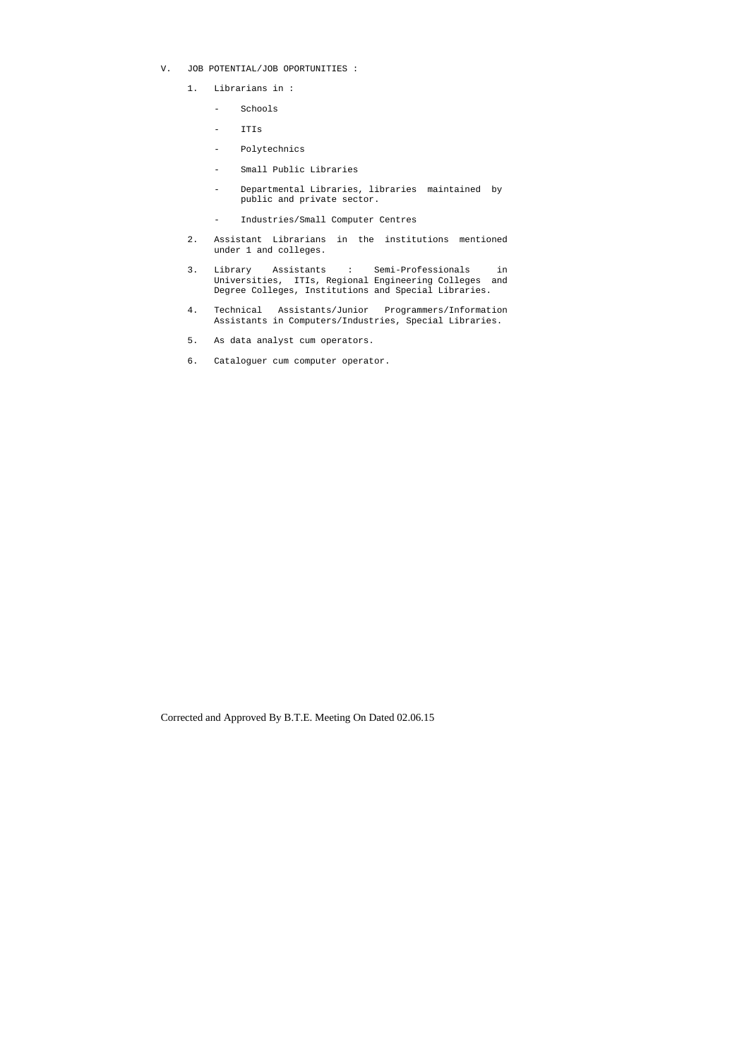## V. JOB POTENTIAL/JOB OPORTUNITIES :

1. Librarians in :
   - Schools
   - ITIs
   - Polytechnics
   - Small Public Libraries
   - Departmental Libraries, libraries maintained by public and private sector.
   - Industries/Small Computer Centres
2. Assistant Librarians in the institutions mentioned under 1 and colleges.
3. Library Assistants : Semi-Professionals in Universities, ITIs, Regional Engineering Colleges and Degree Colleges, Institutions and Special Libraries.
4. Technical Assistants/Junior Programmers/Information Assistants in Computers/Industries, Special Libraries.
5. As data analyst cum operators.
6. Cataloguer cum computer operator.

Corrected and Approved By B.T.E. Meeting On Dated 02.06.15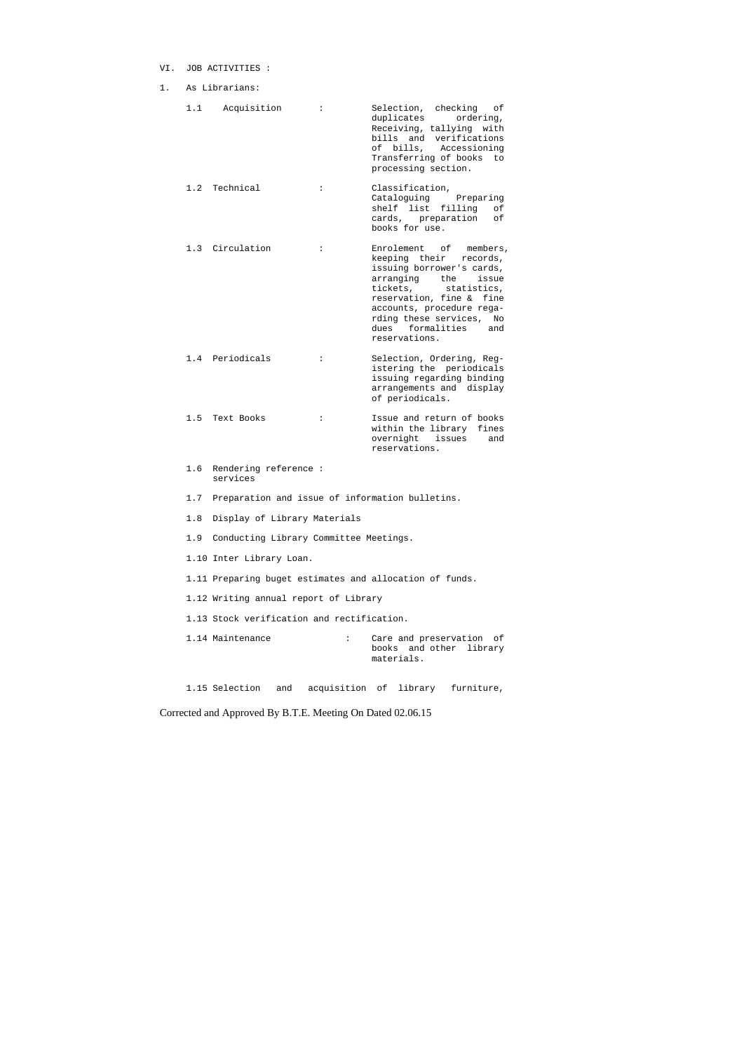VI. JOB ACTIVITIES :

1. As Librarians:

1.1 Acquisition : Selection, checking of duplicates ordering, Receiving, tallying with bills and verifications of bills, Accessioning Transferring of books to processing section.

1.2 Technical : Classification, Cataloguing Preparing shelf list filling of cards, preparation of books for use.

1.3 Circulation : Enrolement of members, keeping their records, issuing borrower's cards, arranging the issue tickets, statistics, reservation, fine & fine accounts, procedure regarding these services, No dues formalities and reservations.

1.4 Periodicals : Selection, Ordering, Registering the periodicals issuing regarding binding arrangements and display of periodicals.

1.5 Text Books : Issue and return of books within the library fines overnight issues and reservations.

1.6 Rendering reference : services

1.7 Preparation and issue of information bulletins.

1.8 Display of Library Materials

1.9 Conducting Library Committee Meetings.

1.10 Inter Library Loan.

1.11 Preparing buget estimates and allocation of funds.

1.12 Writing annual report of Library

1.13 Stock verification and rectification.

1.14 Maintenance : Care and preservation of books and other library materials.

1.15 Selection and acquisition of library furniture,

Corrected and Approved By B.T.E. Meeting On Dated 02.06.15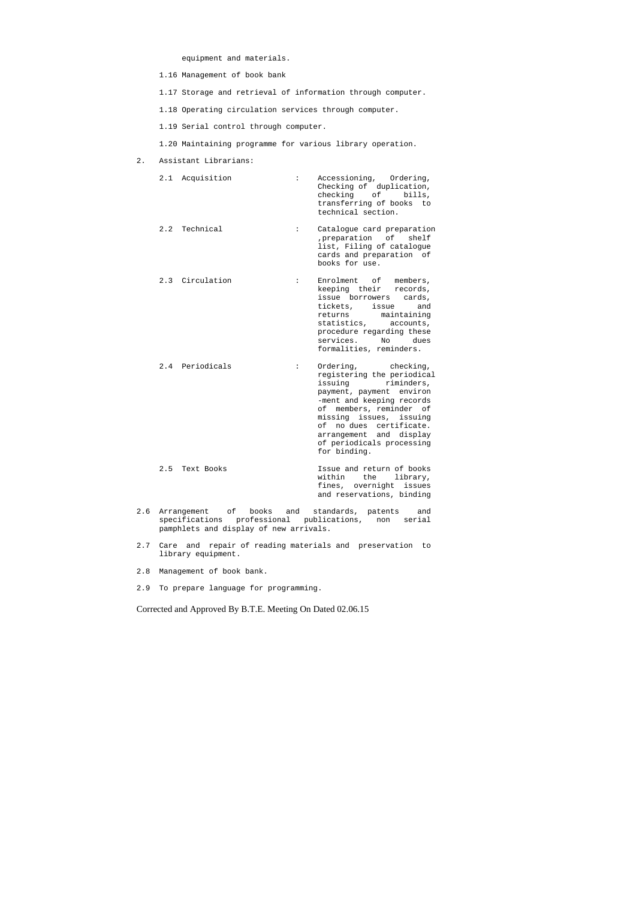equipment and materials.

1.16 Management of book bank

1.17 Storage and retrieval of information through computer.

1.18 Operating circulation services through computer.

1.19 Serial control through computer.

1.20 Maintaining programme for various library operation.

2. Assistant Librarians:

| | | |
|---|---|---|
| 2.1 Acquisition | : | Accessioning, Ordering, Checking of duplication, checking of bills, transferring of books to technical section. |
| 2.2 Technical | : | Catalogue card preparation ,preparation of shelf list, Filing of catalogue cards and preparation of books for use. |
| 2.3 Circulation | : | Enrolment of members, keeping their records, issue borrowers cards, tickets, issue and returns maintaining statistics, accounts, procedure regarding these services. No dues formalities, reminders. |
| 2.4 Periodicals | : | Ordering, checking, registering the periodical issuing riminders, payment, payment environ -ment and keeping records of members, reminder of missing issues, issuing of no dues certificate. arrangement and display of periodicals processing for binding. |
| 2.5 Text Books | | Issue and return of books within the library, fines, overnight issues and reservations, binding |

2.6 Arrangement of books and standards, patents and specifications professional publications, non serial pamphlets and display of new arrivals.

2.7 Care and repair of reading materials and preservation to library equipment.

2.8 Management of book bank.

2.9 To prepare language for programming.

Corrected and Approved By B.T.E. Meeting On Dated 02.06.15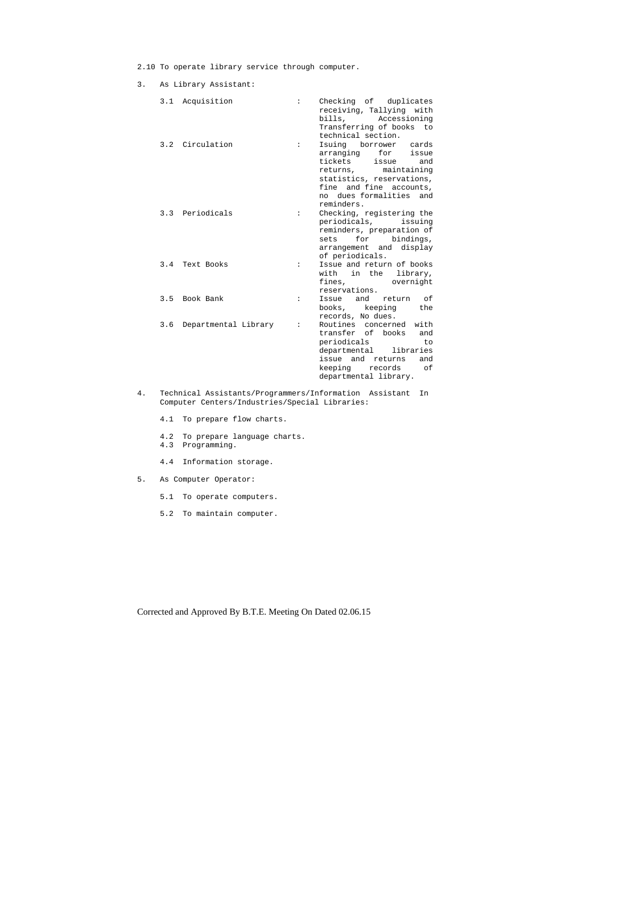2.10 To operate library service through computer.

3. As Library Assistant:

| | | | |
|---|---|---|---|
| 3.1 | Acquisition | : | Checking of duplicates receiving, Tallying with bills, Accessioning Transferring of books to technical section. |
| 3.2 | Circulation | : | Isuing borrower cards arranging for issue tickets issue and returns, maintaining statistics, reservations, fine and fine accounts, no dues formalities and reminders. |
| 3.3 | Periodicals | : | Checking, registering the periodicals, issuing reminders, preparation of sets for bindings, arrangement and display of periodicals. |
| 3.4 | Text Books | : | Issue and return of books with in the library, fines, overnight reservations. |
| 3.5 | Book Bank | : | Issue and return of books, keeping the records, No dues. |
| 3.6 | Departmental Library | : | Routines concerned with transfer of books and periodicals to departmental libraries issue and returns and keeping records of departmental library. |

4. Technical Assistants/Programmers/Information Assistant In Computer Centers/Industries/Special Libraries:

   4.1 To prepare flow charts.

   4.2 To prepare language charts.
   4.3 Programming.

   4.4 Information storage.

5. As Computer Operator:

   5.1 To operate computers.

   5.2 To maintain computer.

Corrected and Approved By B.T.E. Meeting On Dated 02.06.15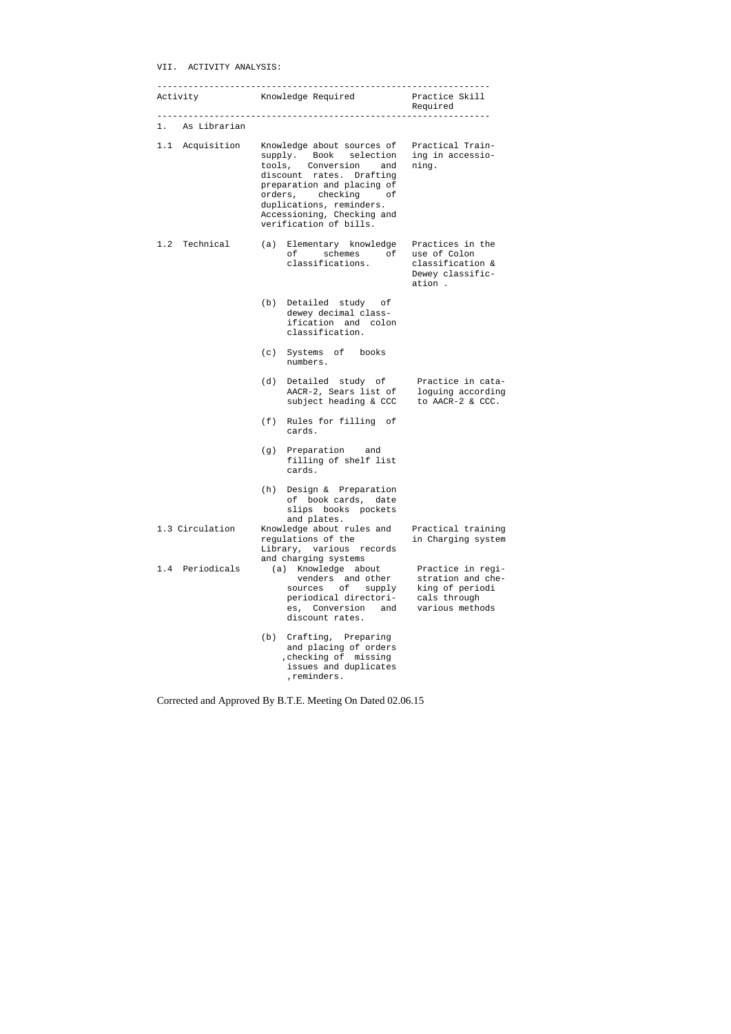VII. ACTIVITY ANALYSIS:

| Activity | Knowledge Required | Practice Skill Required |
|---|---|---|
| 1. As Librarian | | |
| 1.1 Acquisition | Knowledge about sources of supply. Book selection tools, Conversion and discount rates. Drafting preparation and placing of orders, checking of duplications, reminders. Accessioning, Checking and verification of bills. | Practical Training in accessioning. |
| 1.2 Technical | (a) Elementary knowledge of schemes of classifications. | Practices in the use of Colon classification & Dewey classification . |
| | (b) Detailed study of dewey decimal classification and colon classification. | |
| | (c) Systems of books numbers. | |
| | (d) Detailed study of AACR-2, Sears list of subject heading & CCC | Practice in cataloguing according to AACR-2 & CCC. |
| | (f) Rules for filling of cards. | |
| | (g) Preparation and filling of shelf list cards. | |
| | (h) Design & Preparation of book cards, date slips books pockets and plates. | |
| 1.3 Circulation | Knowledge about rules and regulations of the Library, various records and charging systems | Practical training in Charging system |
| 1.4 Periodicals | (a) Knowledge about venders and other sources of supply periodical directories, Conversion and discount rates. | Practice in registration and cheking of periodi cals through various methods |
| | (b) Crafting, Preparing and placing of orders ,checking of missing issues and duplicates ,reminders. | |

Corrected and Approved By B.T.E. Meeting On Dated 02.06.15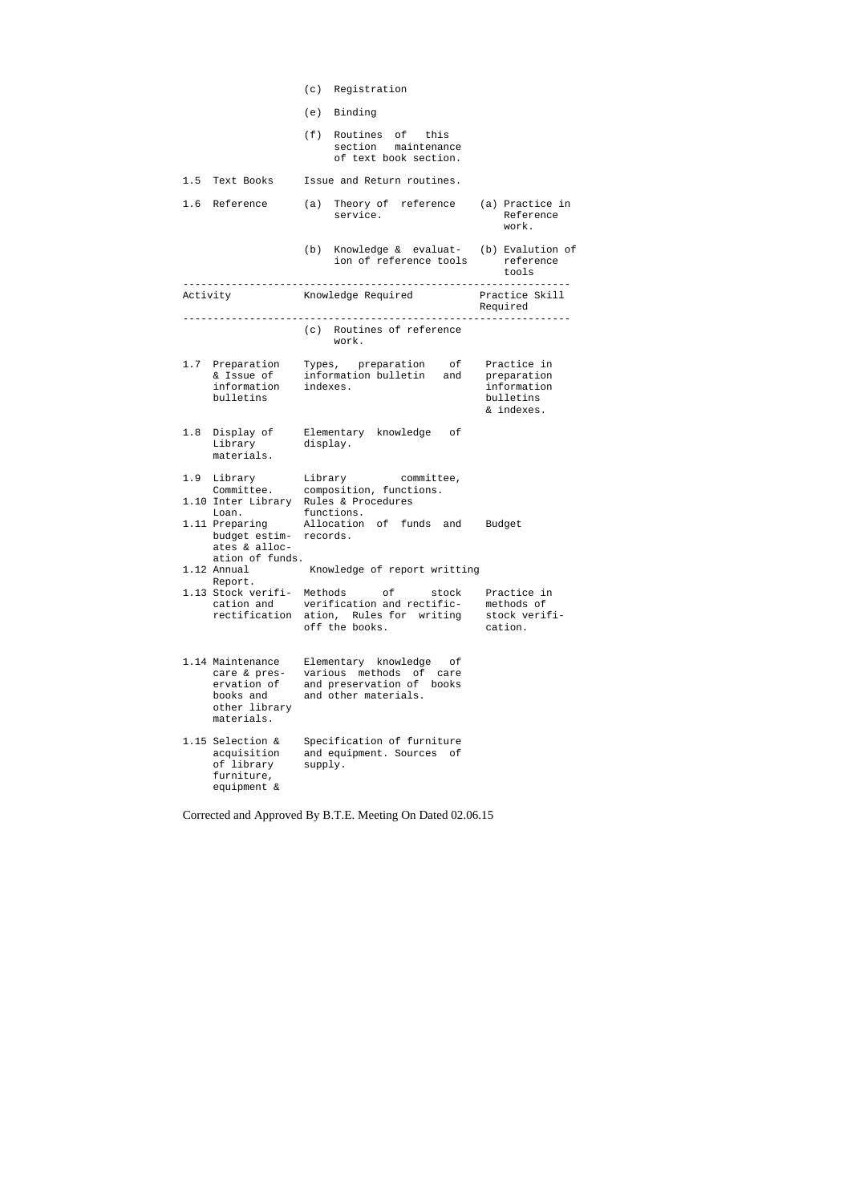| Activity | Knowledge Required | Practice Skill Required |
|---|---|---|
| | (c) Registration | |
| | (e) Binding | |
| | (f) Routines of this section maintenance of text book section. | |
| 1.5 Text Books | Issue and Return routines. | |
| 1.6 Reference | (a) Theory of reference service. | (a) Practice in Reference work. |
| | (b) Knowledge & evaluation of reference tools | (b) Evalution of reference tools |
| | (c) Routines of reference work. | |
| 1.7 Preparation & Issue of information bulletins | Types, preparation of information bulletin and indexes. | Practice in preparation information bulletins & indexes. |
| 1.8 Display of Library materials. | Elementary knowledge of display. | |
| 1.9 Library Committee. | Library committee, composition, functions. | |
| 1.10 Inter Library Loan. | Rules & Procedures functions. | |
| 1.11 Preparing budget estimates & allocation of funds. | Allocation of funds and records. | Budget |
| 1.12 Annual Report. | Knowledge of report writting | |
| 1.13 Stock verification and rectification | Methods of stock verification and rectification, Rules for writing off the books. | Practice in methods of stock verification. |
| 1.14 Maintenance care & preservation of books and other library materials. | Elementary knowledge of various methods of care and preservation of books and other materials. | |
| 1.15 Selection & acquisition of library furniture, equipment & | Specification of furniture and equipment. Sources of supply. | |

Corrected and Approved By B.T.E. Meeting On Dated 02.06.15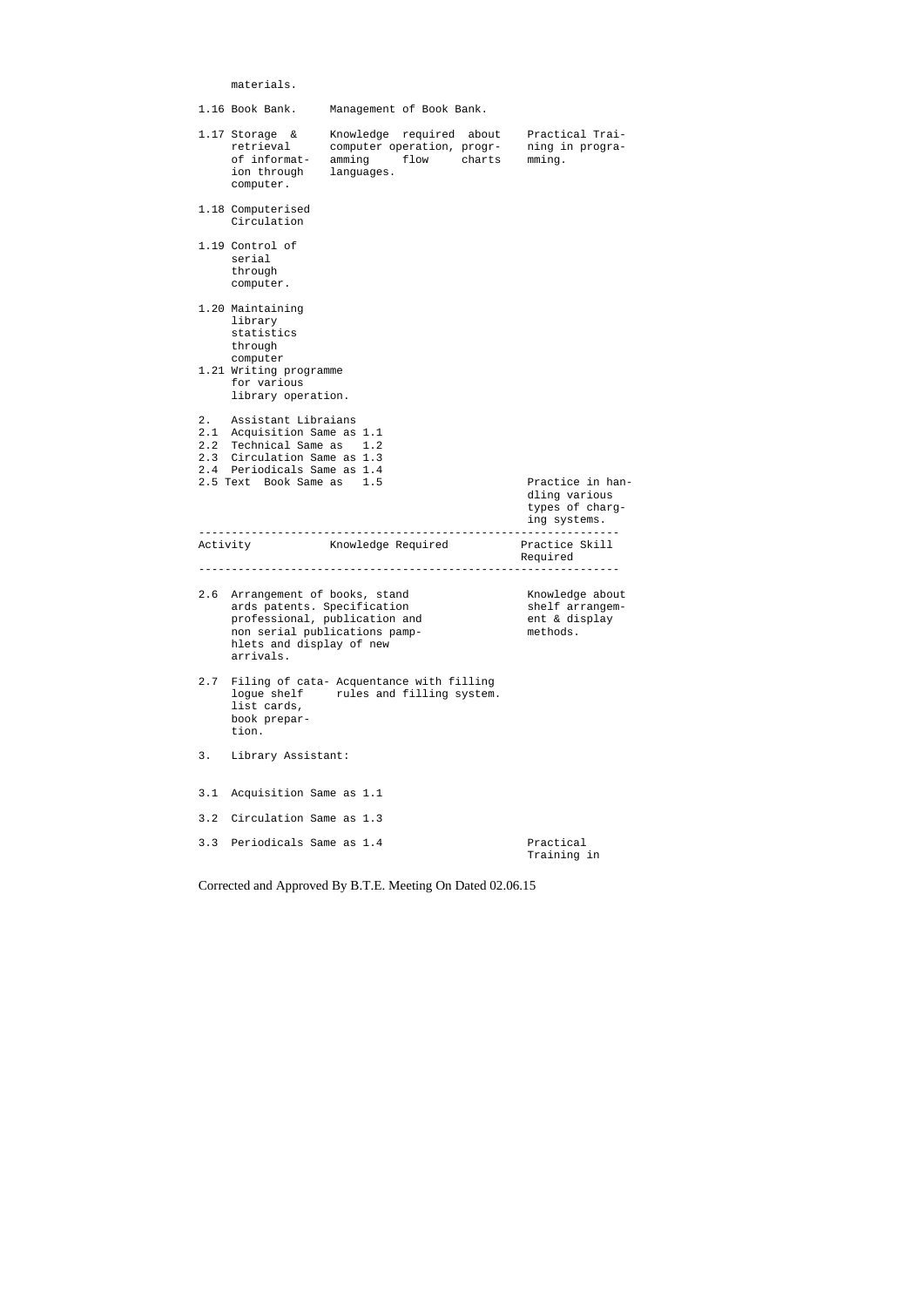| Activity | Knowledge Required | Practice Skill Required |
|---|---|---|
| materials. | | |
| 1.16 Book Bank. | Management of Book Bank. | |
| 1.17 Storage & retrieval of information through computer. | Knowledge required about computer operation, programming flow charts languages. | Practical Training in programming. |
| 1.18 Computerised Circulation | | |
| 1.19 Control of serial through computer. | | |
| 1.20 Maintaining library statistics through computer | | |
| 1.21 Writing programme for various library operation. | | |
| 2. Assistant Libraians | | |
| 2.1 Acquisition Same as 1.1 | | |
| 2.2 Technical Same as 1.2 | | |
| 2.3 Circulation Same as 1.3 | | |
| 2.4 Periodicals Same as 1.4 | | |
| 2.5 Text Book Same as 1.5 | | Practice in handling various types of charging systems. |
| 2.6 Arrangement of books, standards patents. Specification professional, publication and non serial publications pamphlets and display of new arrivals. | | Knowledge about shelf arrangement & display methods. |
| 2.7 Filing of catalogue shelf list cards, book prepartion. | Acquentance with filling rules and filling system. | |
| 3. Library Assistant: | | |
| 3.1 Acquisition Same as 1.1 | | |
| 3.2 Circulation Same as 1.3 | | |
| 3.3 Periodicals Same as 1.4 | | Practical Training in |

Corrected and Approved By B.T.E. Meeting On Dated 02.06.15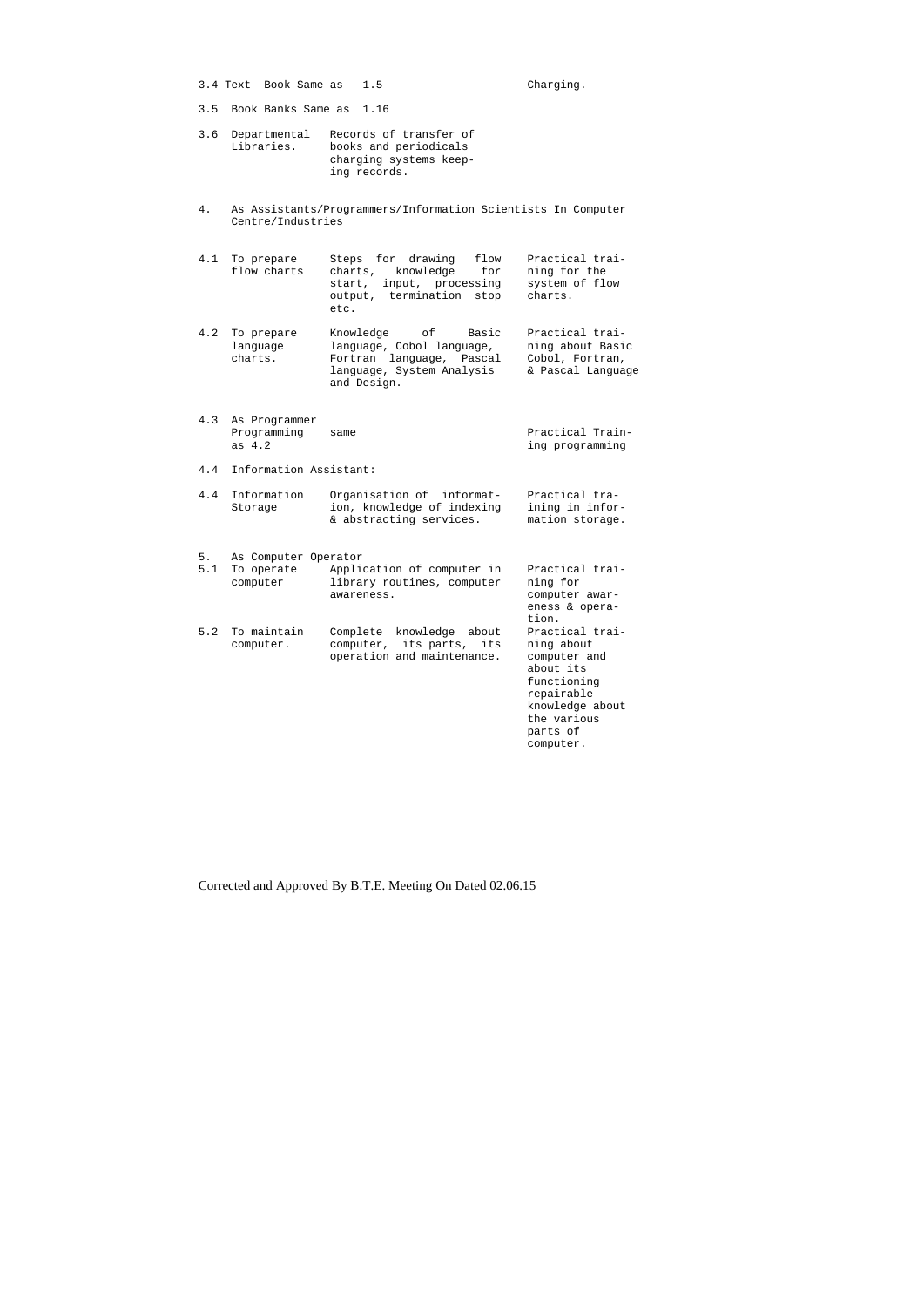| | | | |
|---|---|---|---|
| 3.4 | Text Book Same as 1.5 | | Charging. |
| 3.5 | Book Banks Same as 1.16 | | |
| 3.6 | Departmental Libraries. | Records of transfer of books and periodicals charging systems keeping records. | |
| 4. | As Assistants/Programmers/Information Scientists In Computer Centre/Industries | | |
| 4.1 | To prepare flow charts | Steps for drawing flow charts, knowledge for start, input, processing output, termination stop etc. | Practical training for the system of flow charts. |
| 4.2 | To prepare language charts. | Knowledge of Basic language, Cobol language, Fortran language, Pascal language, System Analysis and Design. | Practical training about Basic Cobol, Fortran, & Pascal Language |
| 4.3 | As Programmer Programming as 4.2 | same | Practical Training programming |
| 4.4 | Information Assistant: | | |
| 4.4 | Information Storage | Organisation of information, knowledge of indexing & abstracting services. | Practical training in information storage. |
| 5. | As Computer Operator | | |
| 5.1 | To operate computer | Application of computer in library routines, computer awareness. | Practical training for computer awareness & operation. |
| 5.2 | To maintain computer. | Complete knowledge about computer, its parts, its operation and maintenance. | Practical training about computer and about its functioning repairable knowledge about the various parts of computer. |

Corrected and Approved By B.T.E. Meeting On Dated 02.06.15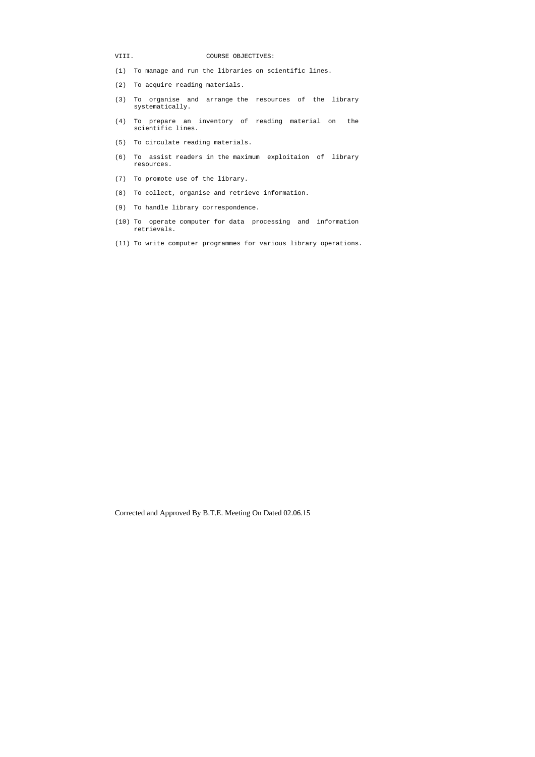## VIII. COURSE OBJECTIVES:

(1) To manage and run the libraries on scientific lines.

(2) To acquire reading materials.

(3) To organise and arrange the resources of the library systematically.

(4) To prepare an inventory of reading material on the scientific lines.

(5) To circulate reading materials.

(6) To assist readers in the maximum exploitaion of library resources.

(7) To promote use of the library.

(8) To collect, organise and retrieve information.

(9) To handle library correspondence.

(10) To operate computer for data processing and information retrievals.

(11) To write computer programmes for various library operations.

Corrected and Approved By B.T.E. Meeting On Dated 02.06.15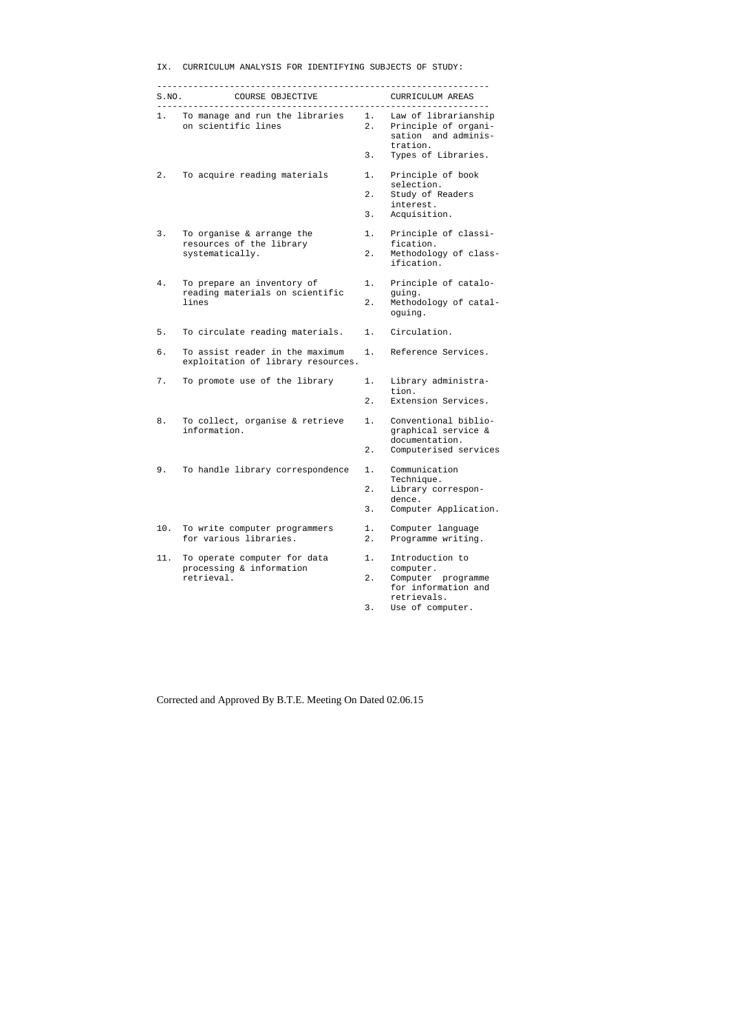IX. CURRICULUM ANALYSIS FOR IDENTIFYING SUBJECTS OF STUDY:

| S.NO. | COURSE OBJECTIVE | CURRICULUM AREAS |
|---|---|---|
| 1. | To manage and run the libraries on scientific lines | 1. Law of librarianship<br>2. Principle of organisation and administration.<br>3. Types of Libraries. |
| 2. | To acquire reading materials | 1. Principle of book selection.<br>2. Study of Readers interest.<br>3. Acquisition. |
| 3. | To organise & arrange the resources of the library systematically. | 1. Principle of classification.<br>2. Methodology of classification. |
| 4. | To prepare an inventory of reading materials on scientific lines | 1. Principle of cataloguing.<br>2. Methodology of cataloguing. |
| 5. | To circulate reading materials. | 1. Circulation. |
| 6. | To assist reader in the maximum exploitation of library resources. | 1. Reference Services. |
| 7. | To promote use of the library | 1. Library administration.<br>2. Extension Services. |
| 8. | To collect, organise & retrieve information. | 1. Conventional bibliographical service & documentation.<br>2. Computerised services |
| 9. | To handle library correspondence | 1. Communication Technique.<br>2. Library correspondence.<br>3. Computer Application. |
| 10. | To write computer programmers for various libraries. | 1. Computer language<br>2. Programme writing. |
| 11. | To operate computer for data processing & information retrieval. | 1. Introduction to computer.<br>2. Computer programme for information and retrievals.<br>3. Use of computer. |

Corrected and Approved By B.T.E. Meeting On Dated 02.06.15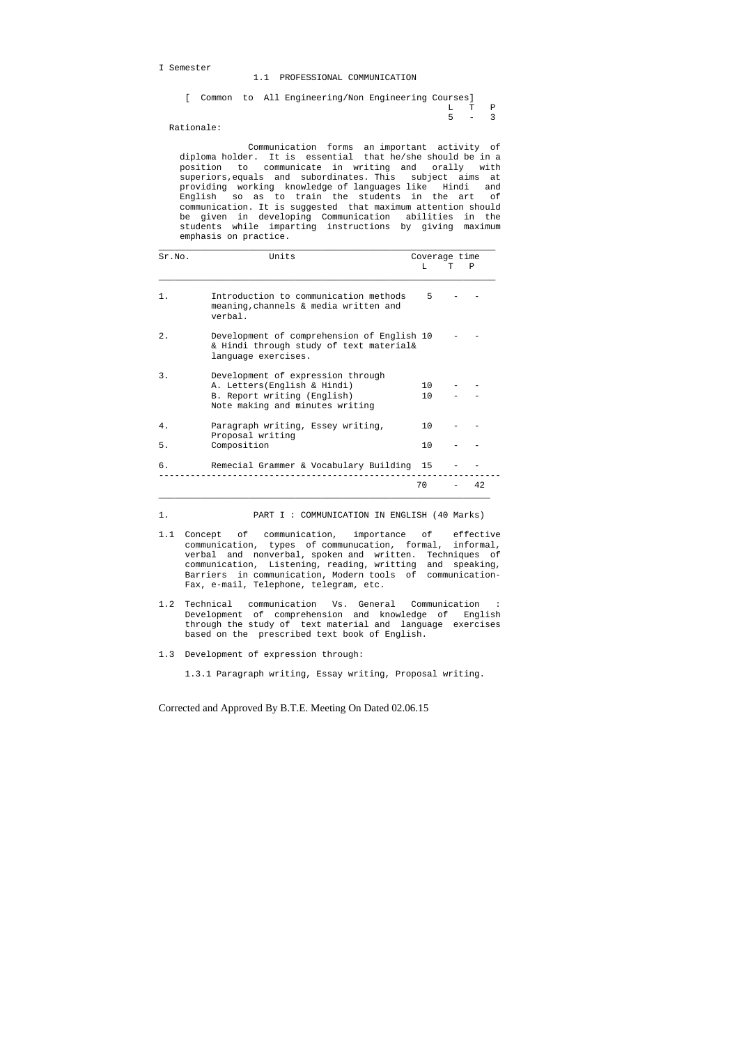I Semester

# 1.1 PROFESSIONAL COMMUNICATION

[ Common to All Engineering/Non Engineering Courses]

| L | T | P |
|---|---|---|
| 5 | - | 3 |

Rationale:

Communication forms an important activity of diploma holder. It is essential that he/she should be in a position to communicate in writing and orally with superiors,equals and subordinates. This subject aims at providing working knowledge of languages like Hindi and English so as to train the students in the art of communication. It is suggested that maximum attention should be given in developing Communication abilities in the students while imparting instructions by giving maximum emphasis on practice.

| Sr.No. | Units | Coverage time L | T | P |
|---|---|---|---|---|
| 1. | Introduction to communication methods meaning,channels & media written and verbal. | 5 | - | - |
| 2. | Development of comprehension of English & Hindi through study of text material& language exercises. | 10 | - | - |
| 3. | Development of expression through<br>A. Letters(English & Hindi)<br>B. Report writing (English)<br>Note making and minutes writing | <br>10<br>10 | <br>-<br>- | <br>-<br>- |
| 4. | Paragraph writing, Essey writing, Proposal writing | 10 | - | - |
| 5. | Composition | 10 | - | - |
| 6. | Remecial Grammer & Vocabulary Building | 15 | - | - |
| | | 70 | - | 42 |

1. PART I : COMMUNICATION IN ENGLISH (40 Marks)

1.1 Concept of communication, importance of effective communication, types of communucation, formal, informal, verbal and nonverbal, spoken and written. Techniques of communication, Listening, reading, writting and speaking, Barriers in communication, Modern tools of communication- Fax, e-mail, Telephone, telegram, etc.

1.2 Technical communication Vs. General Communication : Development of comprehension and knowledge of English through the study of text material and language exercises based on the prescribed text book of English.

1.3 Development of expression through:

1.3.1 Paragraph writing, Essay writing, Proposal writing.

Corrected and Approved By B.T.E. Meeting On Dated 02.06.15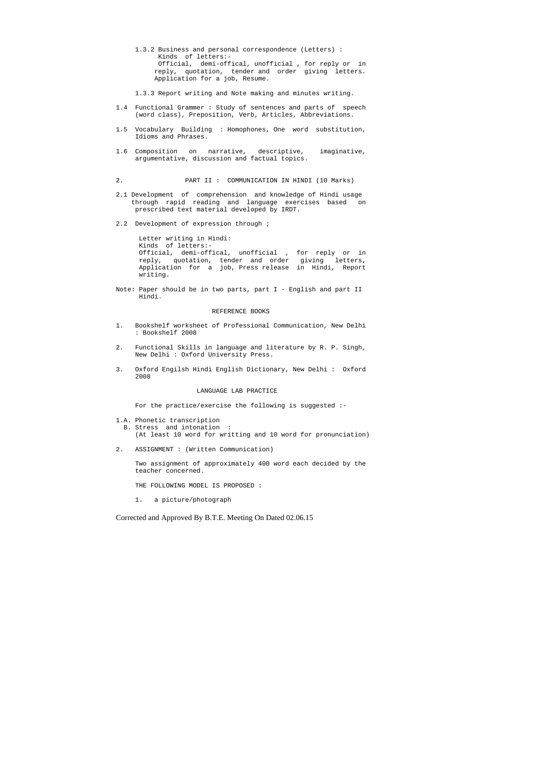1.3.2 Business and personal correspondence (Letters) :
Kinds of letters:-
Official, demi-offical, unofficial , for reply or in reply, quotation, tender and order giving letters. Application for a job, Resume.

1.3.3 Report writing and Note making and minutes writing.

1.4 Functional Grammer : Study of sentences and parts of speech (word class), Preposition, Verb, Articles, Abbreviations.

1.5 Vocabulary Building : Homophones, One word substitution, Idioms and Phrases.

1.6 Composition on narrative, descriptive, imaginative, argumentative, discussion and factual topics.

2. PART II : COMMUNICATION IN HINDI (10 Marks)

2.1 Development of comprehension and knowledge of Hindi usage through rapid reading and language exercises based on prescribed text material developed by IRDT.

2.2 Development of expression through ;

Letter writing in Hindi:
Kinds of letters:-
Official, demi-offical, unofficial , for reply or in reply, quotation, tender and order giving letters, Application for a job, Press release in Hindi, Report writing.

Note: Paper should be in two parts, part I - English and part II Hindi.

## REFERENCE BOOKS

1. Bookshelf worksheet of Professional Communication, New Delhi : Bookshelf 2008
2. Functional Skills in language and literature by R. P. Singh, New Delhi : Oxford University Press.
3. Oxford Engilsh Hindi English Dictionary, New Delhi : Oxford 2008

## LANGUAGE LAB PRACTICE

For the practice/exercise the following is suggested :-

1.A. Phonetic transcription
B. Stress and intonation :
(At least 10 word for writting and 10 word for pronunciation)

2. ASSIGNMENT : (Written Communication)

Two assignment of approximately 400 word each decided by the teacher concerned.

THE FOLLOWING MODEL IS PROPOSED :

1. a picture/photograph

Corrected and Approved By B.T.E. Meeting On Dated 02.06.15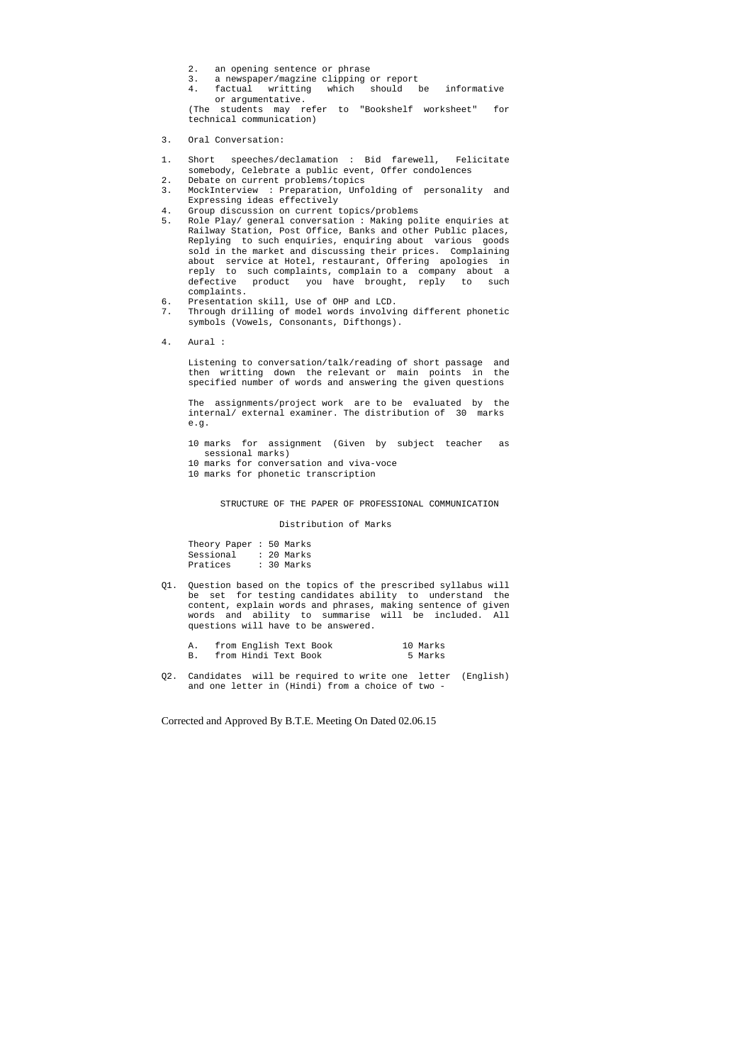2. an opening sentence or phrase
3. a newspaper/magzine clipping or report
4. factual writting which should be informative or argumentative.

(The students may refer to "Bookshelf worksheet" for technical communication)

3. Oral Conversation:

1. Short speeches/declamation : Bid farewell, Felicitate somebody, Celebrate a public event, Offer condolences
2. Debate on current problems/topics
3. MockInterview : Preparation, Unfolding of personality and Expressing ideas effectively
4. Group discussion on current topics/problems
5. Role Play/ general conversation : Making polite enquiries at Railway Station, Post Office, Banks and other Public places, Replying to such enquiries, enquiring about various goods sold in the market and discussing their prices. Complaining about service at Hotel, restaurant, Offering apologies in reply to such complaints, complain to a company about a defective product you have brought, reply to such complaints.
6. Presentation skill, Use of OHP and LCD.
7. Through drilling of model words involving different phonetic symbols (Vowels, Consonants, Difthongs).

4. Aural :

Listening to conversation/talk/reading of short passage and then writting down the relevant or main points in the specified number of words and answering the given questions

The assignments/project work are to be evaluated by the internal/ external examiner. The distribution of 30 marks e.g.

10 marks for assignment (Given by subject teacher as sessional marks)
10 marks for conversation and viva-voce
10 marks for phonetic transcription

STRUCTURE OF THE PAPER OF PROFESSIONAL COMMUNICATION

Distribution of Marks

Theory Paper : 50 Marks
Sessional : 20 Marks
Pratices : 30 Marks

Q1. Question based on the topics of the prescribed syllabus will be set for testing candidates ability to understand the content, explain words and phrases, making sentence of given words and ability to summarise will be included. All questions will have to be answered.

A. from English Text Book 10 Marks
B. from Hindi Text Book 5 Marks

Q2. Candidates will be required to write one letter (English) and one letter in (Hindi) from a choice of two -

Corrected and Approved By B.T.E. Meeting On Dated 02.06.15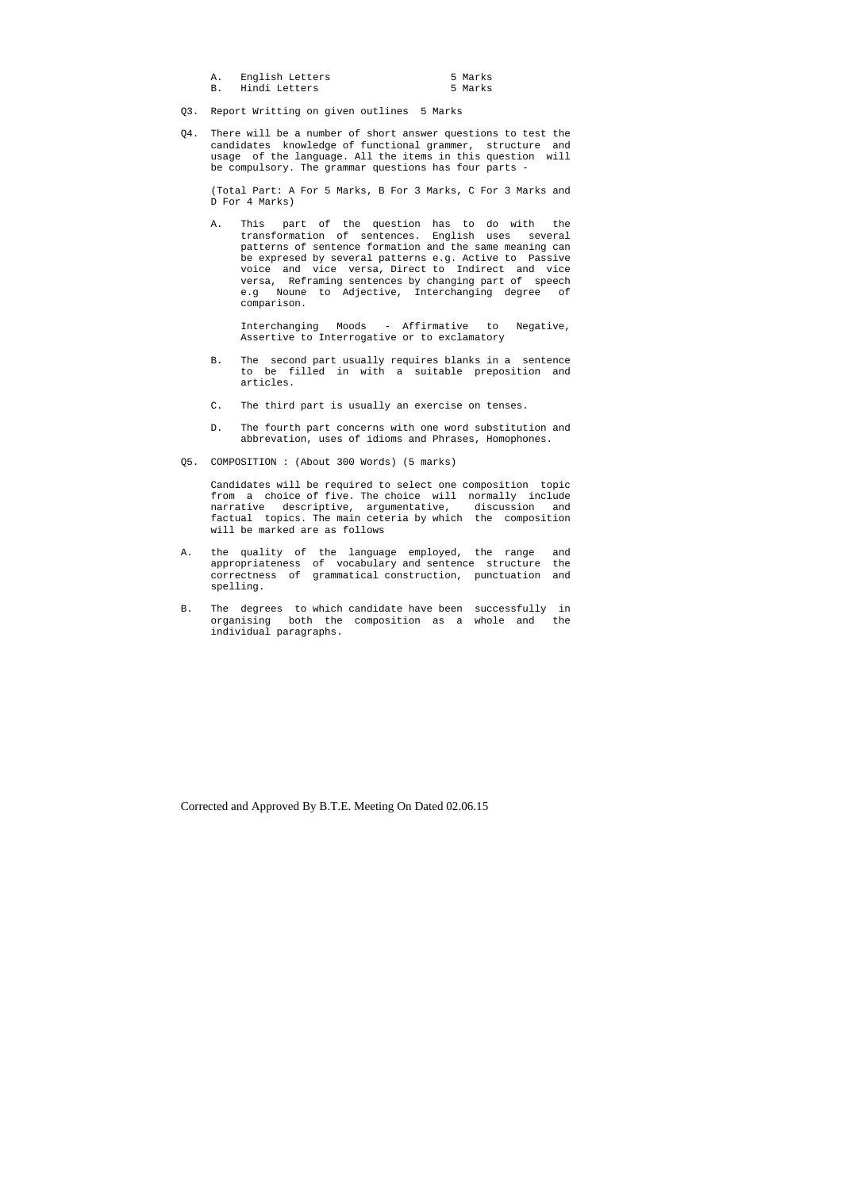A. English Letters 5 Marks
B. Hindi Letters 5 Marks

Q3. Report Writting on given outlines 5 Marks

Q4. There will be a number of short answer questions to test the candidates knowledge of functional grammer, structure and usage of the language. All the items in this question will be compulsory. The grammar questions has four parts -

(Total Part: A For 5 Marks, B For 3 Marks, C For 3 Marks and D For 4 Marks)

A. This part of the question has to do with the transformation of sentences. English uses several patterns of sentence formation and the same meaning can be expresed by several patterns e.g. Active to Passive voice and vice versa, Direct to Indirect and vice versa, Reframing sentences by changing part of speech e.g Noune to Adjective, Interchanging degree of compulrson.

Interchanging Moods - Affirmative to Negative, Assertive to Interrogative or to exclamatory

B. The second part usually requires blanks in a sentence to be filled in with a suitable preposition and articles.

C. The third part is usually an exercise on tenses.

D. The fourth part concerns with one word substitution and abbrevation, uses of idioms and Phrases, Homophones.

Q5. COMPOSITION : (About 300 Words) (5 marks)

Candidates will be required to select one composition topic from a choice of five. The choice will normally include narrative descriptive, argumentative, discussion and factual topics. The main ceteria by which the composition will be marked are as follows

A. the quality of the language employed, the range and appropriateness of vocabulary and sentence structure the correctness of grammatical construction, punctuation and spelling.

B. The degrees to which candidate have been successfully in organising both the composition as a whole and the individual paragraphs.

Corrected and Approved By B.T.E. Meeting On Dated 02.06.15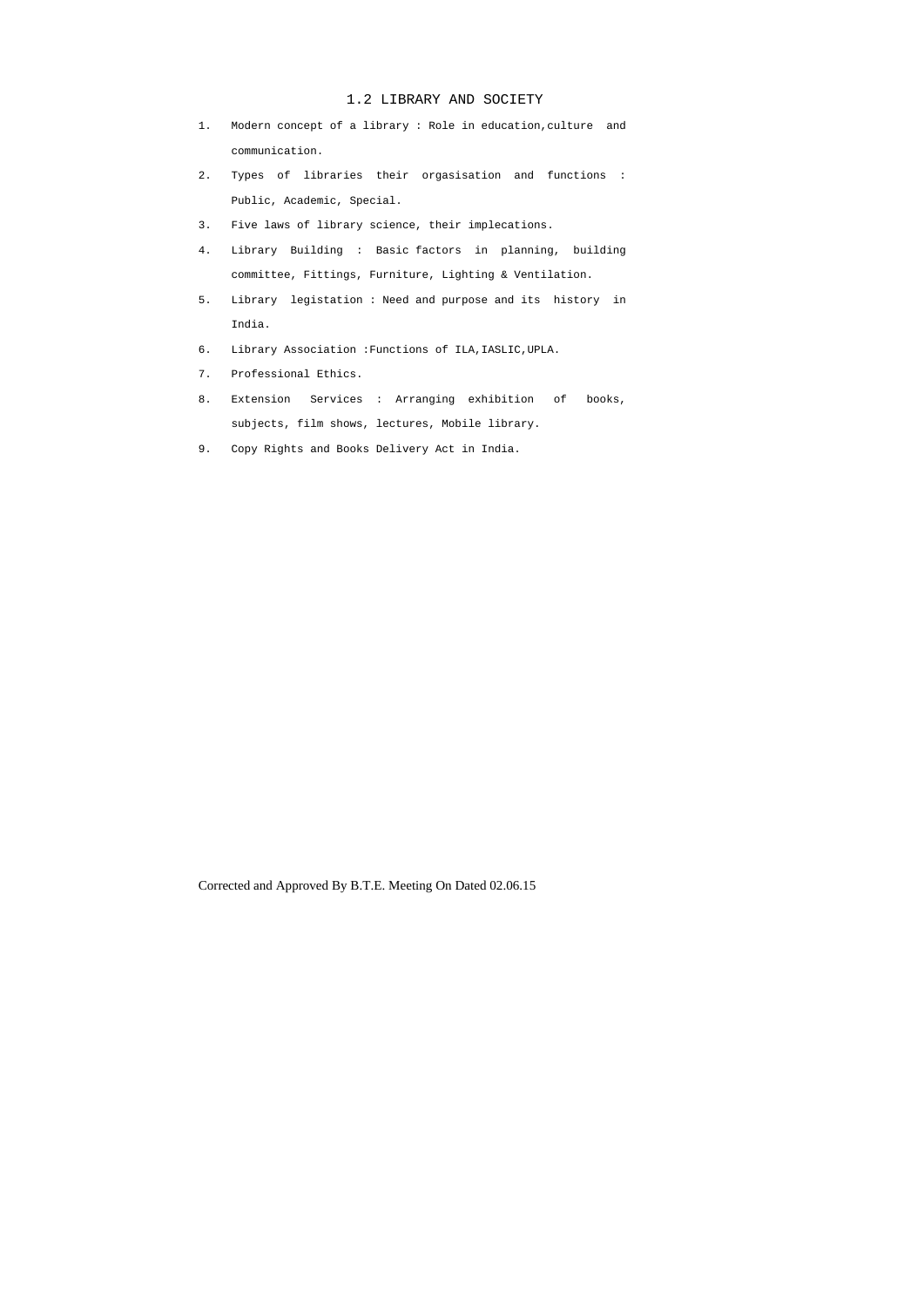## 1.2 LIBRARY AND SOCIETY

1. Modern concept of a library : Role in education,culture and communication.
2. Types of libraries their orgasisation and functions : Public, Academic, Special.
3. Five laws of library science, their implecations.
4. Library Building : Basic factors in planning, building committee, Fittings, Furniture, Lighting & Ventilation.
5. Library legistation : Need and purpose and its history in India.
6. Library Association :Functions of ILA,IASLIC,UPLA.
7. Professional Ethics.
8. Extension Services : Arranging exhibition of books, subjects, film shows, lectures, Mobile library.
9. Copy Rights and Books Delivery Act in India.

Corrected and Approved By B.T.E. Meeting On Dated 02.06.15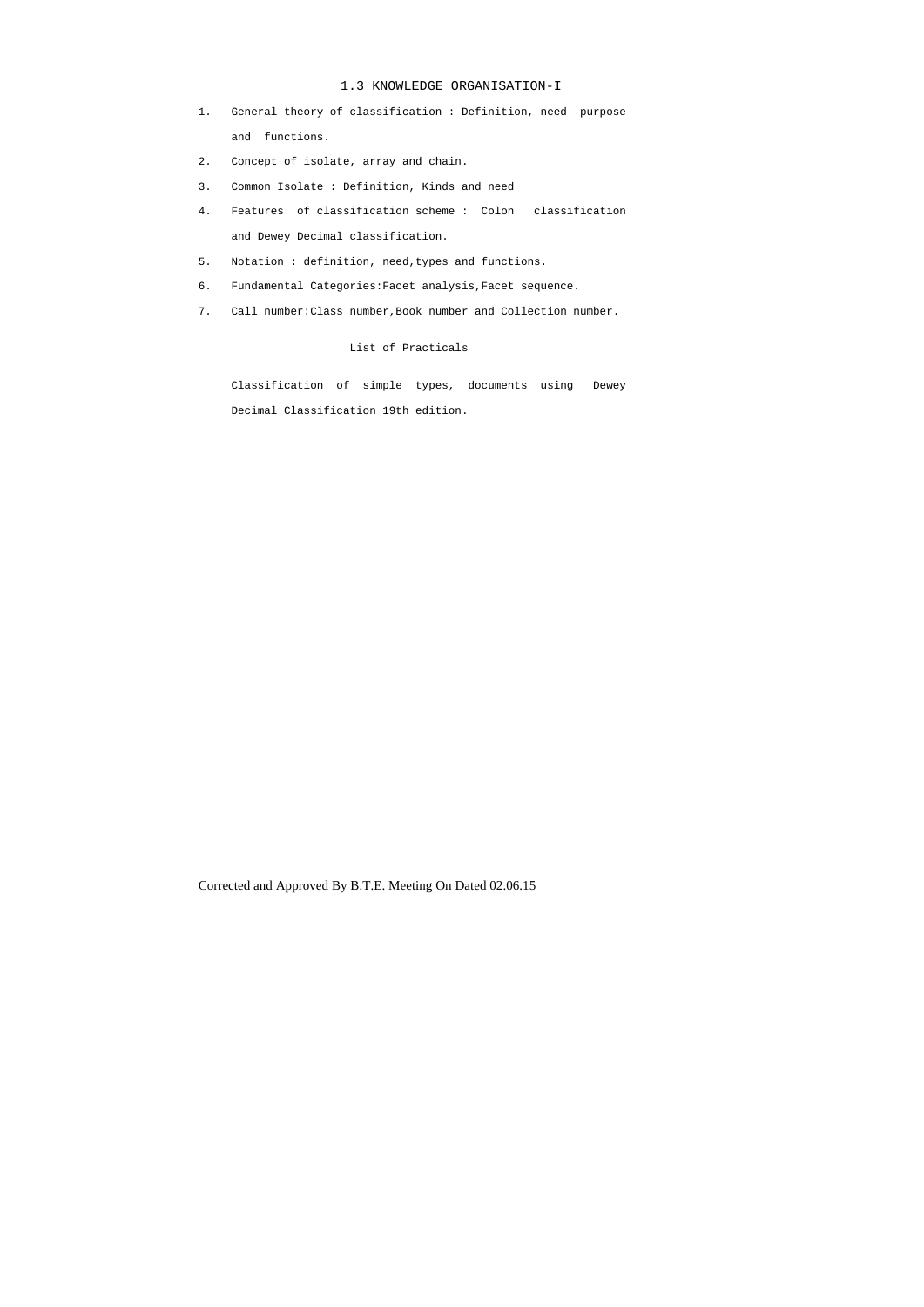## 1.3 KNOWLEDGE ORGANISATION-I

1. General theory of classification : Definition, need purpose and functions.
2. Concept of isolate, array and chain.
3. Common Isolate : Definition, Kinds and need
4. Features of classification scheme : Colon classification and Dewey Decimal classification.
5. Notation : definition, need,types and functions.
6. Fundamental Categories:Facet analysis,Facet sequence.
7. Call number:Class number,Book number and Collection number.

### List of Practicals

Classification of simple types, documents using Dewey Decimal Classification 19th edition.

Corrected and Approved By B.T.E. Meeting On Dated 02.06.15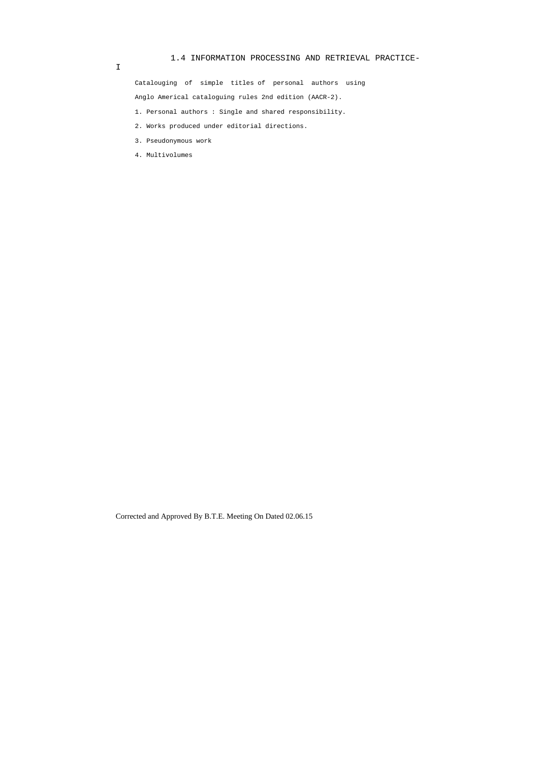## 1.4 INFORMATION PROCESSING AND RETRIEVAL PRACTICE-I

Catalouging of simple titles of personal authors using Anglo Americal cataloguing rules 2nd edition (AACR-2).

1. Personal authors : Single and shared responsibility.
2. Works produced under editorial directions.
3. Pseudonymous work
4. Multivolumes

Corrected and Approved By B.T.E. Meeting On Dated 02.06.15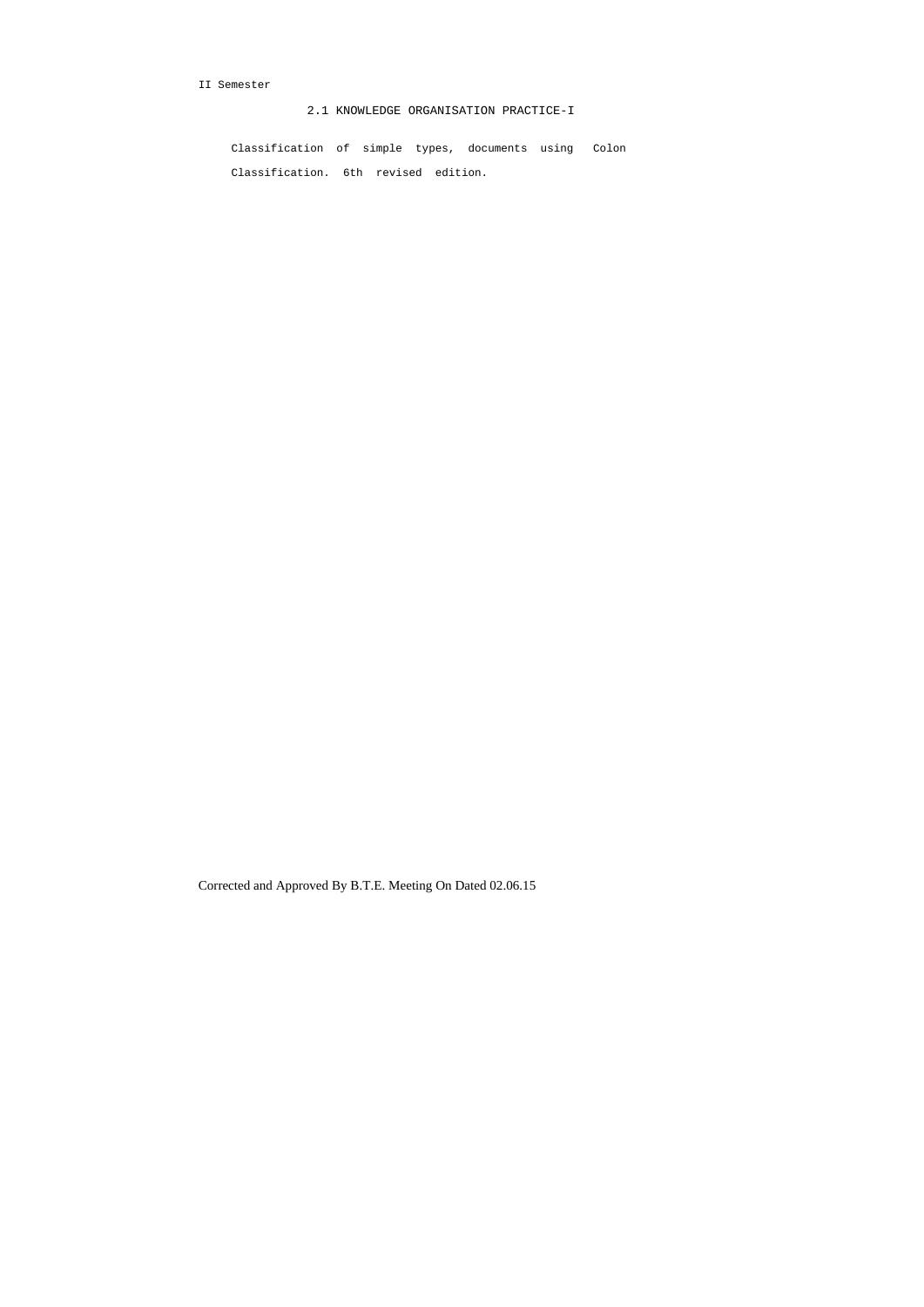II Semester

## 2.1 KNOWLEDGE ORGANISATION PRACTICE-I

Classification of simple types, documents using Colon Classification. 6th revised edition.

Corrected and Approved By B.T.E. Meeting On Dated 02.06.15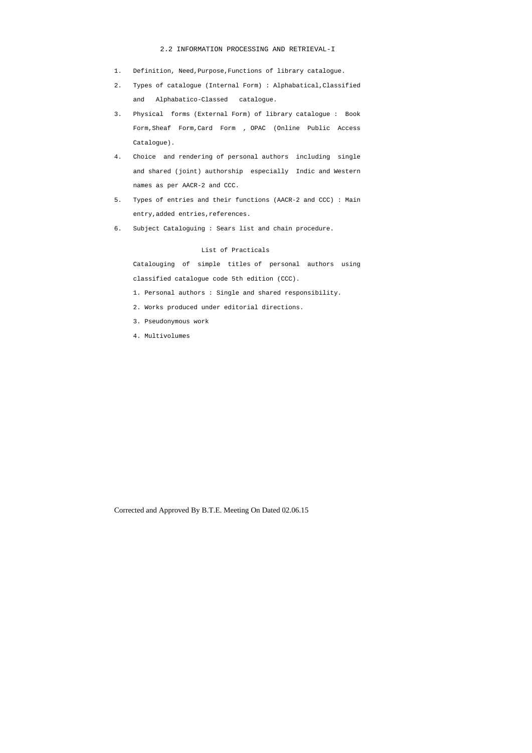## 2.2 INFORMATION PROCESSING AND RETRIEVAL-I

1. Definition, Need,Purpose,Functions of library catalogue.
2. Types of catalogue (Internal Form) : Alphabatical,Classified and Alphabatico-Classed catalogue.
3. Physical forms (External Form) of library catalogue : Book Form,Sheaf Form,Card Form , OPAC (Online Public Access Catalogue).
4. Choice and rendering of personal authors including single and shared (joint) authorship especially Indic and Western names as per AACR-2 and CCC.
5. Types of entries and their functions (AACR-2 and CCC) : Main entry,added entries,references.
6. Subject Cataloguing : Sears list and chain procedure.

### List of Practicals

Catalouging of simple titles of personal authors using classified catalogue code 5th edition (CCC).

1. Personal authors : Single and shared responsibility.
2. Works produced under editorial directions.
3. Pseudonymous work
4. Multivolumes

Corrected and Approved By B.T.E. Meeting On Dated 02.06.15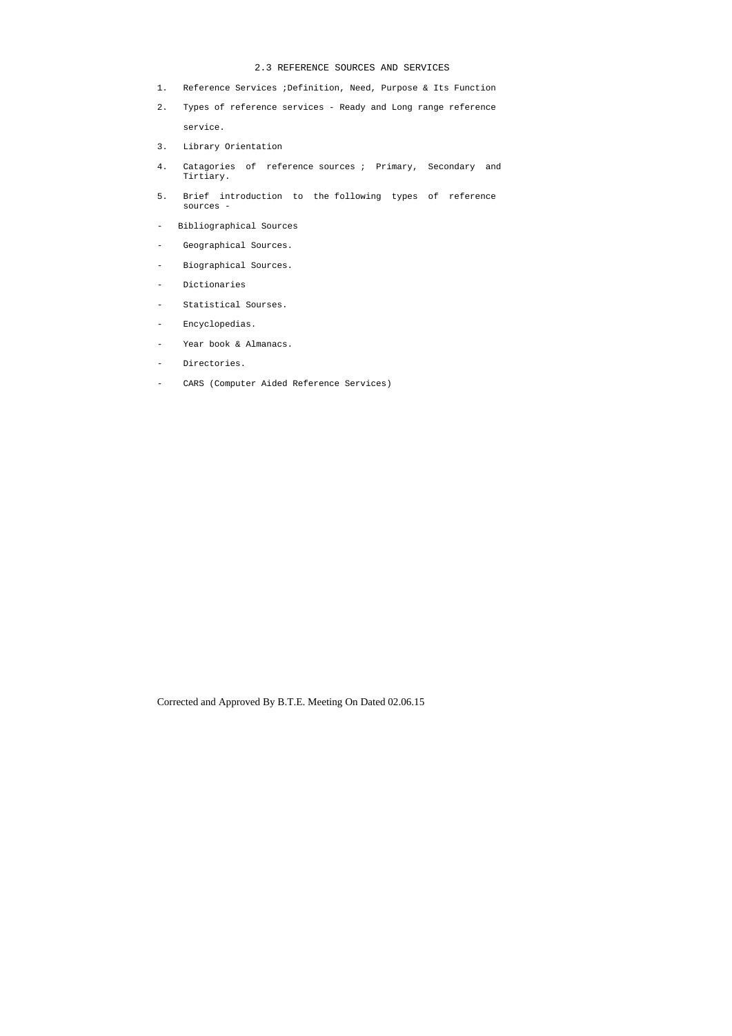## 2.3 REFERENCE SOURCES AND SERVICES

1. Reference Services ;Definition, Need, Purpose & Its Function
2. Types of reference services - Ready and Long range reference service.
3. Library Orientation
4. Catagories of reference sources ; Primary, Secondary and Tirtiary.
5. Brief introduction to the following types of reference sources -

- Bibliographical Sources
- Geographical Sources.
- Biographical Sources.
- Dictionaries
- Statistical Sourses.
- Encyclopedias.
- Year book & Almanacs.
- Directories.
- CARS (Computer Aided Reference Services)

Corrected and Approved By B.T.E. Meeting On Dated 02.06.15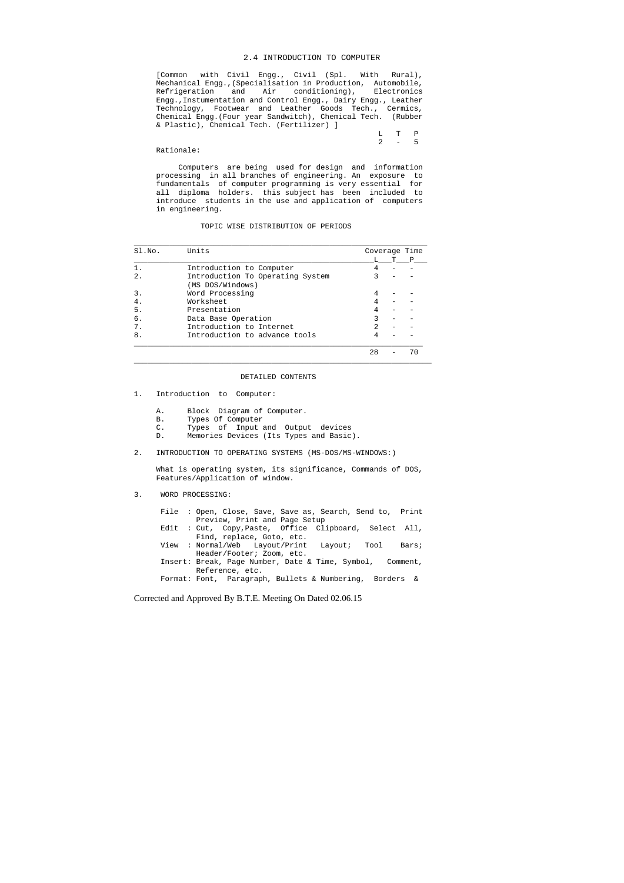## 2.4 INTRODUCTION TO COMPUTER

[Common with Civil Engg., Civil (Spl. With Rural), Mechanical Engg.,(Specialisation in Production, Automobile, Refrigeration and Air conditioning), Electronics Engg.,Instumentation and Control Engg., Dairy Engg., Leather Technology, Footwear and Leather Goods Tech., Cermics, Chemical Engg.(Four year Sandwitch), Chemical Tech. (Rubber & Plastic), Chemical Tech. (Fertilizer) ]

| L | T | P |
|---|---|---|
| 2 | - | 5 |

Rationale:

Computers are being used for design and information processing in all branches of engineering. An exposure to fundamentals of computer programming is very essential for all diploma holders. this subject has been included to introduce students in the use and application of computers in engineering.

### TOPIC WISE DISTRIBUTION OF PERIODS

| Sl.No. | Units | Coverage Time L | T | P |
|---|---|---|---|---|
| 1. | Introduction to Computer | 4 | - | - |
| 2. | Introduction To Operating System (MS DOS/Windows) | 3 | - | - |
| 3. | Word Processing | 4 | - | - |
| 4. | Worksheet | 4 | - | - |
| 5. | Presentation | 4 | - | - |
| 6. | Data Base Operation | 3 | - | - |
| 7. | Introduction to Internet | 2 | - | - |
| 8. | Introduction to advance tools | 4 | - | - |
| | | 28 | - | 70 |

### DETAILED CONTENTS

1. Introduction to Computer:

   A. Block Diagram of Computer.
   B. Types Of Computer
   C. Types of Input and Output devices
   D. Memories Devices (Its Types and Basic).

2. INTRODUCTION TO OPERATING SYSTEMS (MS-DOS/MS-WINDOWS:)

   What is operating system, its significance, Commands of DOS, Features/Application of window.

3. WORD PROCESSING:

   File : Open, Close, Save, Save as, Search, Send to, Print Preview, Print and Page Setup
   Edit : Cut, Copy,Paste, Office Clipboard, Select All, Find, replace, Goto, etc.
   View : Normal/Web Layout/Print Layout; Tool Bars; Header/Footer; Zoom, etc.
   Insert: Break, Page Number, Date & Time, Symbol, Comment, Reference, etc.
   Format: Font, Paragraph, Bullets & Numbering, Borders &

Corrected and Approved By B.T.E. Meeting On Dated 02.06.15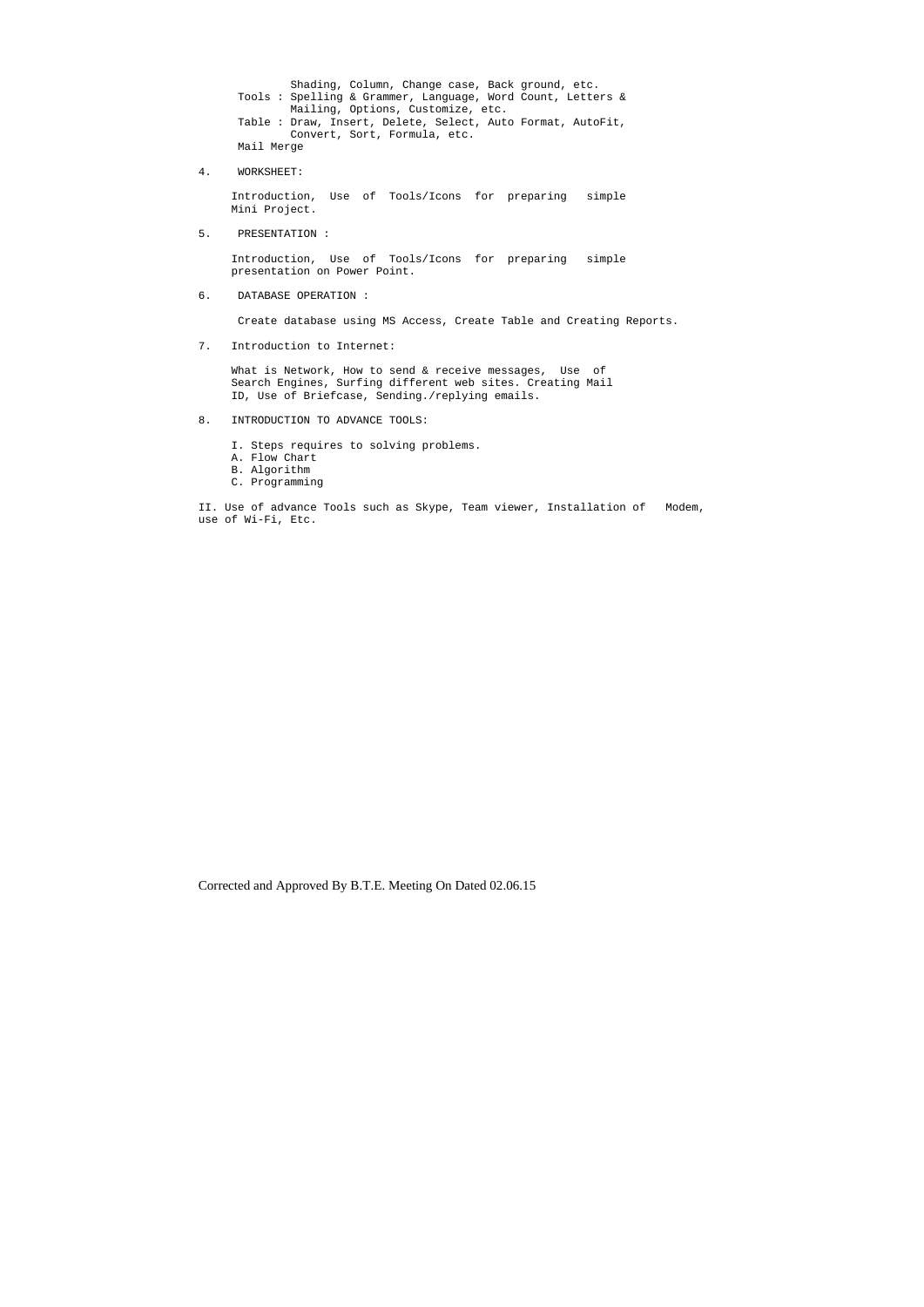Shading, Column, Change case, Back ground, etc.

Tools : Spelling & Grammer, Language, Word Count, Letters & Mailing, Options, Customize, etc.

Table : Draw, Insert, Delete, Select, Auto Format, AutoFit, Convert, Sort, Formula, etc.

Mail Merge

4. WORKSHEET:

   Introduction, Use of Tools/Icons for preparing simple Mini Project.

5. PRESENTATION :

   Introduction, Use of Tools/Icons for preparing simple presentation on Power Point.

6. DATABASE OPERATION :

   Create database using MS Access, Create Table and Creating Reports.

7. Introduction to Internet:

   What is Network, How to send & receive messages, Use of Search Engines, Surfing different web sites. Creating Mail ID, Use of Briefcase, Sending./replying emails.

8. INTRODUCTION TO ADVANCE TOOLS:

   I. Steps requires to solving problems.
   A. Flow Chart
   B. Algorithm
   C. Programming

II. Use of advance Tools such as Skype, Team viewer, Installation of Modem, use of Wi-Fi, Etc.

Corrected and Approved By B.T.E. Meeting On Dated 02.06.15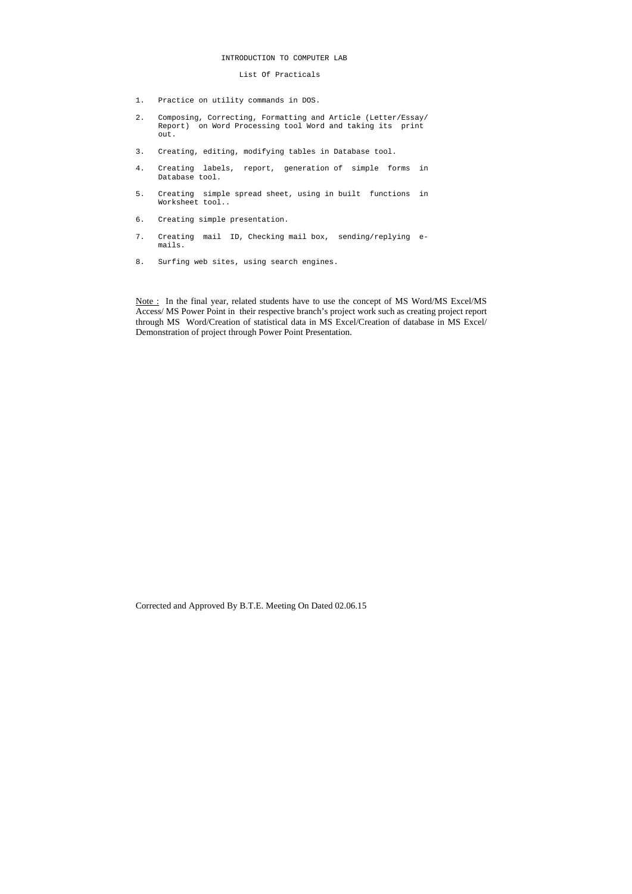# INTRODUCTION TO COMPUTER LAB

## List Of Practicals

1. Practice on utility commands in DOS.
2. Composing, Correcting, Formatting and Article (Letter/Essay/ Report) on Word Processing tool Word and taking its print out.
3. Creating, editing, modifying tables in Database tool.
4. Creating labels, report, generation of simple forms in Database tool.
5. Creating simple spread sheet, using in built functions in Worksheet tool..
6. Creating simple presentation.
7. Creating mail ID, Checking mail box, sending/replying e-mails.
8. Surfing web sites, using search engines.

<u>Note :</u> In the final year, related students have to use the concept of MS Word/MS Excel/MS Access/ MS Power Point in their respective branch's project work such as creating project report through MS Word/Creation of statistical data in MS Excel/Creation of database in MS Excel/ Demonstration of project through Power Point Presentation.

Corrected and Approved By B.T.E. Meeting On Dated 02.06.15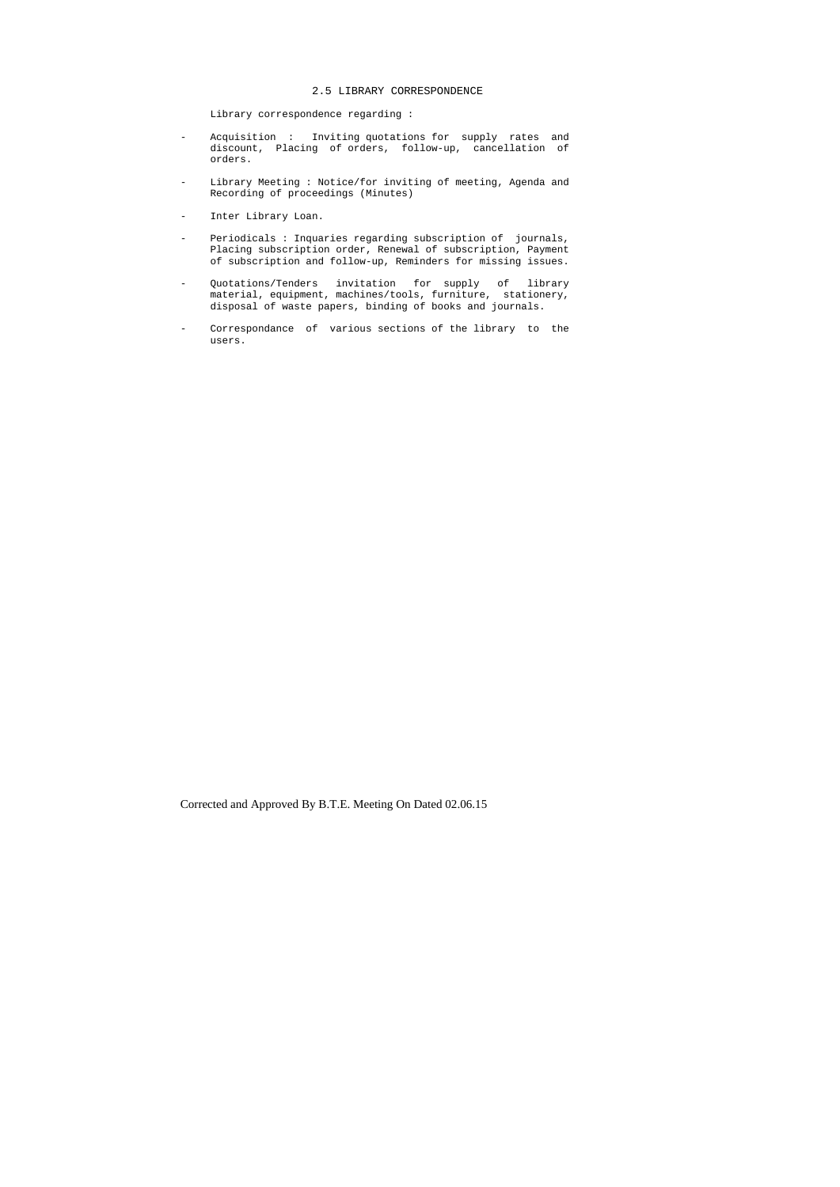## 2.5 LIBRARY CORRESPONDENCE

Library correspondence regarding :

- Acquisition : Inviting quotations for supply rates and discount, Placing of orders, follow-up, cancellation of orders.
- Library Meeting : Notice/for inviting of meeting, Agenda and Recording of proceedings (Minutes)
- Inter Library Loan.
- Periodicals : Inquaries regarding subscription of journals, Placing subscription order, Renewal of subscription, Payment of subscription and follow-up, Reminders for missing issues.
- Quotations/Tenders invitation for supply of library material, equipment, machines/tools, furniture, stationery, disposal of waste papers, binding of books and journals.
- Correspondance of various sections of the library to the users.

Corrected and Approved By B.T.E. Meeting On Dated 02.06.15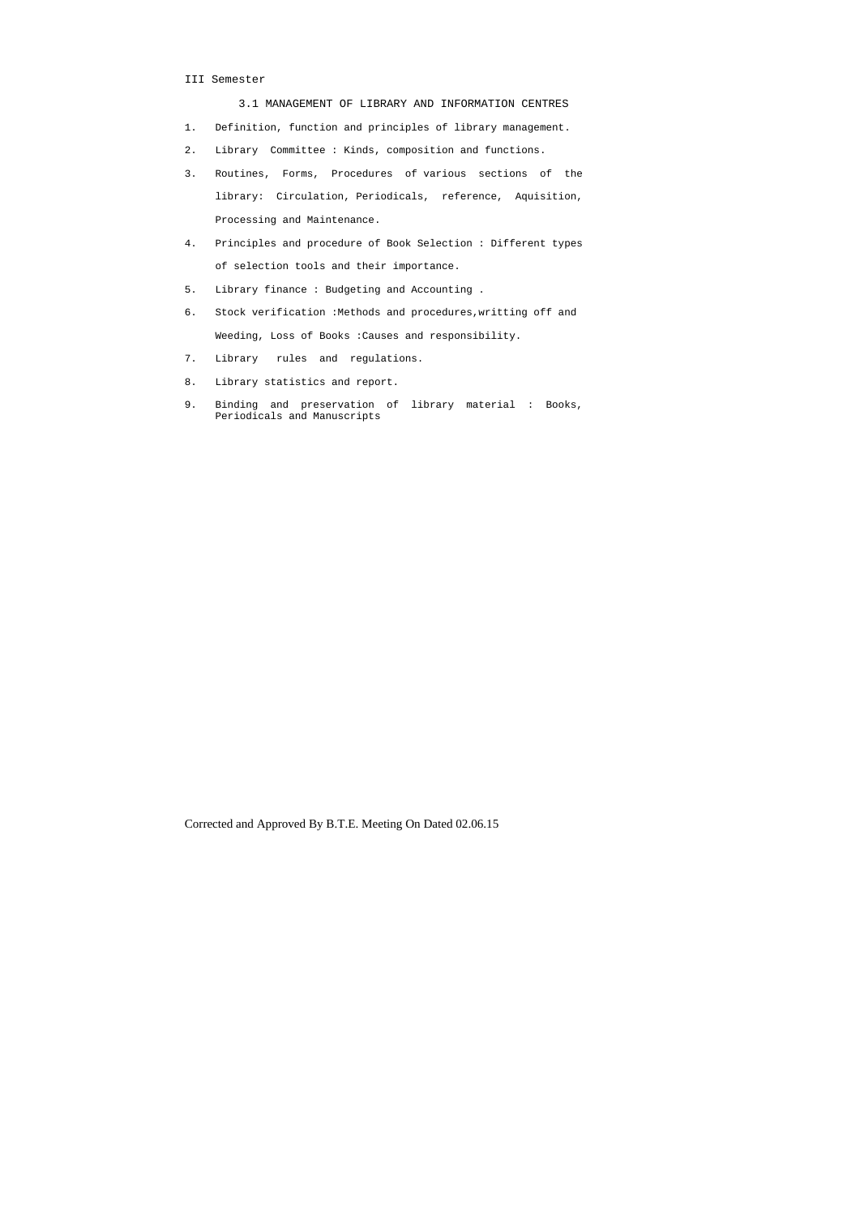III Semester

## 3.1 MANAGEMENT OF LIBRARY AND INFORMATION CENTRES

1. Definition, function and principles of library management.
2. Library Committee : Kinds, composition and functions.
3. Routines, Forms, Procedures of various sections of the library: Circulation, Periodicals, reference, Aquisition, Processing and Maintenance.
4. Principles and procedure of Book Selection : Different types of selection tools and their importance.
5. Library finance : Budgeting and Accounting .
6. Stock verification :Methods and procedures,writting off and Weeding, Loss of Books :Causes and responsibility.
7. Library rules and regulations.
8. Library statistics and report.
9. Binding and preservation of library material : Books, Periodicals and Manuscripts

Corrected and Approved By B.T.E. Meeting On Dated 02.06.15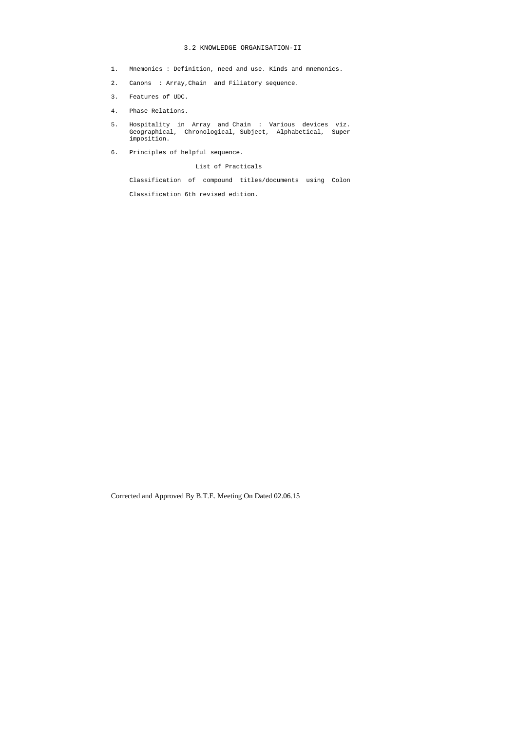## 3.2 KNOWLEDGE ORGANISATION-II

1. Mnemonics : Definition, need and use. Kinds and mnemonics.
2. Canons : Array,Chain and Filiatory sequence.
3. Features of UDC.
4. Phase Relations.
5. Hospitality in Array and Chain : Various devices viz. Geographical, Chronological, Subject, Alphabetical, Super imposition.
6. Principles of helpful sequence.

### List of Practicals

Classification of compound titles/documents using Colon Classification 6th revised edition.

Corrected and Approved By B.T.E. Meeting On Dated 02.06.15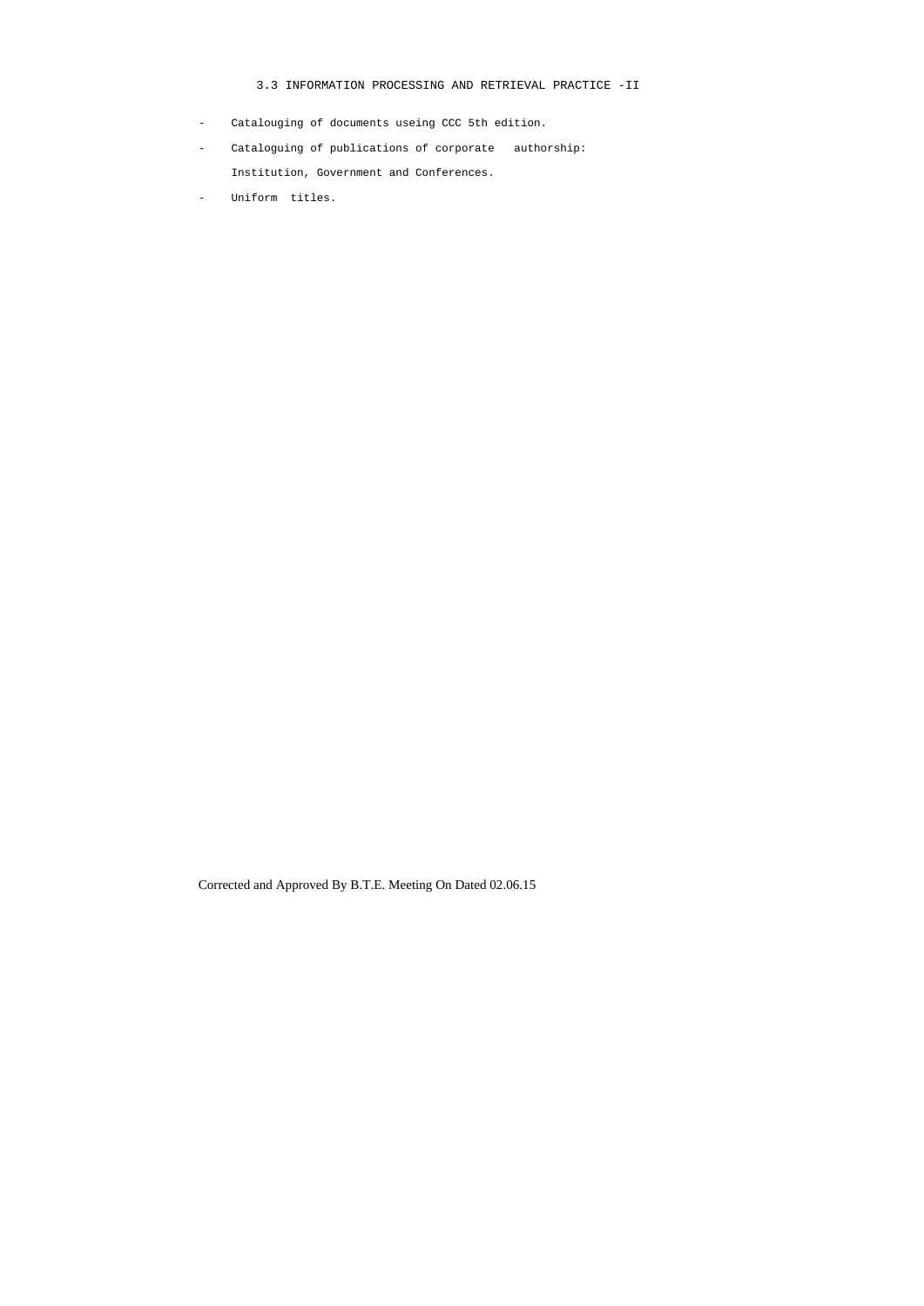## 3.3 INFORMATION PROCESSING AND RETRIEVAL PRACTICE -II

- Catalouging of documents useing CCC 5th edition.
- Cataloguing of publications of corporate authorship: Institution, Government and Conferences.
- Uniform titles.

Corrected and Approved By B.T.E. Meeting On Dated 02.06.15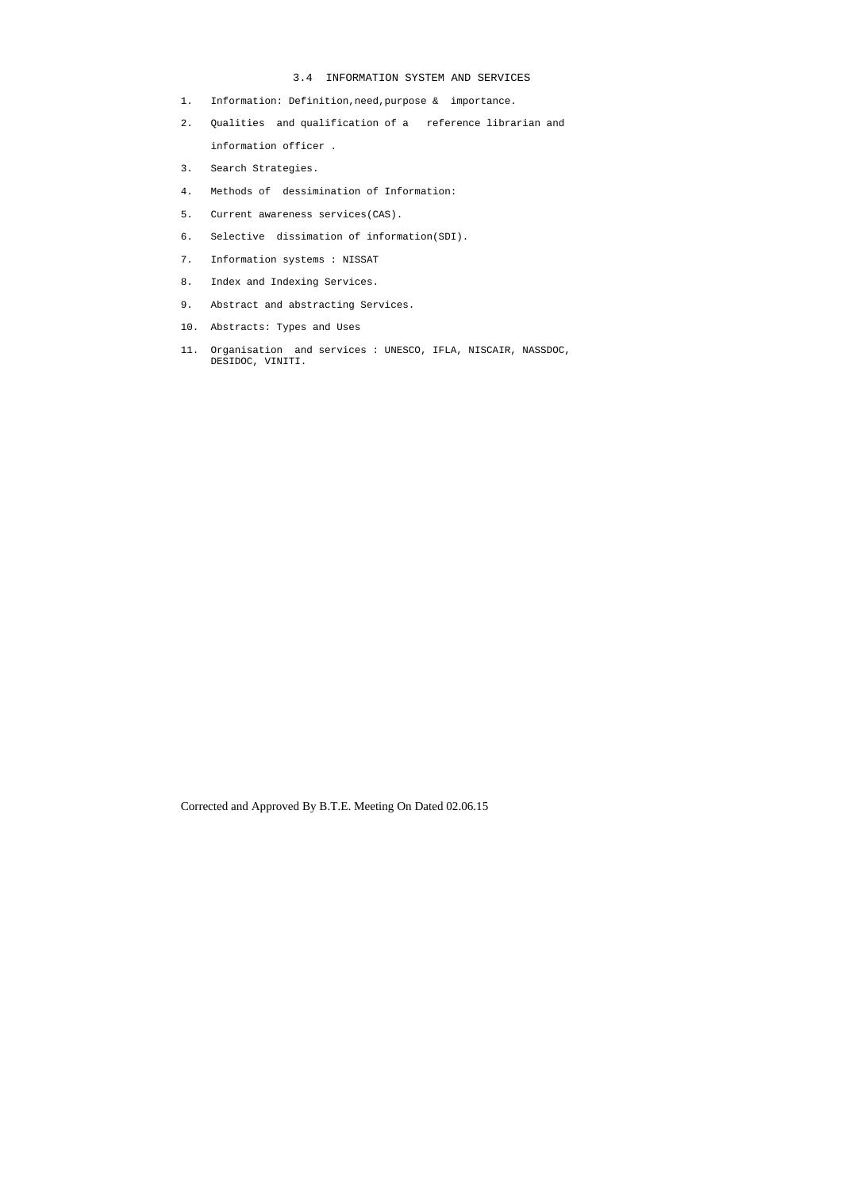## 3.4 INFORMATION SYSTEM AND SERVICES

1. Information: Definition,need,purpose & importance.
2. Qualities and qualification of a reference librarian and information officer .
3. Search Strategies.
4. Methods of dessimination of Information:
5. Current awareness services(CAS).
6. Selective dissimation of information(SDI).
7. Information systems : NISSAT
8. Index and Indexing Services.
9. Abstract and abstracting Services.
10. Abstracts: Types and Uses
11. Organisation and services : UNESCO, IFLA, NISCAIR, NASSDOC, DESIDOC, VINITI.

Corrected and Approved By B.T.E. Meeting On Dated 02.06.15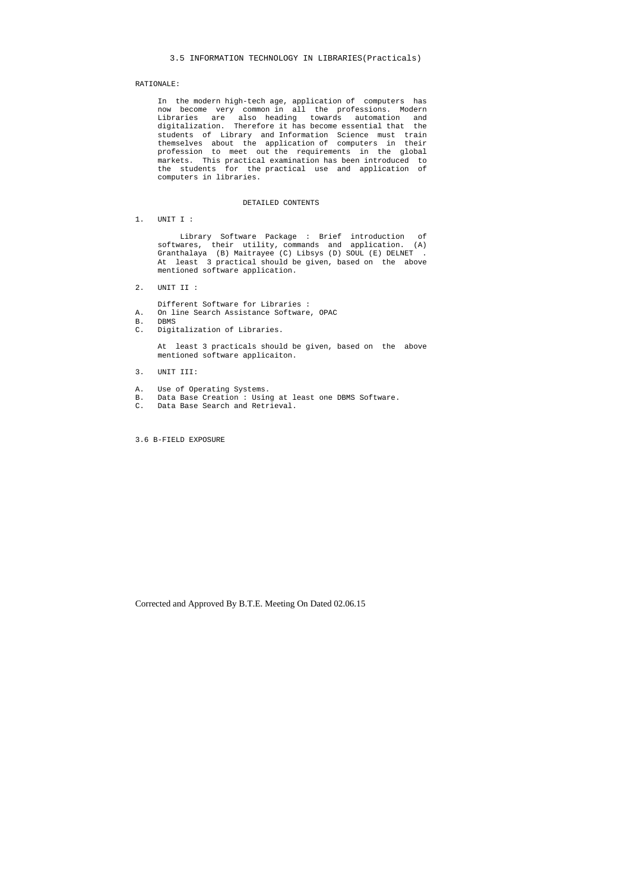## 3.5 INFORMATION TECHNOLOGY IN LIBRARIES(Practicals)

RATIONALE:

In the modern high-tech age, application of computers has now become very common in all the professions. Modern Libraries are also heading towards automation and digitalization. Therefore it has become essential that the students of Library and Information Science must train themselves about the application of computers in their profession to meet out the requirements in the global markets. This practical examination has been introduced to the students for the practical use and application of computers in libraries.

### DETAILED CONTENTS

1. UNIT I :

   Library Software Package : Brief introduction of softwares, their utility, commands and application. (A) Granthalaya (B) Maitrayee (C) Libsys (D) SOUL (E) DELNET . At least 3 practical should be given, based on the above mentioned software application.

2. UNIT II :

   Different Software for Libraries :

   A. On line Search Assistance Software, OPAC
   B. DBMS
   C. Digitalization of Libraries.

   At least 3 practicals should be given, based on the above mentioned software applicaiton.

3. UNIT III:

   A. Use of Operating Systems.
   B. Data Base Creation : Using at least one DBMS Software.
   C. Data Base Search and Retrieval.

3.6 B-FIELD EXPOSURE

Corrected and Approved By B.T.E. Meeting On Dated 02.06.15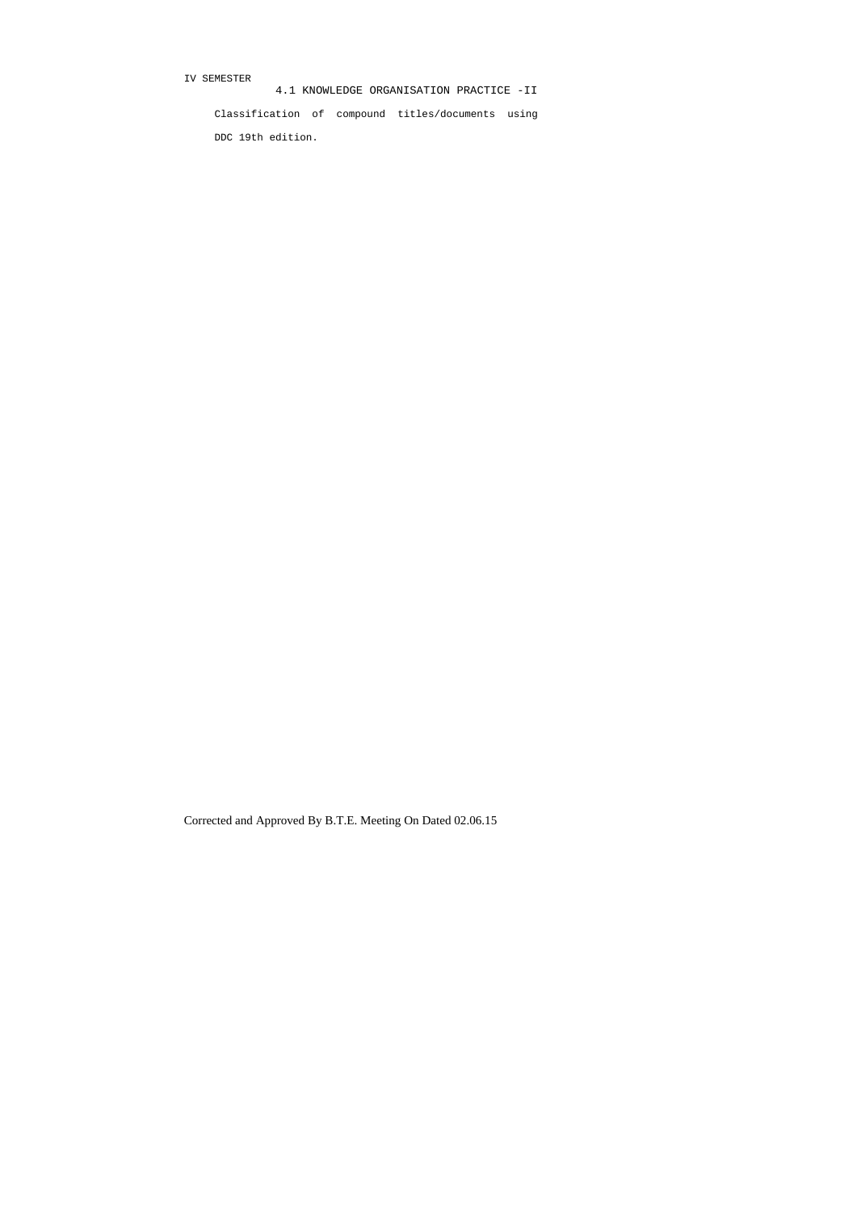IV SEMESTER

## 4.1 KNOWLEDGE ORGANISATION PRACTICE -II

Classification of compound titles/documents using DDC 19th edition.

Corrected and Approved By B.T.E. Meeting On Dated 02.06.15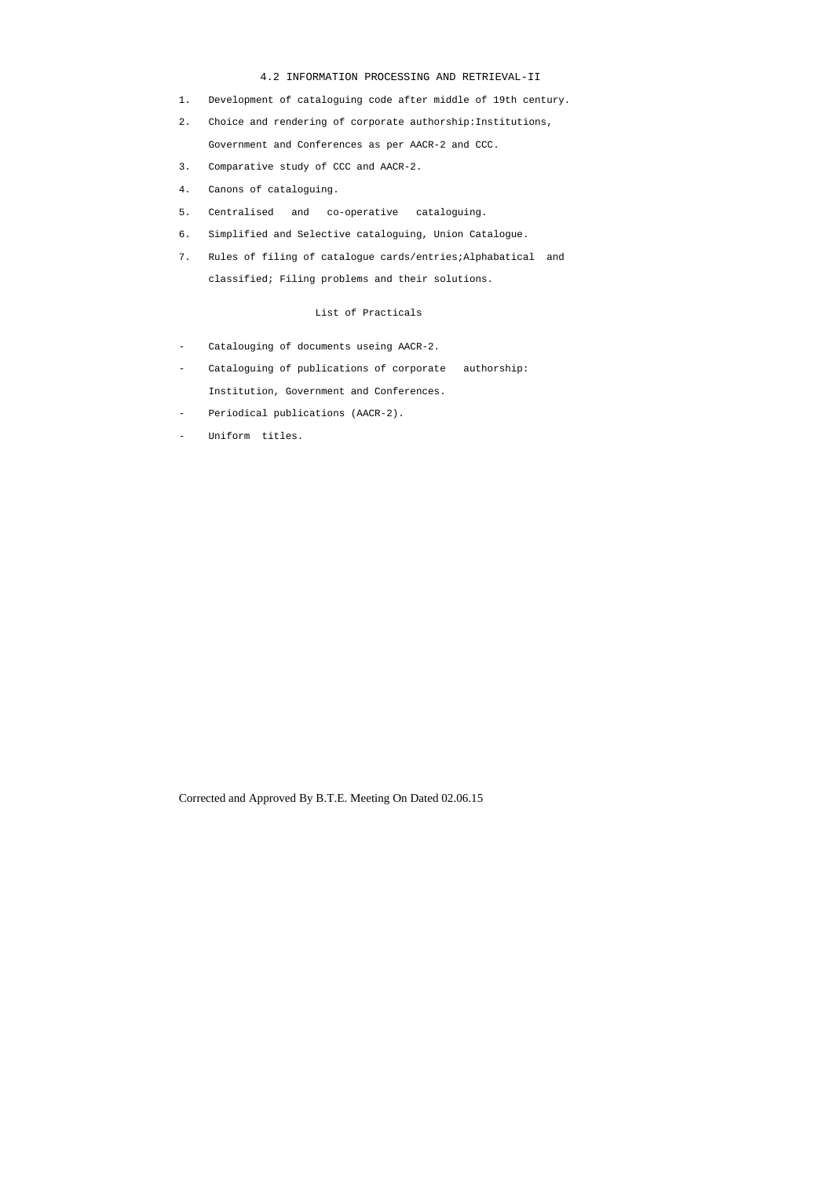## 4.2 INFORMATION PROCESSING AND RETRIEVAL-II

1. Development of cataloguing code after middle of 19th century.
2. Choice and rendering of corporate authorship:Institutions, Government and Conferences as per AACR-2 and CCC.
3. Comparative study of CCC and AACR-2.
4. Canons of cataloguing.
5. Centralised and co-operative cataloguing.
6. Simplified and Selective cataloguing, Union Catalogue.
7. Rules of filing of catalogue cards/entries;Alphabatical and classified; Filing problems and their solutions.

### List of Practicals

- Catalouging of documents useing AACR-2.
- Cataloguing of publications of corporate authorship: Institution, Government and Conferences.
- Periodical publications (AACR-2).
- Uniform titles.

Corrected and Approved By B.T.E. Meeting On Dated 02.06.15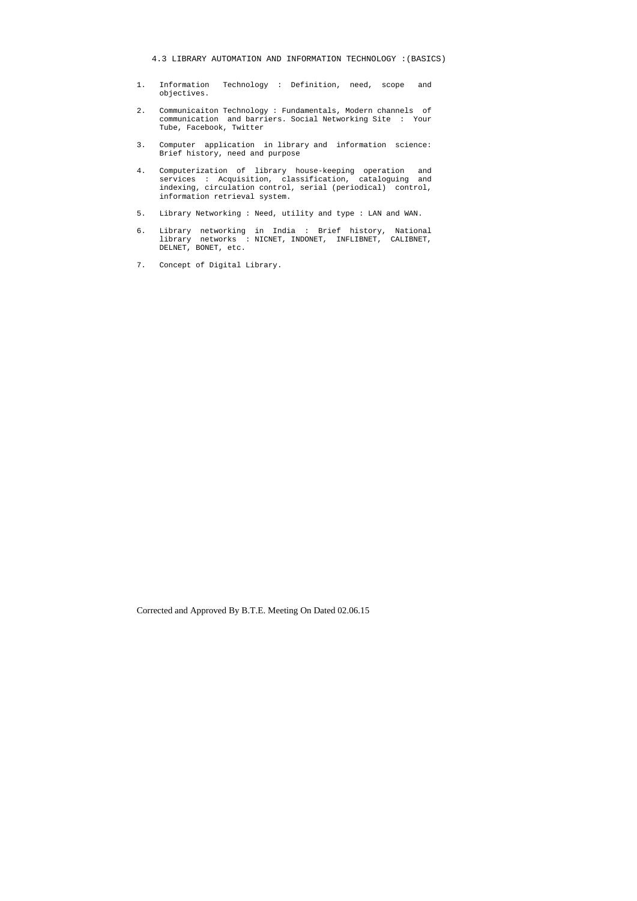## 4.3 LIBRARY AUTOMATION AND INFORMATION TECHNOLOGY :(BASICS)

1. Information Technology : Definition, need, scope and objectives.
2. Communicaiton Technology : Fundamentals, Modern channels of communication and barriers. Social Networking Site : Your Tube, Facebook, Twitter
3. Computer application in library and information science: Brief history, need and purpose
4. Computerization of library house-keeping operation and services : Acquisition, classification, cataloguing and indexing, circulation control, serial (periodical) control, information retrieval system.
5. Library Networking : Need, utility and type : LAN and WAN.
6. Library networking in India : Brief history, National library networks : NICNET, INDONET, INFLIBNET, CALIBNET, DELNET, BONET, etc.
7. Concept of Digital Library.

Corrected and Approved By B.T.E. Meeting On Dated 02.06.15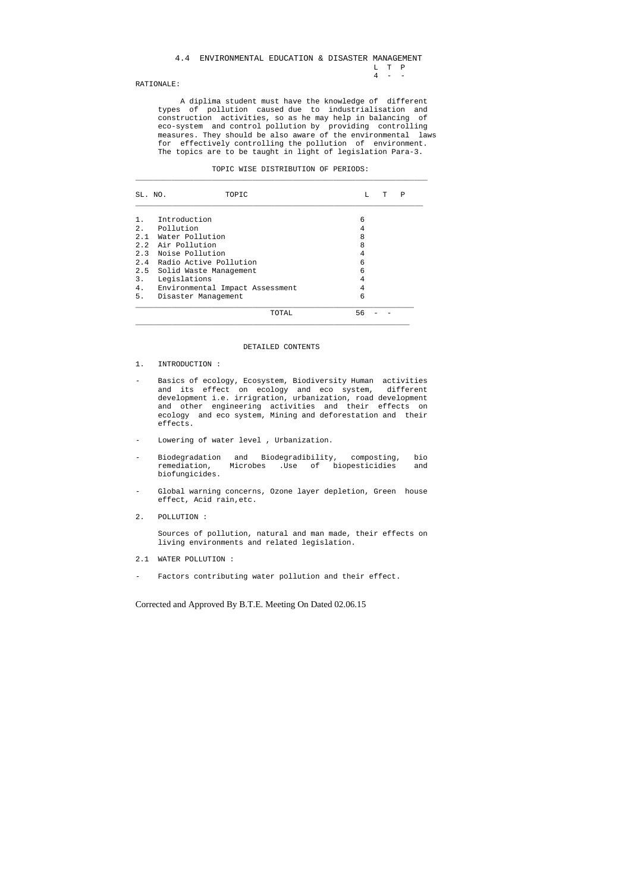## 4.4 ENVIRONMENTAL EDUCATION & DISASTER MANAGEMENT

| L | T | P |
|---|---|---|
| 4 | - | - |

RATIONALE:

A diplima student must have the knowledge of different types of pollution caused due to industrialisation and construction activities, so as he may help in balancing of eco-system and control pollution by providing controlling measures. They should be also aware of the environmental laws for effectively controlling the pollution of environment. The topics are to be taught in light of legislation Para-3.

TOPIC WISE DISTRIBUTION OF PERIODS:

| SL. NO. | TOPIC | L | T | P |
|---|---|---|---|---|
| 1. | Introduction | 6 | | |
| 2. | Pollution | 4 | | |
| 2.1 | Water Pollution | 8 | | |
| 2.2 | Air Pollution | 8 | | |
| 2.3 | Noise Pollution | 4 | | |
| 2.4 | Radio Active Pollution | 6 | | |
| 2.5 | Solid Waste Management | 6 | | |
| 3. | Legislations | 4 | | |
| 4. | Environmental Impact Assessment | 4 | | |
| 5. | Disaster Management | 6 | | |
| | TOTAL | 56 | - | - |

DETAILED CONTENTS

1. INTRODUCTION :

- Basics of ecology, Ecosystem, Biodiversity Human activities and its effect on ecology and eco system, different development i.e. irrigration, urbanization, road development and other engineering activities and their effects on ecology and eco system, Mining and deforestation and their effects.

- Lowering of water level , Urbanization.

- Biodegradation and Biodegradibility, composting, bio remediation, Microbes .Use of biopesticidies and biofungicides.

- Global warning concerns, Ozone layer depletion, Green house effect, Acid rain,etc.

2. POLLUTION :

Sources of pollution, natural and man made, their effects on living environments and related legislation.

2.1 WATER POLLUTION :

- Factors contributing water pollution and their effect.

Corrected and Approved By B.T.E. Meeting On Dated 02.06.15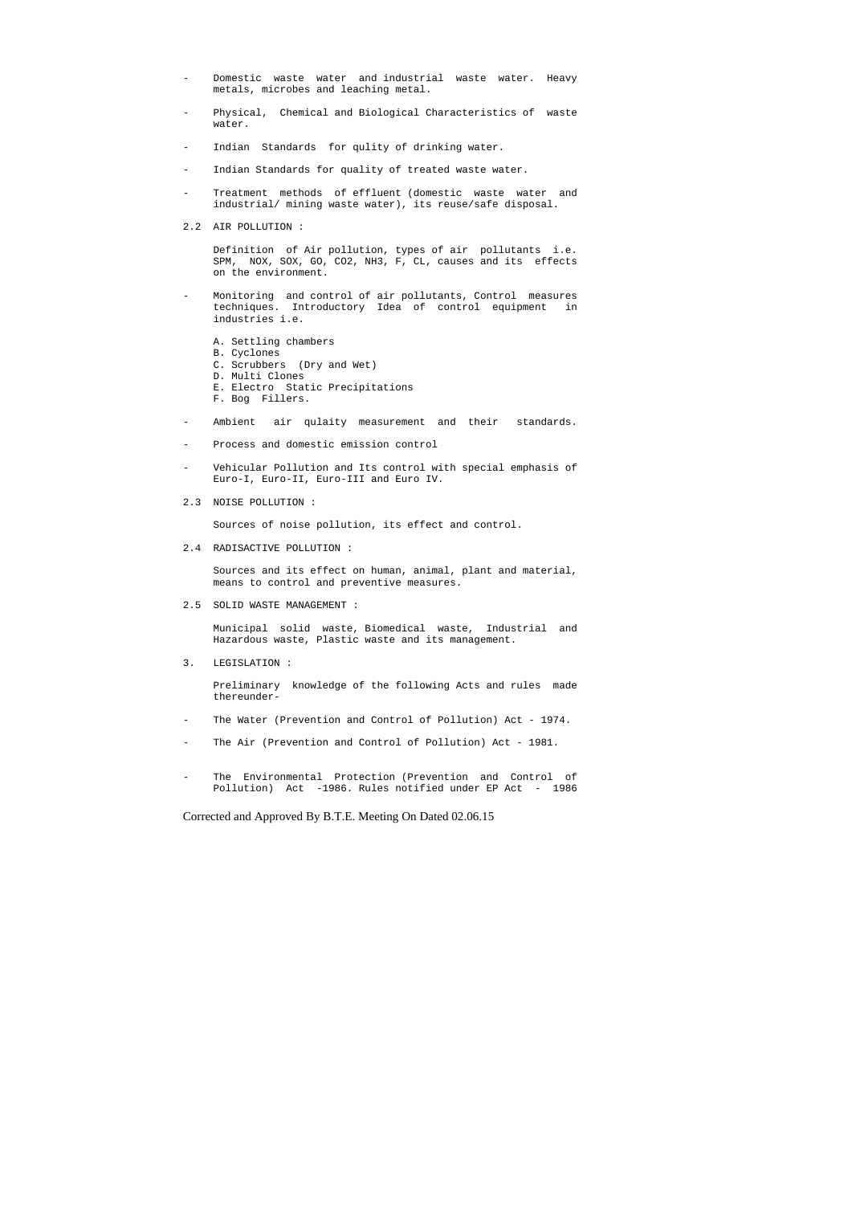- Domestic waste water and industrial waste water. Heavy metals, microbes and leaching metal.

- Physical, Chemical and Biological Characteristics of waste water.

- Indian Standards for qulity of drinking water.

- Indian Standards for quality of treated waste water.

- Treatment methods of effluent (domestic waste water and industrial/ mining waste water), its reuse/safe disposal.

2.2 AIR POLLUTION :

Definition of Air pollution, types of air pollutants i.e. SPM, NOX, SOX, GO, CO2, NH3, F, CL, causes and its effects on the environment.

- Monitoring and control of air pollutants, Control measures techniques. Introductory Idea of control equipment in industries i.e.

  A. Settling chambers
  B. Cyclones
  C. Scrubbers (Dry and Wet)
  D. Multi Clones
  E. Electro Static Precipitations
  F. Bog Fillers.

- Ambient air qulaity measurement and their standards.

- Process and domestic emission control

- Vehicular Pollution and Its control with special emphasis of Euro-I, Euro-II, Euro-III and Euro IV.

2.3 NOISE POLLUTION :

Sources of noise pollution, its effect and control.

2.4 RADISACTIVE POLLUTION :

Sources and its effect on human, animal, plant and material, means to control and preventive measures.

2.5 SOLID WASTE MANAGEMENT :

Municipal solid waste, Biomedical waste, Industrial and Hazardous waste, Plastic waste and its management.

3. LEGISLATION :

Preliminary knowledge of the following Acts and rules made thereunder-

- The Water (Prevention and Control of Pollution) Act - 1974.

- The Air (Prevention and Control of Pollution) Act - 1981.

- The Environmental Protection (Prevention and Control of Pollution) Act -1986. Rules notified under EP Act - 1986

Corrected and Approved By B.T.E. Meeting On Dated 02.06.15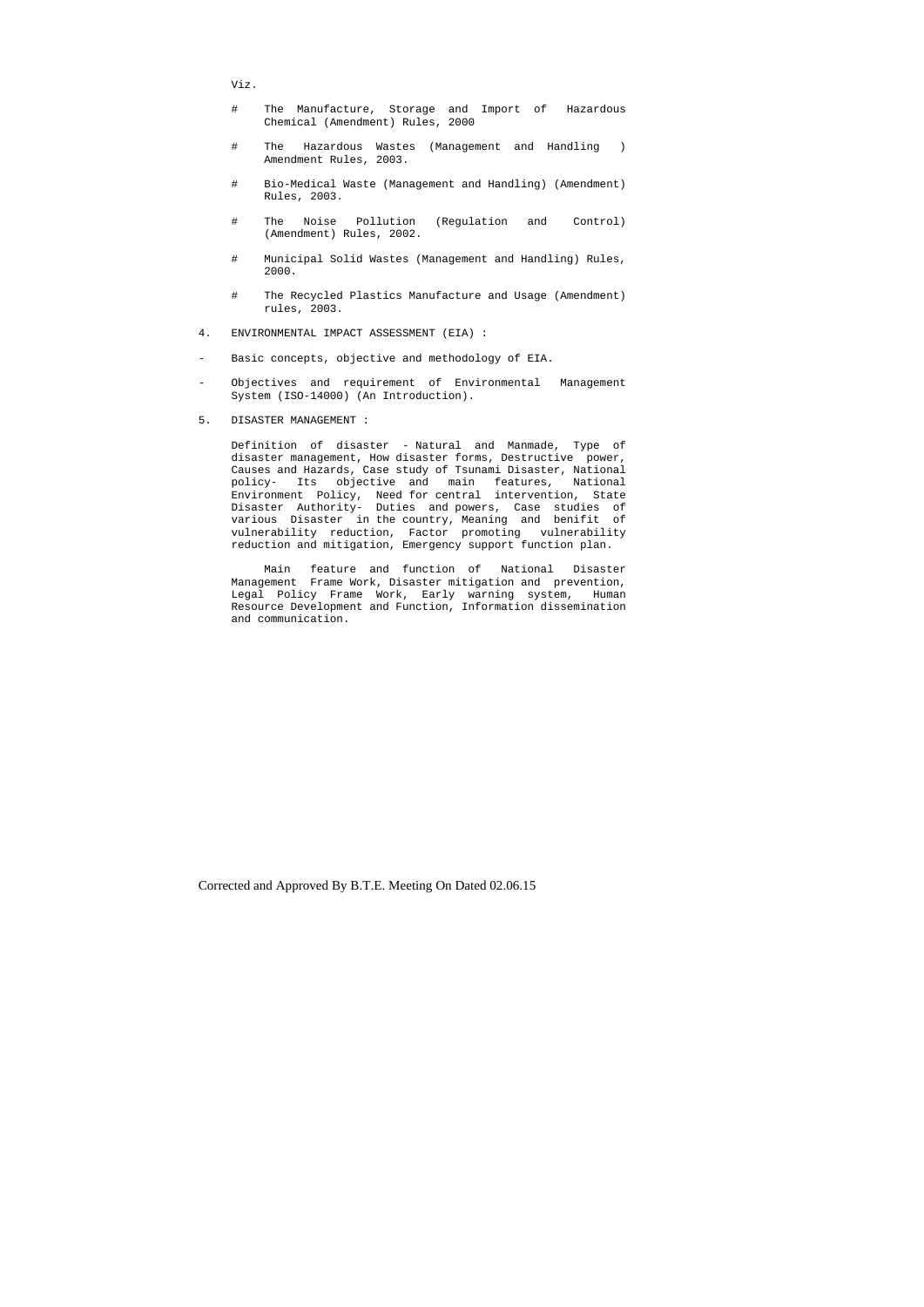Viz.

- # The Manufacture, Storage and Import of Hazardous Chemical (Amendment) Rules, 2000
- # The Hazardous Wastes (Management and Handling ) Amendment Rules, 2003.
- # Bio-Medical Waste (Management and Handling) (Amendment) Rules, 2003.
- # The Noise Pollution (Regulation and Control) (Amendment) Rules, 2002.
- # Municipal Solid Wastes (Management and Handling) Rules, 2000.
- # The Recycled Plastics Manufacture and Usage (Amendment) rules, 2003.

4. ENVIRONMENTAL IMPACT ASSESSMENT (EIA) :

- Basic concepts, objective and methodology of EIA.
- Objectives and requirement of Environmental Management System (ISO-14000) (An Introduction).

5. DISASTER MANAGEMENT :

Definition of disaster - Natural and Manmade, Type of disaster management, How disaster forms, Destructive power, Causes and Hazards, Case study of Tsunami Disaster, National policy- Its objective and main features, National Environment Policy, Need for central intervention, State Disaster Authority- Duties and powers, Case studies of various Disaster in the country, Meaning and benifit of vulnerability reduction, Factor promoting vulnerability reduction and mitigation, Emergency support function plan.

Main feature and function of National Disaster Management Frame Work, Disaster mitigation and prevention, Legal Policy Frame Work, Early warning system, Human Resource Development and Function, Information dissemination and communication.

Corrected and Approved By B.T.E. Meeting On Dated 02.06.15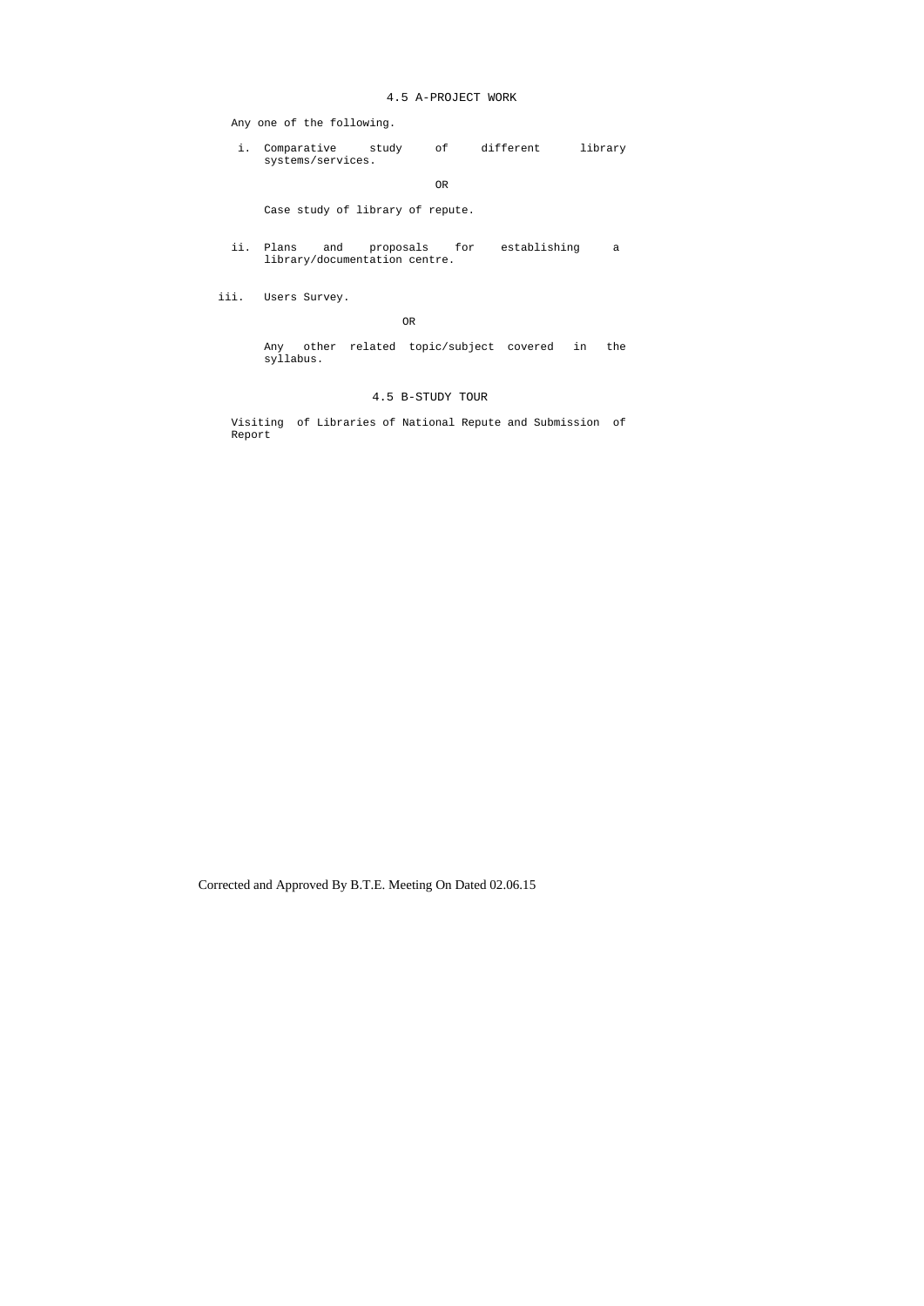## 4.5 A-PROJECT WORK

Any one of the following.

i. Comparative study of different library systems/services.

OR

Case study of library of repute.

ii. Plans and proposals for establishing a library/documentation centre.

iii. Users Survey.

OR

Any other related topic/subject covered in the syllabus.

## 4.5 B-STUDY TOUR

Visiting of Libraries of National Repute and Submission of Report

Corrected and Approved By B.T.E. Meeting On Dated 02.06.15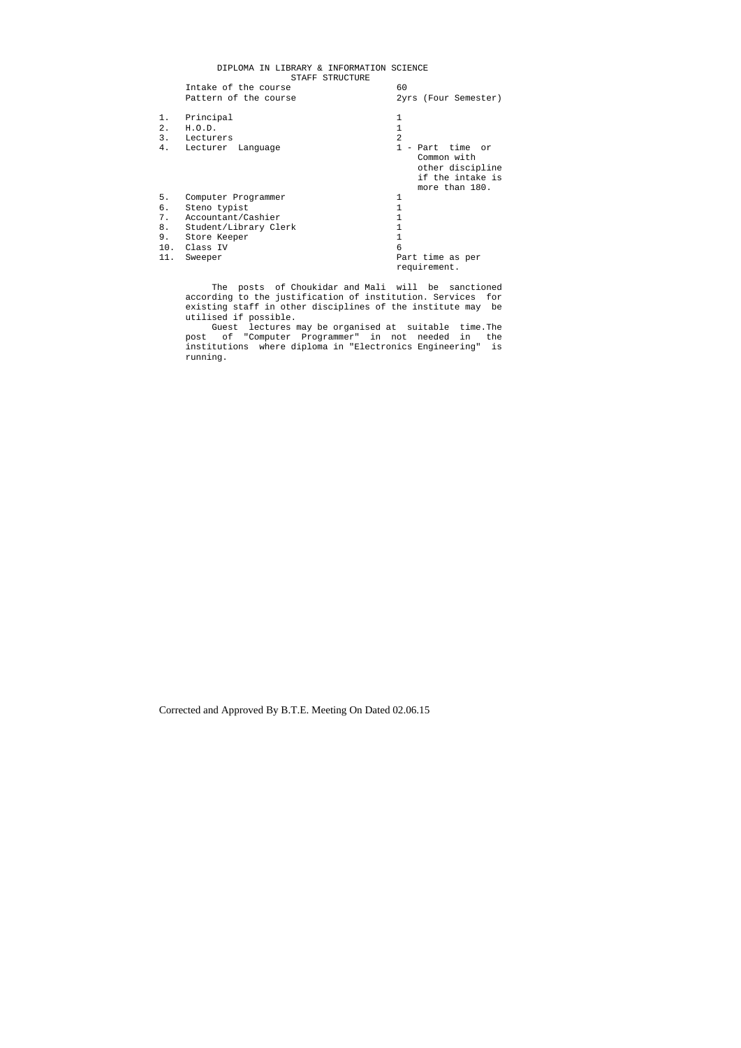# DIPLOMA IN LIBRARY & INFORMATION SCIENCE

## STAFF STRUCTURE

| | | |
|---|---|---|
| | Intake of the course | 60 |
| | Pattern of the course | 2yrs (Four Semester) |
| 1. | Principal | 1 |
| 2. | H.O.D. | 1 |
| 3. | Lecturers | 2 |
| 4. | Lecturer Language | 1 - Part time or Common with other discipline if the intake is more than 180. |
| 5. | Computer Programmer | 1 |
| 6. | Steno typist | 1 |
| 7. | Accountant/Cashier | 1 |
| 8. | Student/Library Clerk | 1 |
| 9. | Store Keeper | 1 |
| 10. | Class IV | 6 |
| 11. | Sweeper | Part time as per requirement. |

The posts of Choukidar and Mali will be sanctioned according to the justification of institution. Services for existing staff in other disciplines of the institute may be utilised if possible.

Guest lectures may be organised at suitable time.The post of "Computer Programmer" in not needed in the institutions where diploma in "Electronics Engineering" is running.

Corrected and Approved By B.T.E. Meeting On Dated 02.06.15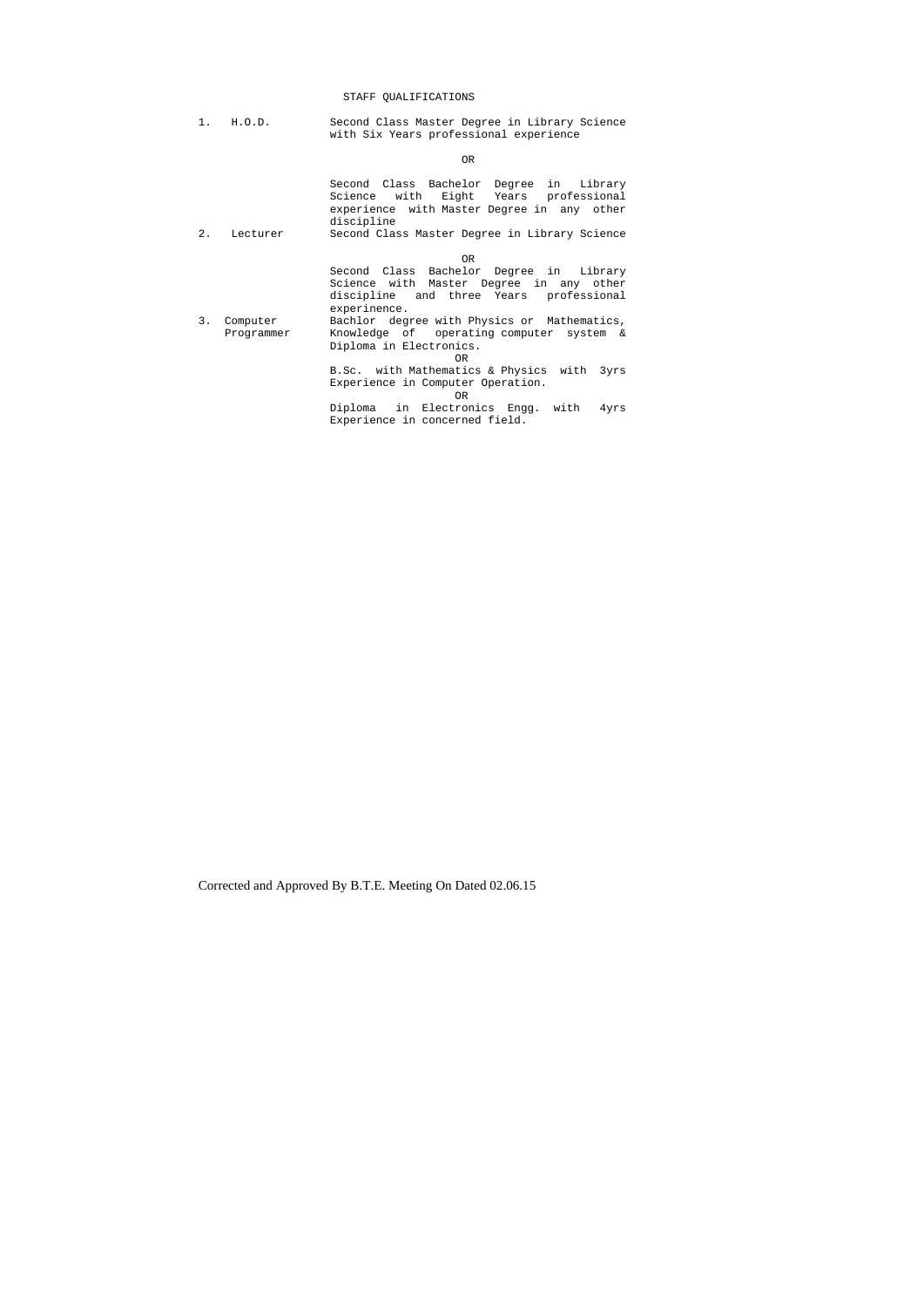# STAFF QUALIFICATIONS

| | Post | Qualification |
|---|---|---|
| 1. | H.O.D. | Second Class Master Degree in Library Science with Six Years professional experience |
| | | OR |
| | | Second Class Bachelor Degree in Library Science with Eight Years professional experience with Master Degree in any other discipline |
| 2. | Lecturer | Second Class Master Degree in Library Science |
| | | OR |
| | | Second Class Bachelor Degree in Library Science with Master Degree in any other discipline and three Years professional experience. |
| 3. | Computer Programmer | Bachlor degree with Physics or Mathematics, Knowledge of operating computer system & Diploma in Electronics. |
| | | OR |
| | | B.Sc. with Mathematics & Physics with 3yrs Experience in Computer Operation. |
| | | OR |
| | | Diploma in Electronics Engg. with 4yrs Experience in concerned field. |

Corrected and Approved By B.T.E. Meeting On Dated 02.06.15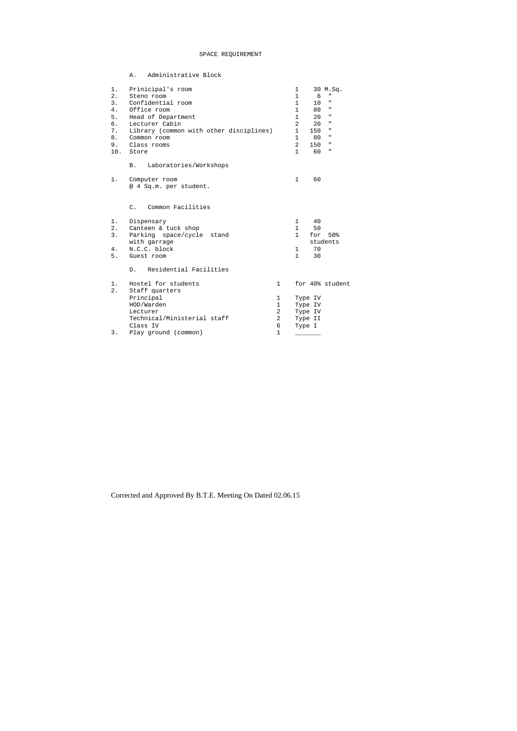# SPACE REQUIREMENT

## A. Administrative Block

| | | | |
|---|---|---|---|
| 1. | Prinicipal's room | 1 | 30 M.Sq. |
| 2. | Steno room | 1 | 6 " |
| 3. | Confidential room | 1 | 10 " |
| 4. | Office room | 1 | 80 " |
| 5. | Head of Department | 1 | 20 " |
| 6. | Lecturer Cabin | 2 | 20 " |
| 7. | Library (common with other disciplines) | 1 | 150 " |
| 8. | Common room | 1 | 80 " |
| 9. | Class rooms | 2 | 150 " |
| 10. | Store | 1 | 60 " |

## B. Laboratories/Workshops

| | | | |
|---|---|---|---|
| 1. | Computer room @ 4 Sq.m. per student. | 1 | 60 |

## C. Common Facilities

| | | | |
|---|---|---|---|
| 1. | Dispensary | 1 | 40 |
| 2. | Canteen & tuck shop | 1 | 50 |
| 3. | Parking space/cycle stand with garrage | 1 | for 50% students |
| 4. | N.C.C. block | 1 | 70 |
| 5. | Guest room | 1 | 30 |

## D. Residential Facilities

| | | | |
|---|---|---|---|
| 1. | Hostel for students | 1 | for 40% student |
| 2. | Staff quarters | | |
| | Principal | 1 | Type IV |
| | HOD/Warden | 1 | Type IV |
| | Lecturer | 2 | Type IV |
| | Technical/Ministerial staff | 2 | Type II |
| | Class IV | 6 | Type I |
| 3. | Play ground (common) | 1 | _______ |

Corrected and Approved By B.T.E. Meeting On Dated 02.06.15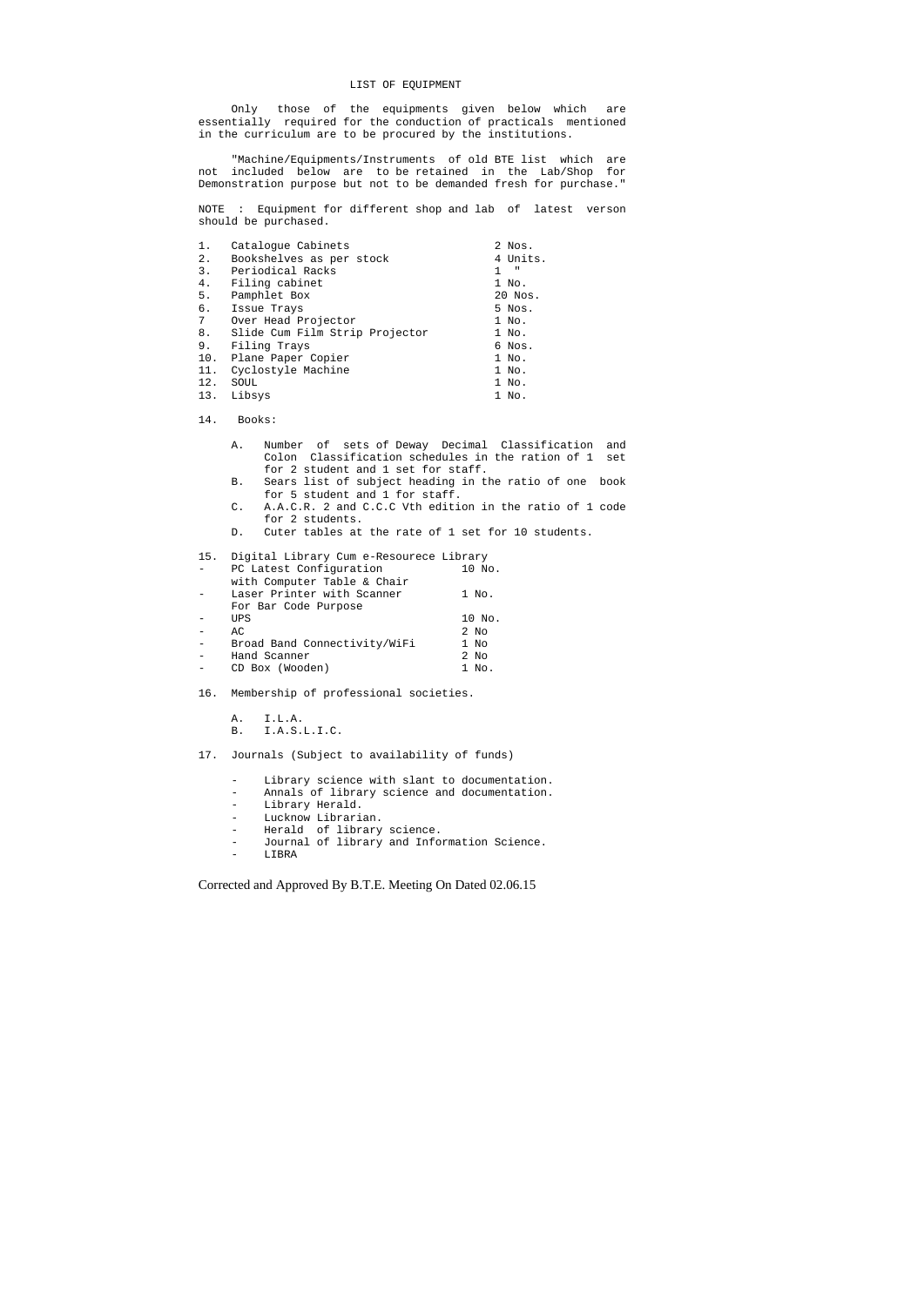# LIST OF EQUIPMENT

Only those of the equipments given below which are essentially required for the conduction of practicals mentioned in the curriculum are to be procured by the institutions.

"Machine/Equipments/Instruments of old BTE list which are not included below are to be retained in the Lab/Shop for Demonstration purpose but not to be demanded fresh for purchase."

NOTE : Equipment for different shop and lab of latest verson should be purchased.

| | | |
|---|---|---|
| 1. | Catalogue Cabinets | 2 Nos. |
| 2. | Bookshelves as per stock | 4 Units. |
| 3. | Periodical Racks | 1 " |
| 4. | Filing cabinet | 1 No. |
| 5. | Pamphlet Box | 20 Nos. |
| 6. | Issue Trays | 5 Nos. |
| 7 | Over Head Projector | 1 No. |
| 8. | Slide Cum Film Strip Projector | 1 No. |
| 9. | Filing Trays | 6 Nos. |
| 10. | Plane Paper Copier | 1 No. |
| 11. | Cyclostyle Machine | 1 No. |
| 12. | SOUL | 1 No. |
| 13. | Libsys | 1 No. |

14. Books:

   A. Number of sets of Deway Decimal Classification and Colon Classification schedules in the ration of 1 set for 2 student and 1 set for staff.
   B. Sears list of subject heading in the ratio of one book for 5 student and 1 for staff.
   C. A.A.C.R. 2 and C.C.C Vth edition in the ratio of 1 code for 2 students.
   D. Cuter tables at the rate of 1 set for 10 students.

15. Digital Library Cum e-Resourece Library

| | | |
|---|---|---|
| - | PC Latest Configuration with Computer Table & Chair | 10 No. |
| - | Laser Printer with Scanner For Bar Code Purpose | 1 No. |
| - | UPS | 10 No. |
| - | AC | 2 No |
| - | Broad Band Connectivity/WiFi | 1 No |
| - | Hand Scanner | 2 No |
| - | CD Box (Wooden) | 1 No. |

16. Membership of professional societies.

   A. I.L.A.
   B. I.A.S.L.I.C.

17. Journals (Subject to availability of funds)

   - Library science with slant to documentation.
   - Annals of library science and documentation.
   - Library Herald.
   - Lucknow Librarian.
   - Herald of library science.
   - Journal of library and Information Science.
   - LIBRA

Corrected and Approved By B.T.E. Meeting On Dated 02.06.15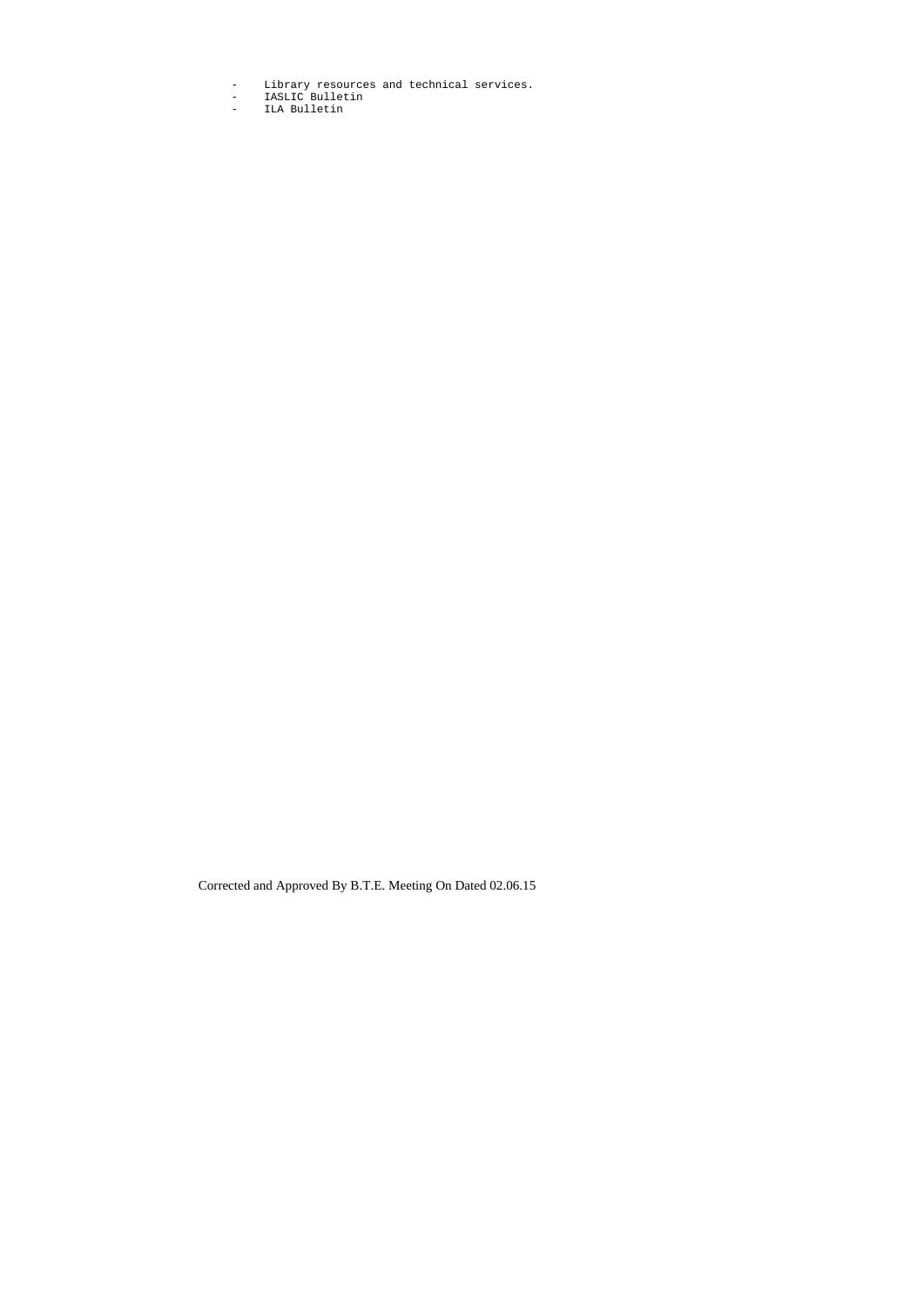- Library resources and technical services.
- IASLIC Bulletin
- ILA Bulletin

Corrected and Approved By B.T.E. Meeting On Dated 02.06.15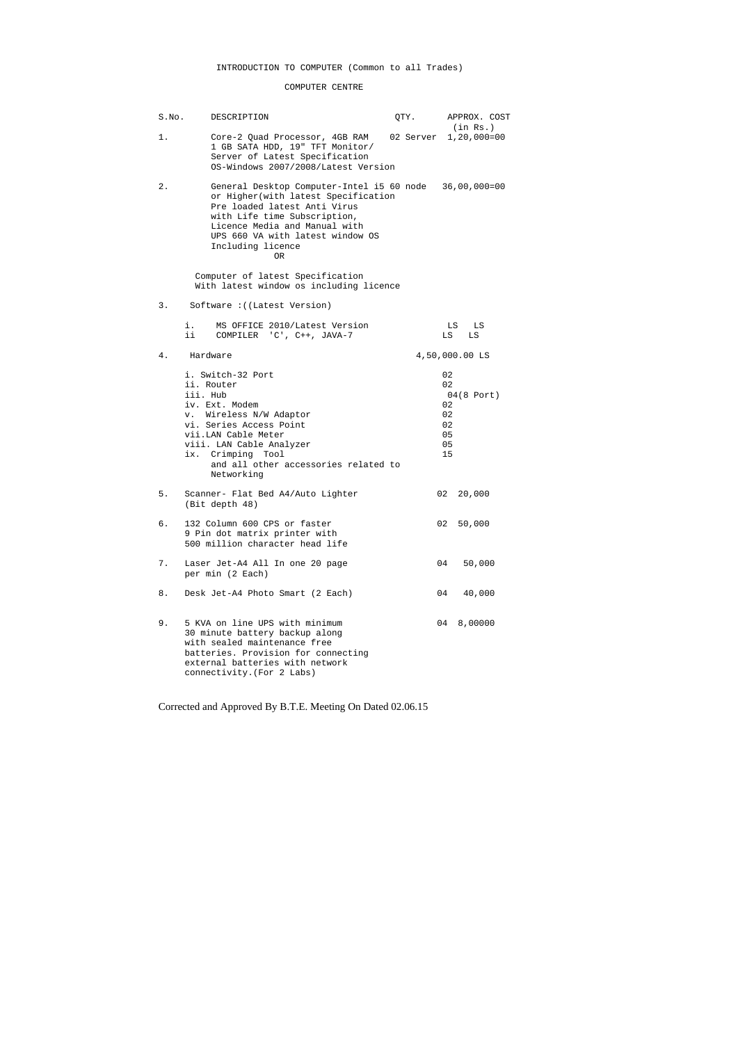INTRODUCTION TO COMPUTER (Common to all Trades)

COMPUTER CENTRE

| S.No. | DESCRIPTION | QTY. | APPROX. COST (in Rs.) |
|---|---|---|---|
| 1. | Core-2 Quad Processor, 4GB RAM 1 GB SATA HDD, 19" TFT Monitor/ Server of Latest Specification OS-Windows 2007/2008/Latest Version | 02 Server | 1,20,000=00 |
| 2. | General Desktop Computer-Intel i5 or Higher(with latest Specification Pre loaded latest Anti Virus with Life time Subscription, Licence Media and Manual with UPS 660 VA with latest window OS Including licence<br>OR<br>Computer of latest Specification With latest window os including licence | 60 node | 36,00,000=00 |
| 3. | Software :((Latest Version) | | |
| | i. MS OFFICE 2010/Latest Version | LS | LS |
| | ii COMPILER 'C', C++, JAVA-7 | LS | LS |
| 4. | Hardware | | 4,50,000.00 LS |
| | i. Switch-32 Port | 02 | |
| | ii. Router | 02 | |
| | iii. Hub | 04(8 Port) | |
| | iv. Ext. Modem | 02 | |
| | v. Wireless N/W Adaptor | 02 | |
| | vi. Series Access Point | 02 | |
| | vii.LAN Cable Meter | 05 | |
| | viii. LAN Cable Analyzer | 05 | |
| | ix. Crimping Tool and all other accessories related to Networking | 15 | |
| 5. | Scanner- Flat Bed A4/Auto Lighter (Bit depth 48) | 02 | 20,000 |
| 6. | 132 Column 600 CPS or faster 9 Pin dot matrix printer with 500 million character head life | 02 | 50,000 |
| 7. | Laser Jet-A4 All In one 20 page per min (2 Each) | 04 | 50,000 |
| 8. | Desk Jet-A4 Photo Smart (2 Each) | 04 | 40,000 |
| 9. | 5 KVA on line UPS with minimum 30 minute battery backup along with sealed maintenance free batteries. Provision for connecting external batteries with network connectivity.(For 2 Labs) | 04 | 8,00000 |

Corrected and Approved By B.T.E. Meeting On Dated 02.06.15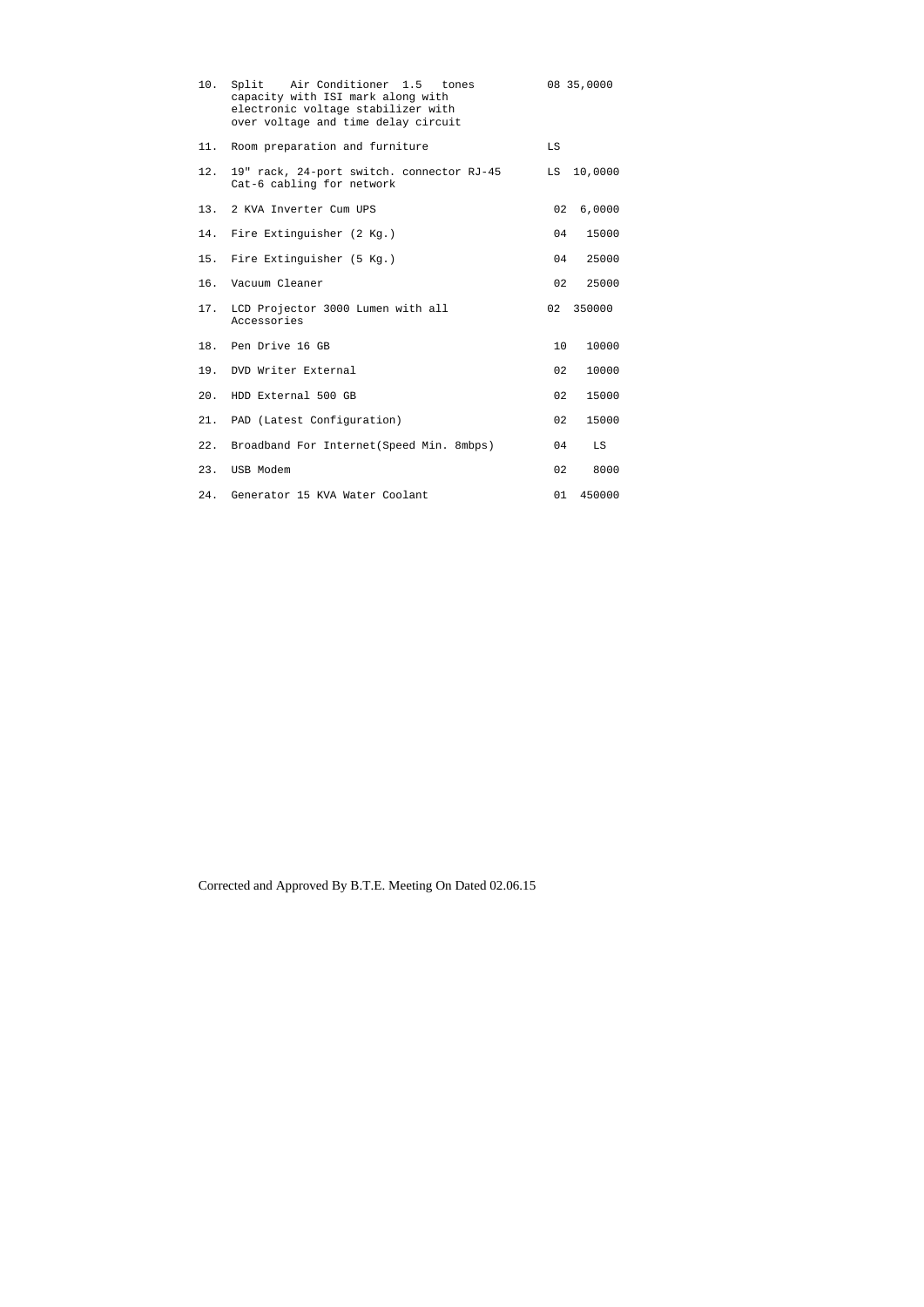| | | | |
|---|---|---|---|
| 10. | Split Air Conditioner 1.5 tones capacity with ISI mark along with electronic voltage stabilizer with over voltage and time delay circuit | 08 | 35,0000 |
| 11. | Room preparation and furniture | LS | |
| 12. | 19" rack, 24-port switch. connector RJ-45 Cat-6 cabling for network | LS | 10,0000 |
| 13. | 2 KVA Inverter Cum UPS | 02 | 6,0000 |
| 14. | Fire Extinguisher (2 Kg.) | 04 | 15000 |
| 15. | Fire Extinguisher (5 Kg.) | 04 | 25000 |
| 16. | Vacuum Cleaner | 02 | 25000 |
| 17. | LCD Projector 3000 Lumen with all Accessories | 02 | 350000 |
| 18. | Pen Drive 16 GB | 10 | 10000 |
| 19. | DVD Writer External | 02 | 10000 |
| 20. | HDD External 500 GB | 02 | 15000 |
| 21. | PAD (Latest Configuration) | 02 | 15000 |
| 22. | Broadband For Internet(Speed Min. 8mbps) | 04 | LS |
| 23. | USB Modem | 02 | 8000 |
| 24. | Generator 15 KVA Water Coolant | 01 | 450000 |

Corrected and Approved By B.T.E. Meeting On Dated 02.06.15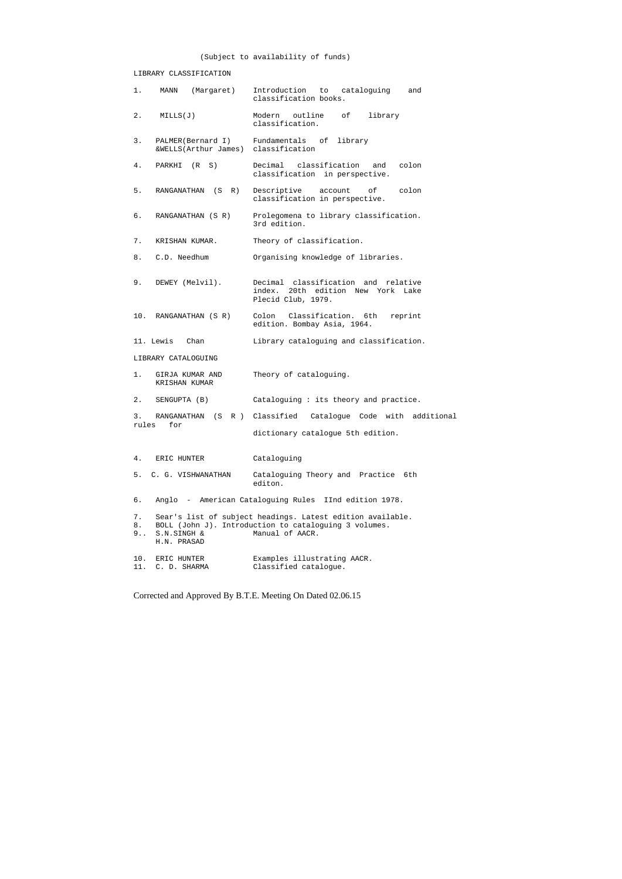(Subject to availability of funds)

LIBRARY CLASSIFICATION

1. MANN (Margaret) — Introduction to cataloguing and classification books.
2. MILLS(J) — Modern outline of library classification.
3. PALMER(Bernard I) &WELLS(Arthur James) — Fundamentals of library classification
4. PARKHI (R S) — Decimal classification and colon classification in perspective.
5. RANGANATHAN (S R) — Descriptive account of colon classification in perspective.
6. RANGANATHAN (S R) — Prolegomena to library classification. 3rd edition.
7. KRISHAN KUMAR. — Theory of classification.
8. C.D. Needhum — Organising knowledge of libraries.
9. DEWEY (Melvil). — Decimal classification and relative index. 20th edition New York Lake Plecid Club, 1979.
10. RANGANATHAN (S R) — Colon Classification. 6th reprint edition. Bombay Asia, 1964.
11. Lewis Chan — Library cataloguing and classification.

LIBRARY CATALOGUING

1. GIRJA KUMAR AND KRISHAN KUMAR — Theory of cataloguing.
2. SENGUPTA (B) — Cataloguing : its theory and practice.
3. RANGANATHAN (S R ) — Classified Catalogue Code with additional rules for dictionary catalogue 5th edition.
4. ERIC HUNTER — Cataloguing
5. C. G. VISHWANATHAN — Cataloguing Theory and Practice 6th editon.
6. Anglo - American Cataloguing Rules IInd edition 1978.
7. Sear's list of subject headings. Latest edition available.
8. BOLL (John J). Introduction to cataloguing 3 volumes.
9.. S.N.SINGH & H.N. PRASAD — Manual of AACR.
10. ERIC HUNTER — Examples illustrating AACR.
11. C. D. SHARMA — Classified catalogue.

Corrected and Approved By B.T.E. Meeting On Dated 02.06.15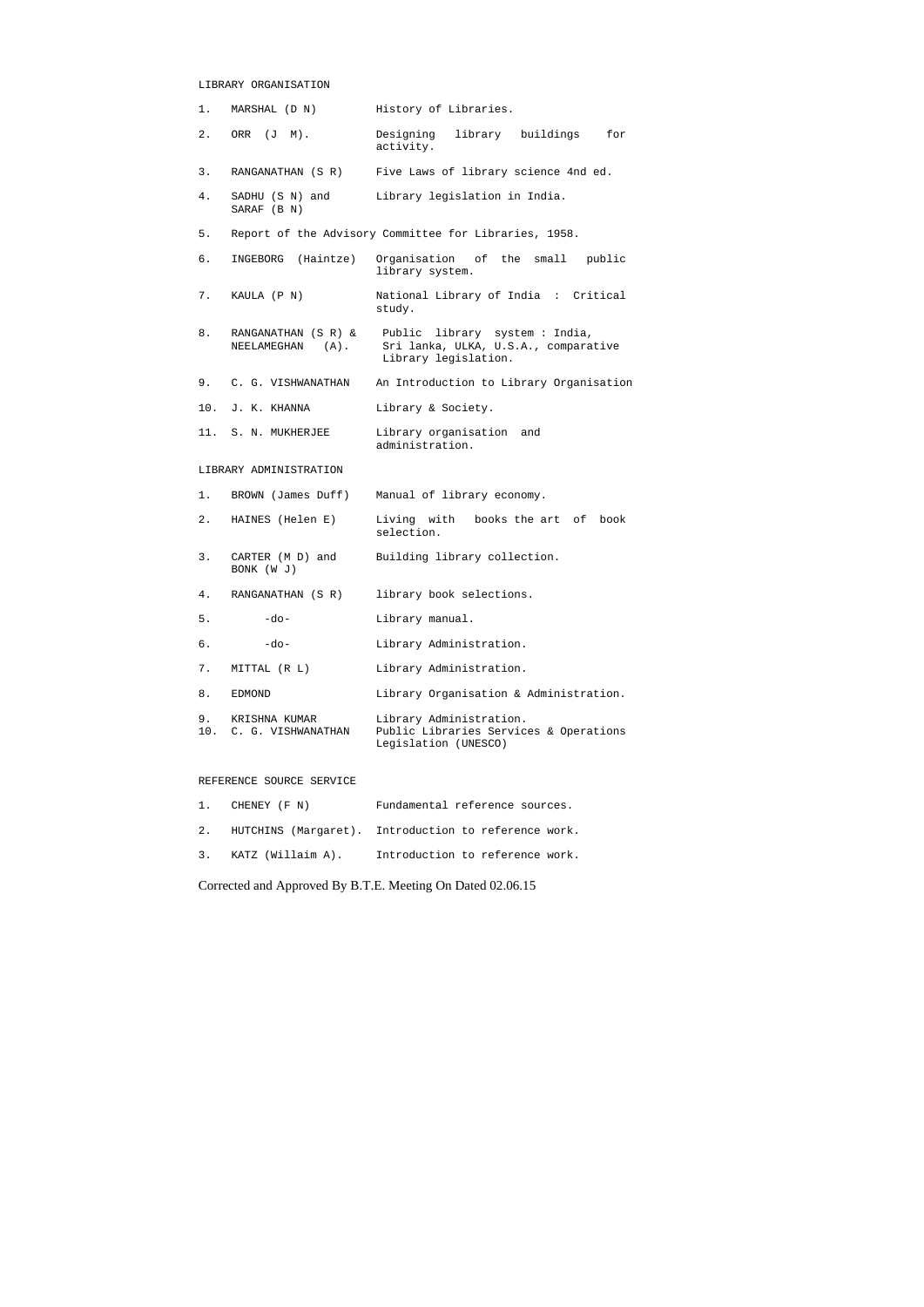LIBRARY ORGANISATION

| | | |
|---|---|---|
| 1. | MARSHAL (D N) | History of Libraries. |
| 2. | ORR (J M). | Designing library buildings for activity. |
| 3. | RANGANATHAN (S R) | Five Laws of library science 4nd ed. |
| 4. | SADHU (S N) and SARAF (B N) | Library legislation in India. |
| 5. | Report of the Advisory Committee for Libraries, 1958. | |
| 6. | INGEBORG (Haintze) | Organisation of the small public library system. |
| 7. | KAULA (P N) | National Library of India : Critical study. |
| 8. | RANGANATHAN (S R) & NEELAMEGHAN (A). | Public library system : India, Sri lanka, ULKA, U.S.A., comparative Library legislation. |
| 9. | C. G. VISHWANATHAN | An Introduction to Library Organisation |
| 10. | J. K. KHANNA | Library & Society. |
| 11. | S. N. MUKHERJEE | Library organisation and administration. |

LIBRARY ADMINISTRATION

| | | |
|---|---|---|
| 1. | BROWN (James Duff) | Manual of library economy. |
| 2. | HAINES (Helen E) | Living with books the art of book selection. |
| 3. | CARTER (M D) and BONK (W J) | Building library collection. |
| 4. | RANGANATHAN (S R) | library book selections. |
| 5. | -do- | Library manual. |
| 6. | -do- | Library Administration. |
| 7. | MITTAL (R L) | Library Administration. |
| 8. | EDMOND | Library Organisation & Administration. |
| 9. | KRISHNA KUMAR | Library Administration. |
| 10. | C. G. VISHWANATHAN | Public Libraries Services & Operations Legislation (UNESCO) |

REFERENCE SOURCE SERVICE

| | | |
|---|---|---|
| 1. | CHENEY (F N) | Fundamental reference sources. |
| 2. | HUTCHINS (Margaret). | Introduction to reference work. |
| 3. | KATZ (Willaim A). | Introduction to reference work. |

Corrected and Approved By B.T.E. Meeting On Dated 02.06.15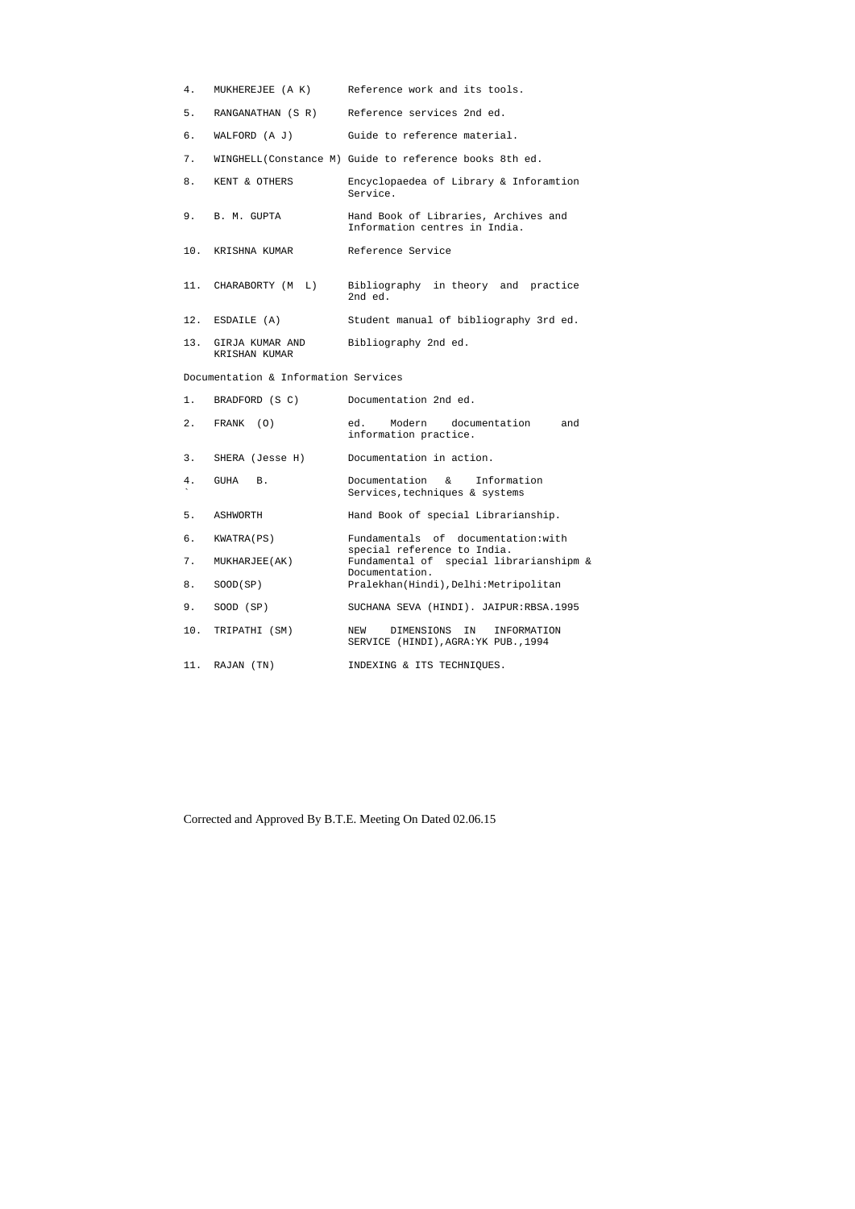| | | |
|---|---|---|
| 4. | MUKHEREJEE (A K) | Reference work and its tools. |
| 5. | RANGANATHAN (S R) | Reference services 2nd ed. |
| 6. | WALFORD (A J) | Guide to reference material. |
| 7. | WINGHELL(Constance M) | Guide to reference books 8th ed. |
| 8. | KENT & OTHERS | Encyclopaedea of Library & Inforamtion Service. |
| 9. | B. M. GUPTA | Hand Book of Libraries, Archives and Information centres in India. |
| 10. | KRISHNA KUMAR | Reference Service |
| 11. | CHARABORTY (M L) | Bibliography in theory and practice 2nd ed. |
| 12. | ESDAILE (A) | Student manual of bibliography 3rd ed. |
| 13. | GIRJA KUMAR AND KRISHAN KUMAR | Bibliography 2nd ed. |

Documentation & Information Services

| | | |
|---|---|---|
| 1. | BRADFORD (S C) | Documentation 2nd ed. |
| 2. | FRANK (O) | ed. Modern documentation and information practice. |
| 3. | SHERA (Jesse H) | Documentation in action. |
| 4. | GUHA B. | Documentation & Information Services,techniques & systems |
| 5. | ASHWORTH | Hand Book of special Librarianship. |
| 6. | KWATRA(PS) | Fundamentals of documentation:with special reference to India. |
| 7. | MUKHARJEE(AK) | Fundamental of special librarianshipm & Documentation. |
| 8. | SOOD(SP) | Pralekhan(Hindi),Delhi:Metripolitan |
| 9. | SOOD (SP) | SUCHANA SEVA (HINDI). JAIPUR:RBSA.1995 |
| 10. | TRIPATHI (SM) | NEW DIMENSIONS IN INFORMATION SERVICE (HINDI),AGRA:YK PUB.,1994 |
| 11. | RAJAN (TN) | INDEXING & ITS TECHNIQUES. |

Corrected and Approved By B.T.E. Meeting On Dated 02.06.15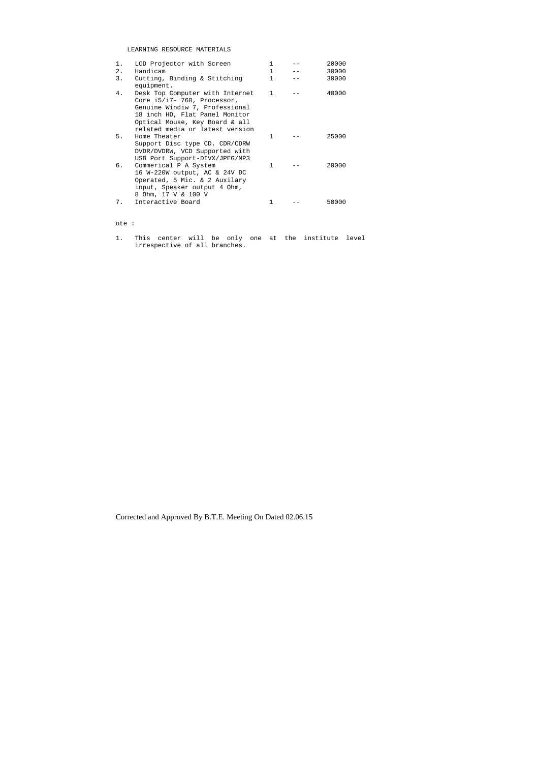LEARNING RESOURCE MATERIALS

| | | | | |
|---|---|---|---|---|
| 1. | LCD Projector with Screen | 1 | -- | 20000 |
| 2. | Handicam | 1 | -- | 30000 |
| 3. | Cutting, Binding & Stitching equipment. | 1 | -- | 30000 |
| 4. | Desk Top Computer with Internet Core i5/i7- 760, Processor, Genuine Windiw 7, Professional 18 inch HD, Flat Panel Monitor Optical Mouse, Key Board & all related media or latest version | 1 | -- | 40000 |
| 5. | Home Theater Support Disc type CD. CDR/CDRW DVDR/DVDRW, VCD Supported with USB Port Support-DIVX/JPEG/MP3 | 1 | -- | 25000 |
| 6. | Commerical P A System 16 W-220W output, AC & 24V DC Operated, 5 Mic. & 2 Auxilary input, Speaker output 4 Ohm, 8 Ohm, 17 V & 100 V | 1 | -- | 20000 |
| 7. | Interactive Board | 1 | -- | 50000 |

ote :

1. This center will be only one at the institute level irrespective of all branches.

Corrected and Approved By B.T.E. Meeting On Dated 02.06.15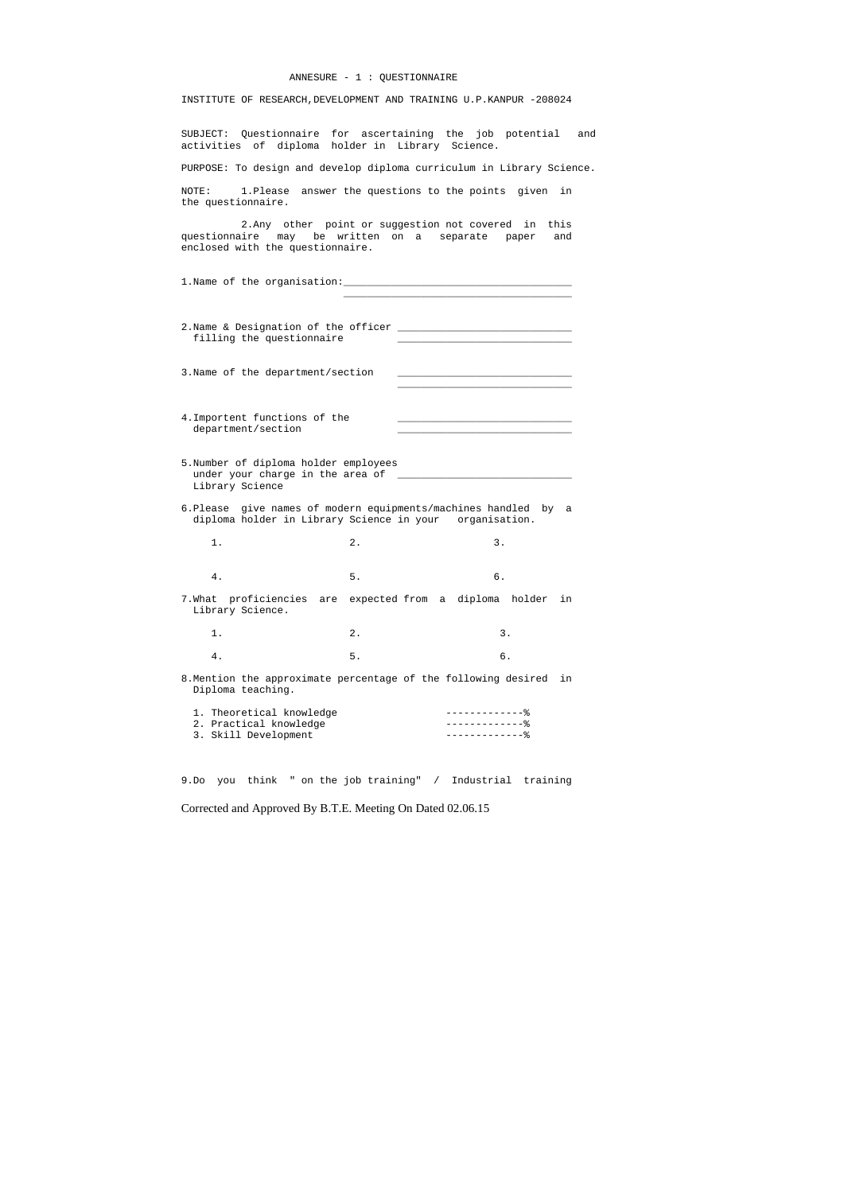ANNESURE - 1 : QUESTIONNAIRE

INSTITUTE OF RESEARCH,DEVELOPMENT AND TRAINING U.P.KANPUR -208024

SUBJECT: Questionnaire for ascertaining the job potential and activities of diploma holder in Library Science.

PURPOSE: To design and develop diploma curriculum in Library Science.

NOTE: 1.Please answer the questions to the points given in the questionnaire.

2.Any other point or suggestion not covered in this questionnaire may be written on a separate paper and enclosed with the questionnaire.

1.Name of the organisation:______________________________________
______________________________________

2.Name & Designation of the officer filling the questionnaire _____________________________
_____________________________

3.Name of the department/section _____________________________
_____________________________

4.Importent functions of the department/section _____________________________
_____________________________

5.Number of diploma holder employees under your charge in the area of Library Science _____________________________

6.Please give names of modern equipments/machines handled by a diploma holder in Library Science in your organisation.

1.          2.          3.

4.          5.          6.

7.What proficiencies are expected from a diploma holder in Library Science.

1.          2.          3.

4.          5.          6.

8.Mention the approximate percentage of the following desired in Diploma teaching.

1. Theoretical knowledge -------------%
2. Practical knowledge -------------%
3. Skill Development -------------%

9.Do you think " on the job training" / Industrial training

Corrected and Approved By B.T.E. Meeting On Dated 02.06.15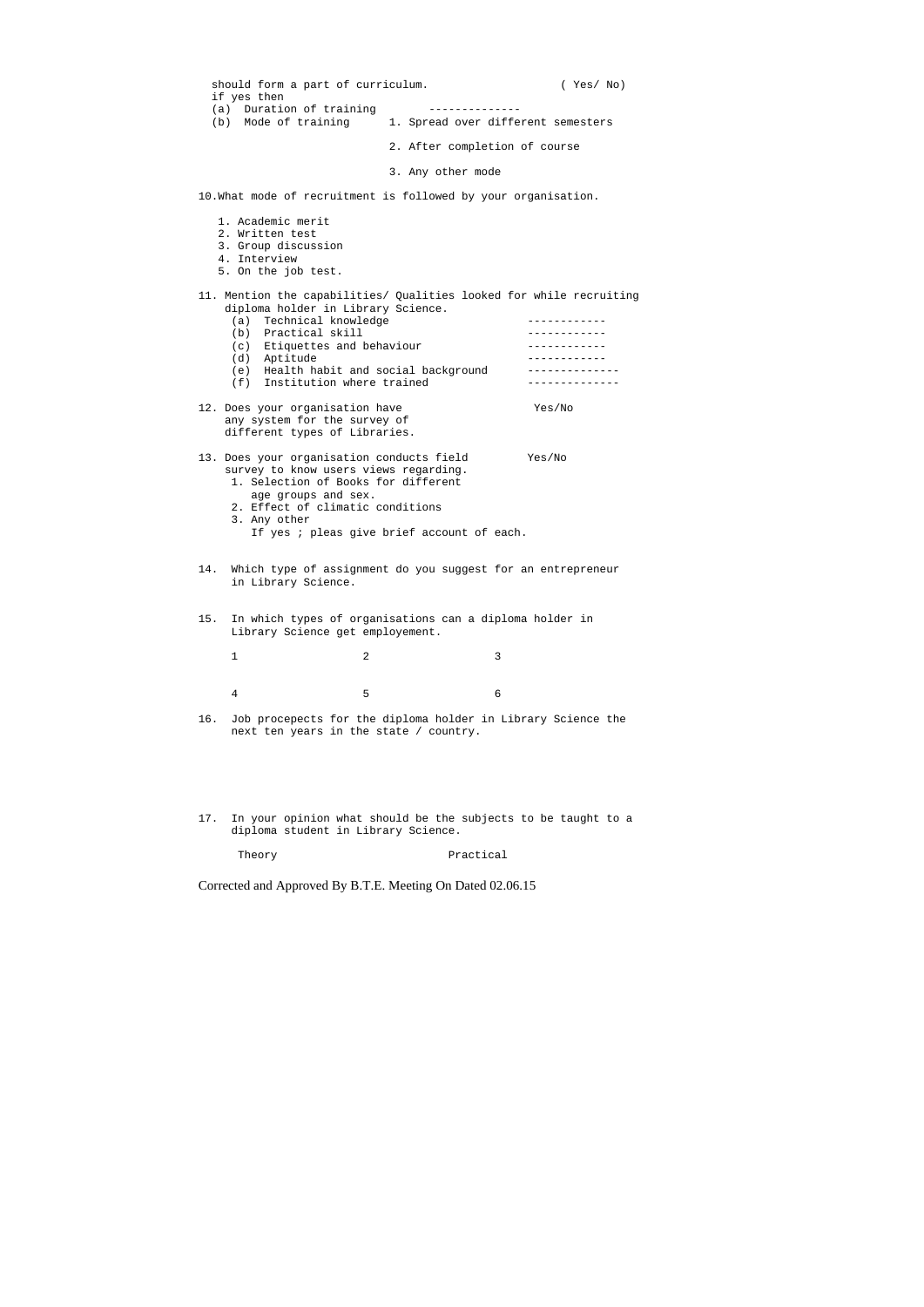should form a part of curriculum. ( Yes/ No)

if yes then

(a) Duration of training --------------

(b) Mode of training 1. Spread over different semesters

2. After completion of course

3. Any other mode

10.What mode of recruitment is followed by your organisation.

1. Academic merit
2. Written test
3. Group discussion
4. Interview
5. On the job test.

11. Mention the capabilities/ Qualities looked for while recruiting diploma holder in Library Science.

(a) Technical knowledge ------------

(b) Practical skill ------------

(c) Etiquettes and behaviour ------------

(d) Aptitude ------------

(e) Health habit and social background --------------

(f) Institution where trained --------------

12. Does your organisation have any system for the survey of different types of Libraries. Yes/No

13. Does your organisation conducts field survey to know users views regarding. Yes/No

1. Selection of Books for different age groups and sex.
2. Effect of climatic conditions
3. Any other

If yes ; pleas give brief account of each.

14. Which type of assignment do you suggest for an entrepreneur in Library Science.

15. In which types of organisations can a diploma holder in Library Science get employement.

| 1 | 2 | 3 |
|---|---|---|
| 4 | 5 | 6 |

16. Job procepects for the diploma holder in Library Science the next ten years in the state / country.

17. In your opinion what should be the subjects to be taught to a diploma student in Library Science.

Theory Practical

Corrected and Approved By B.T.E. Meeting On Dated 02.06.15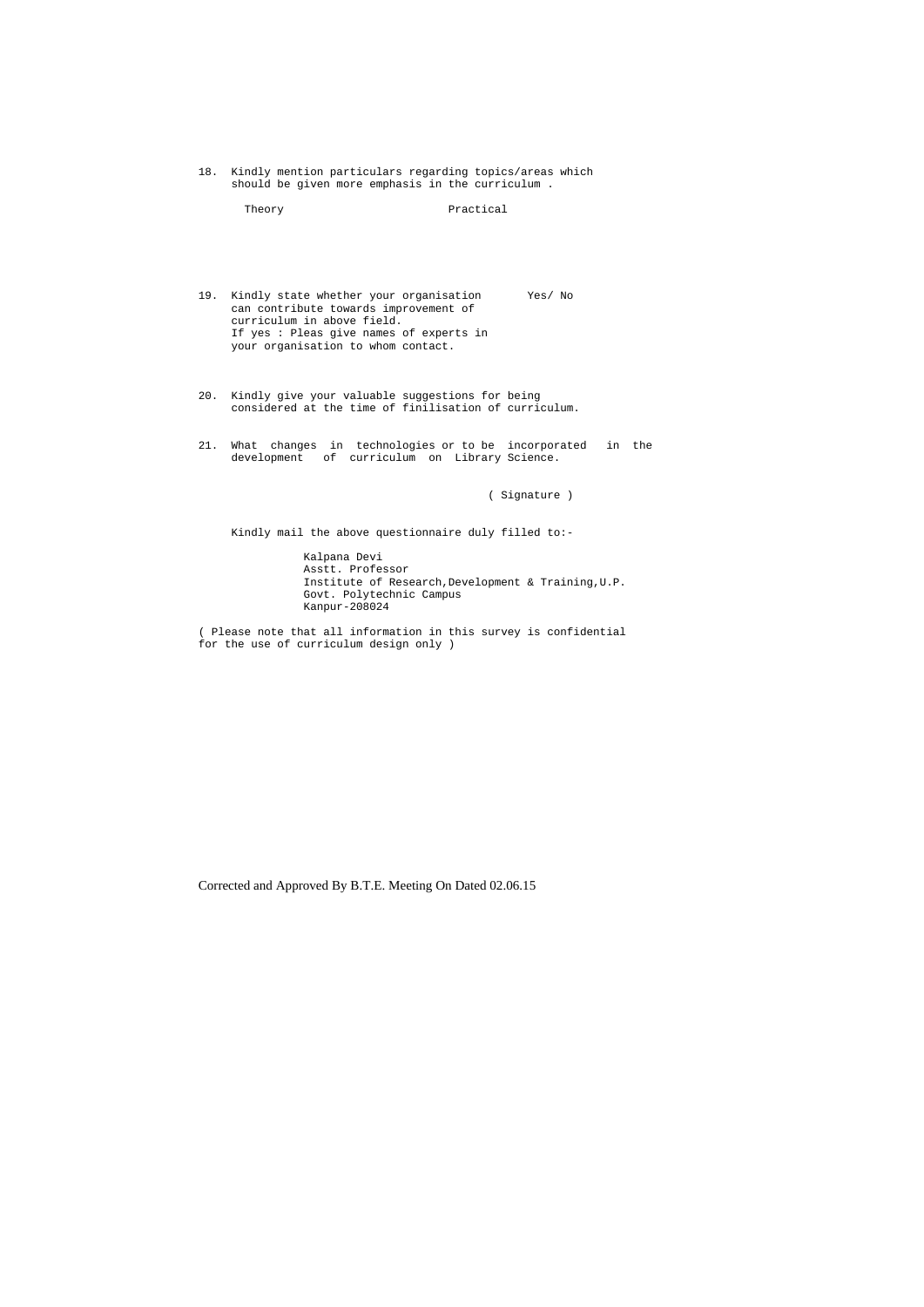18. Kindly mention particulars regarding topics/areas which should be given more emphasis in the curriculum .

| Theory | Practical |
|---|---|
| | |

19. Kindly state whether your organisation can contribute towards improvement of curriculum in above field. Yes/ No
    If yes : Pleas give names of experts in your organisation to whom contact.

20. Kindly give your valuable suggestions for being considered at the time of finilisation of curriculum.

21. What changes in technologies or to be incorporated in the development of curriculum on Library Science.

( Signature )

Kindly mail the above questionnaire duly filled to:-

Kalpana Devi
Asstt. Professor
Institute of Research,Development & Training,U.P.
Govt. Polytechnic Campus
Kanpur-208024

( Please note that all information in this survey is confidential for the use of curriculum design only )

Corrected and Approved By B.T.E. Meeting On Dated 02.06.15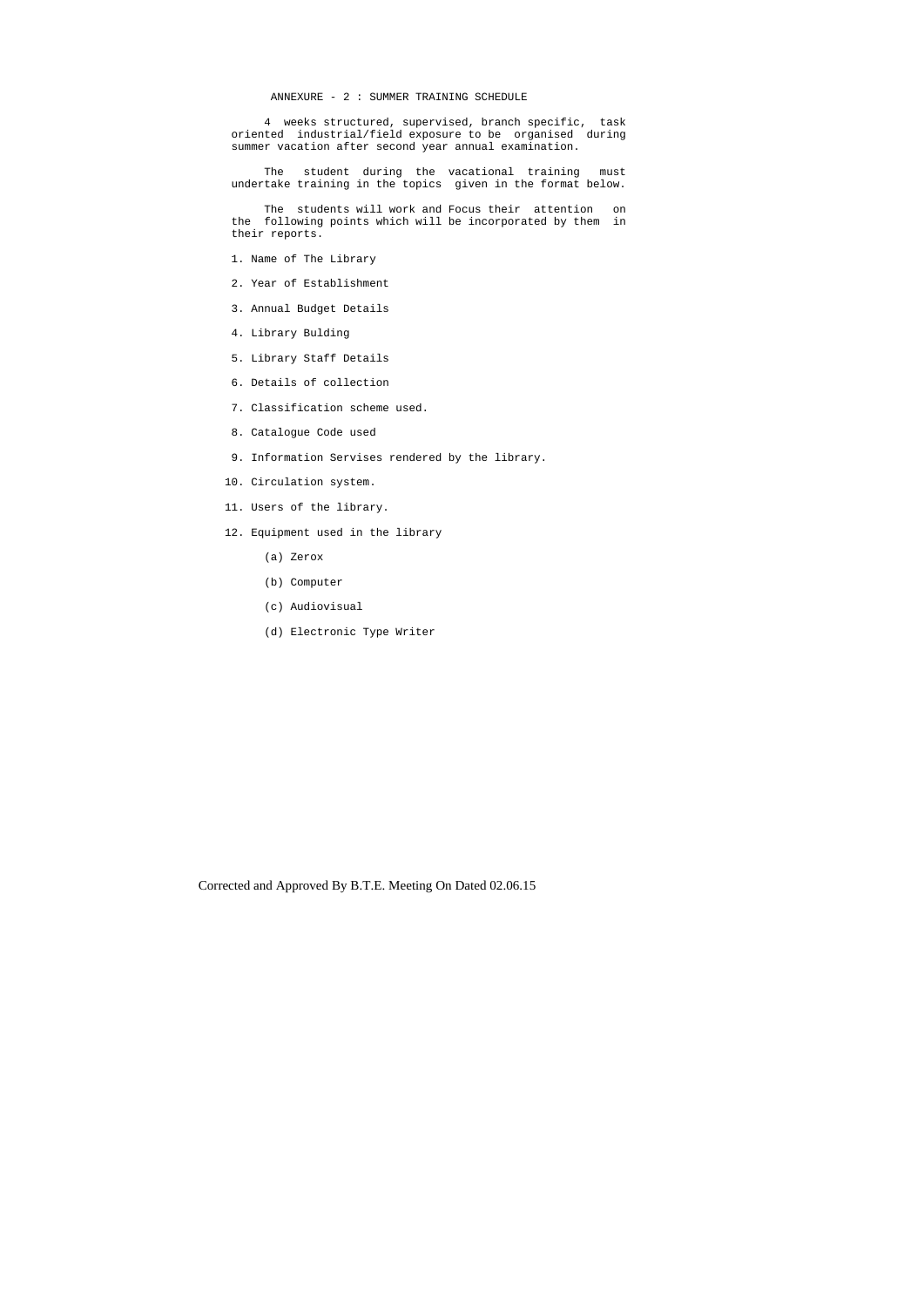## ANNEXURE - 2 : SUMMER TRAINING SCHEDULE

4 weeks structured, supervised, branch specific, task oriented industrial/field exposure to be organised during summer vacation after second year annual examination.

The student during the vacational training must undertake training in the topics given in the format below.

The students will work and Focus their attention on the following points which will be incorporated by them in their reports.

1. Name of The Library
2. Year of Establishment
3. Annual Budget Details
4. Library Bulding
5. Library Staff Details
6. Details of collection
7. Classification scheme used.
8. Catalogue Code used
9. Information Servises rendered by the library.
10. Circulation system.
11. Users of the library.
12. Equipment used in the library
    - (a) Zerox
    - (b) Computer
    - (c) Audiovisual
    - (d) Electronic Type Writer

Corrected and Approved By B.T.E. Meeting On Dated 02.06.15